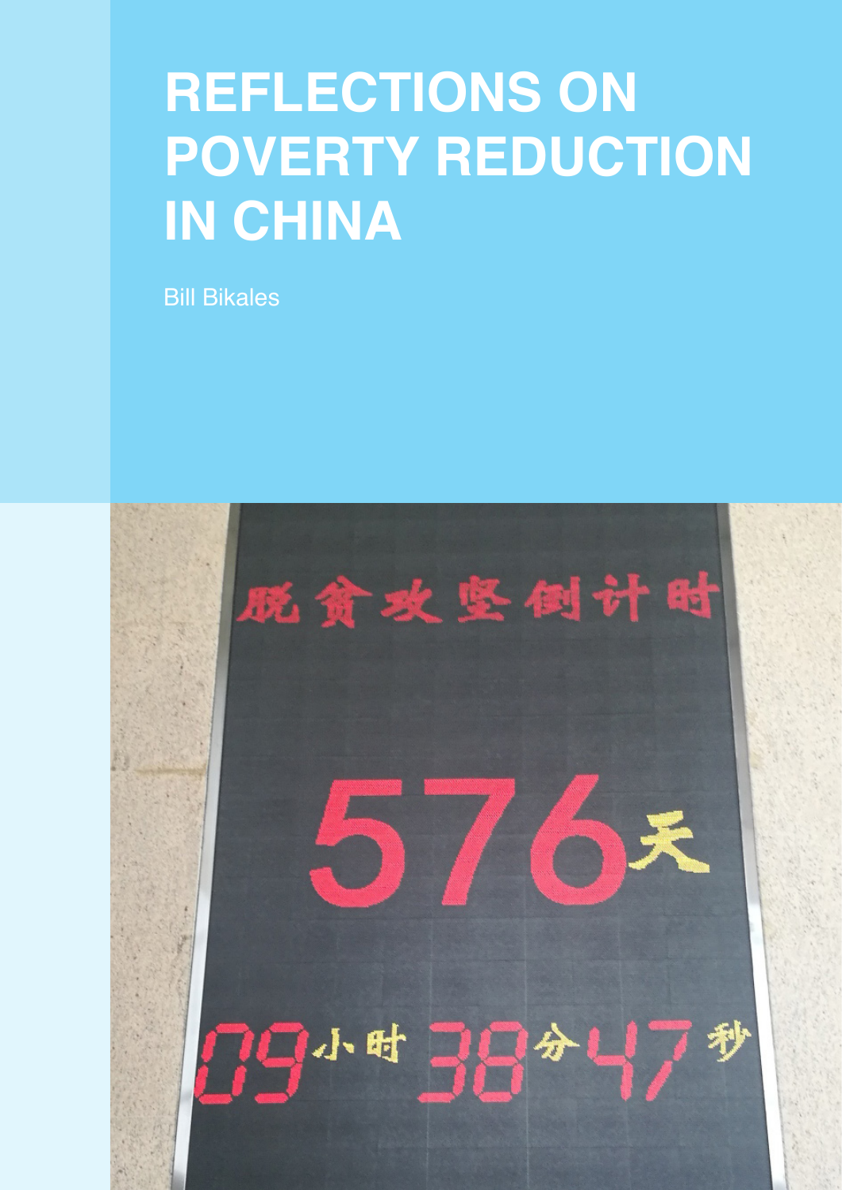# REFLECTIONS ON POVERTY REDUCTION IN CHINA

Bill Bikales

脱贫攻坚倒计时

576天

09小时 38分 47秒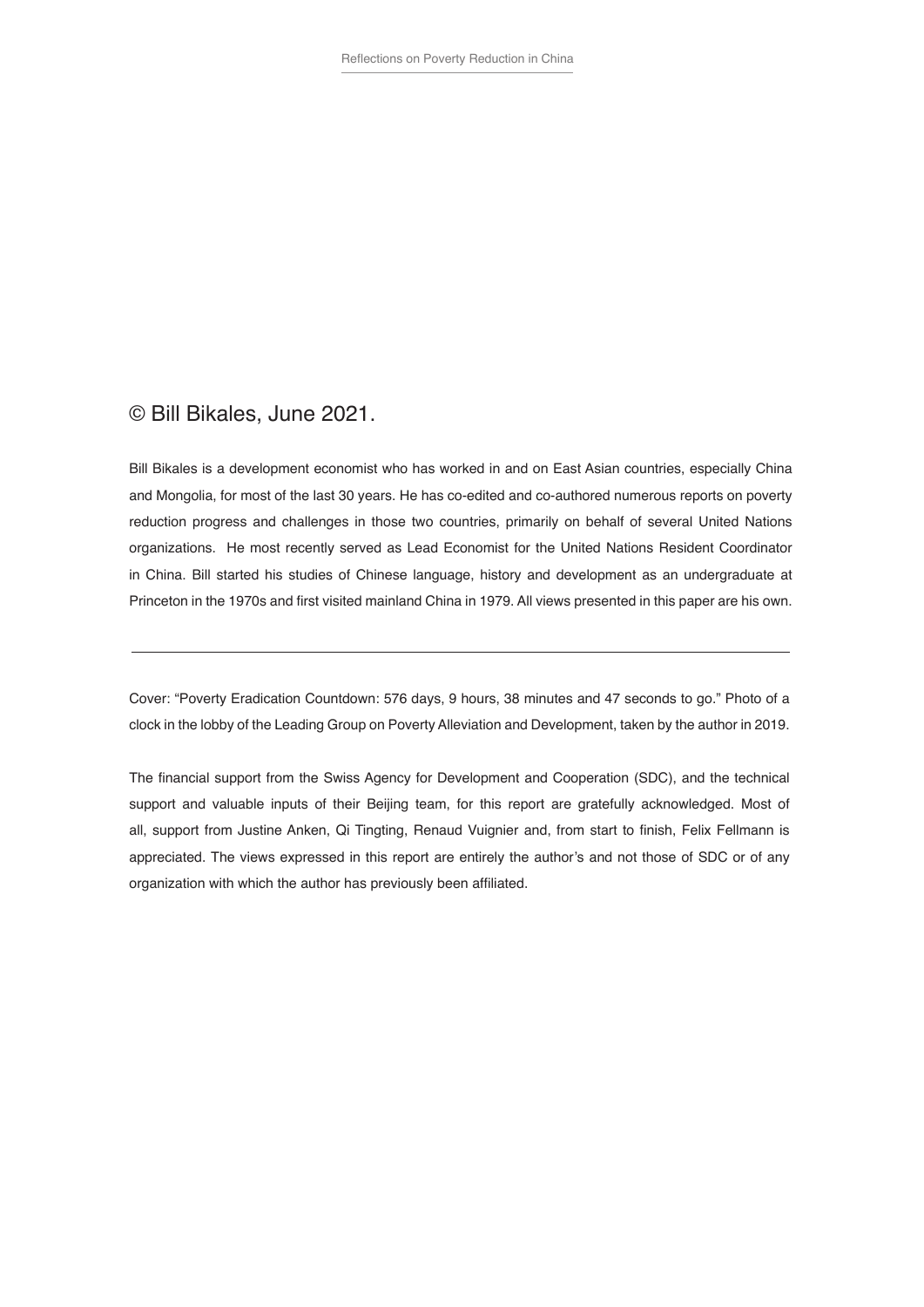© Bill Bikales, June 2021.

Bill Bikales is a development economist who has worked in and on East Asian countries, especially China and Mongolia, for most of the last 30 years. He has co-edited and co-authored numerous reports on poverty reduction progress and challenges in those two countries, primarily on behalf of several United Nations organizations. He most recently served as Lead Economist for the United Nations Resident Coordinator in China. Bill started his studies of Chinese language, history and development as an undergraduate at Princeton in the 1970s and first visited mainland China in 1979. All views presented in this paper are his own.

---

Cover: "Poverty Eradication Countdown: 576 days, 9 hours, 38 minutes and 47 seconds to go." Photo of a clock in the lobby of the Leading Group on Poverty Alleviation and Development, taken by the author in 2019.

The financial support from the Swiss Agency for Development and Cooperation (SDC), and the technical support and valuable inputs of their Beijing team, for this report are gratefully acknowledged. Most of all, support from Justine Anken, Qi Tingting, Renaud Vuignier and, from start to finish, Felix Fellmann is appreciated. The views expressed in this report are entirely the author's and not those of SDC or of any organization with which the author has previously been affiliated.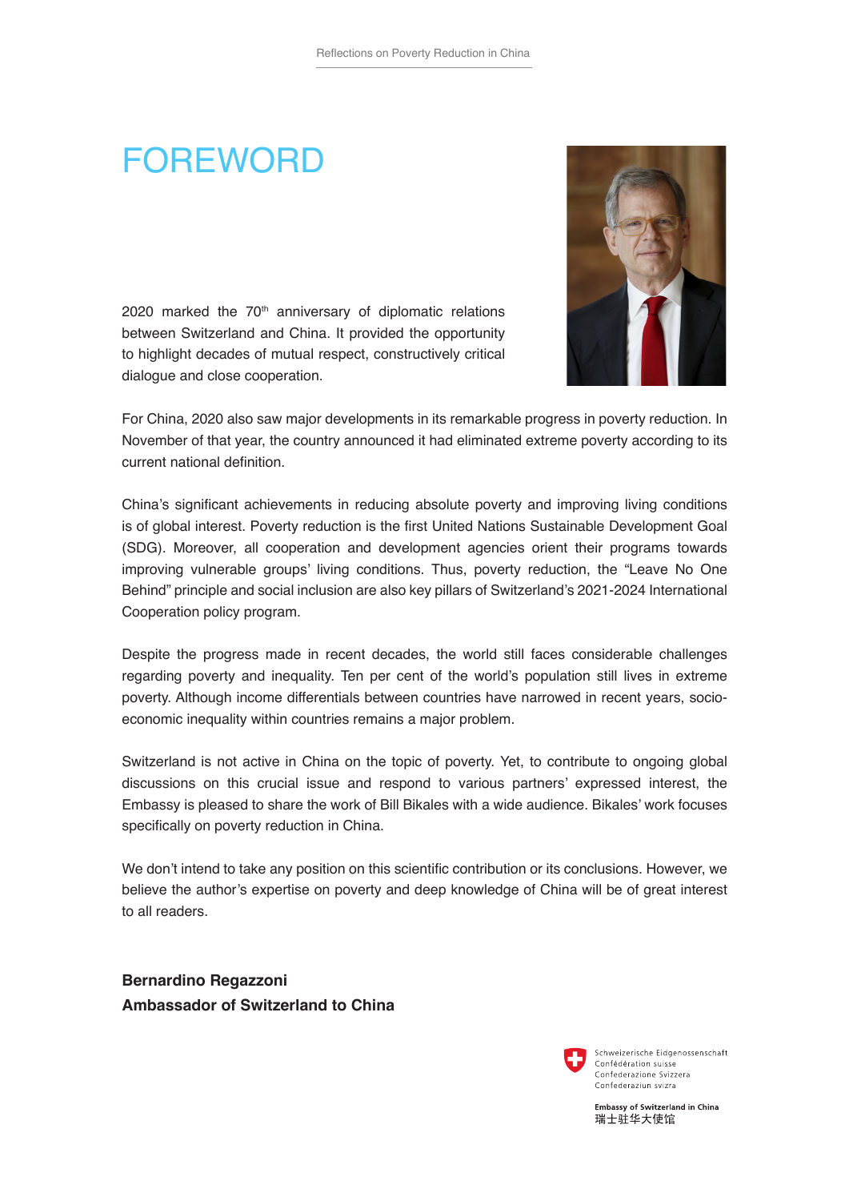# FOREWORD

2020 marked the 70th anniversary of diplomatic relations between Switzerland and China. It provided the opportunity to highlight decades of mutual respect, constructively critical dialogue and close cooperation.

For China, 2020 also saw major developments in its remarkable progress in poverty reduction. In November of that year, the country announced it had eliminated extreme poverty according to its current national definition.

China's significant achievements in reducing absolute poverty and improving living conditions is of global interest. Poverty reduction is the first United Nations Sustainable Development Goal (SDG). Moreover, all cooperation and development agencies orient their programs towards improving vulnerable groups' living conditions. Thus, poverty reduction, the "Leave No One Behind" principle and social inclusion are also key pillars of Switzerland's 2021-2024 International Cooperation policy program.

Despite the progress made in recent decades, the world still faces considerable challenges regarding poverty and inequality. Ten per cent of the world's population still lives in extreme poverty. Although income differentials between countries have narrowed in recent years, socio-economic inequality within countries remains a major problem.

Switzerland is not active in China on the topic of poverty. Yet, to contribute to ongoing global discussions on this crucial issue and respond to various partners' expressed interest, the Embassy is pleased to share the work of Bill Bikales with a wide audience. Bikales' work focuses specifically on poverty reduction in China.

We don't intend to take any position on this scientific contribution or its conclusions. However, we believe the author's expertise on poverty and deep knowledge of China will be of great interest to all readers.

**Bernardino Regazzoni**
**Ambassador of Switzerland to China**

Schweizerische Eidgenossenschaft
Confédération suisse
Confederazione Svizzera
Confederaziun svizra

**Embassy of Switzerland in China**
瑞士驻华大使馆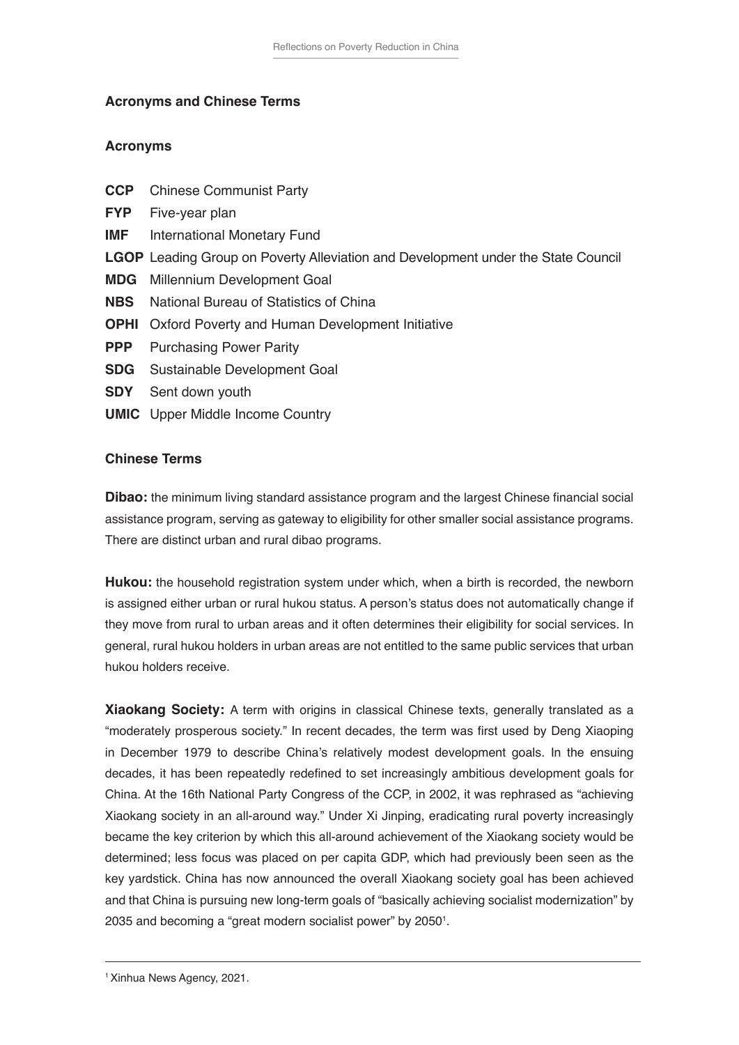## Acronyms and Chinese Terms

### Acronyms

**CCP** Chinese Communist Party

**FYP** Five-year plan

**IMF** International Monetary Fund

**LGOP** Leading Group on Poverty Alleviation and Development under the State Council

**MDG** Millennium Development Goal

**NBS** National Bureau of Statistics of China

**OPHI** Oxford Poverty and Human Development Initiative

**PPP** Purchasing Power Parity

**SDG** Sustainable Development Goal

**SDY** Sent down youth

**UMIC** Upper Middle Income Country

### Chinese Terms

**Dibao:** the minimum living standard assistance program and the largest Chinese financial social assistance program, serving as gateway to eligibility for other smaller social assistance programs. There are distinct urban and rural dibao programs.

**Hukou:** the household registration system under which, when a birth is recorded, the newborn is assigned either urban or rural hukou status. A person's status does not automatically change if they move from rural to urban areas and it often determines their eligibility for social services. In general, rural hukou holders in urban areas are not entitled to the same public services that urban hukou holders receive.

**Xiaokang Society:** A term with origins in classical Chinese texts, generally translated as a "moderately prosperous society." In recent decades, the term was first used by Deng Xiaoping in December 1979 to describe China's relatively modest development goals. In the ensuing decades, it has been repeatedly redefined to set increasingly ambitious development goals for China. At the 16th National Party Congress of the CCP, in 2002, it was rephrased as "achieving Xiaokang society in an all-around way." Under Xi Jinping, eradicating rural poverty increasingly became the key criterion by which this all-around achievement of the Xiaokang society would be determined; less focus was placed on per capita GDP, which had previously been seen as the key yardstick. China has now announced the overall Xiaokang society goal has been achieved and that China is pursuing new long-term goals of "basically achieving socialist modernization" by 2035 and becoming a "great modern socialist power" by 2050[1].

---

[1] Xinhua News Agency, 2021.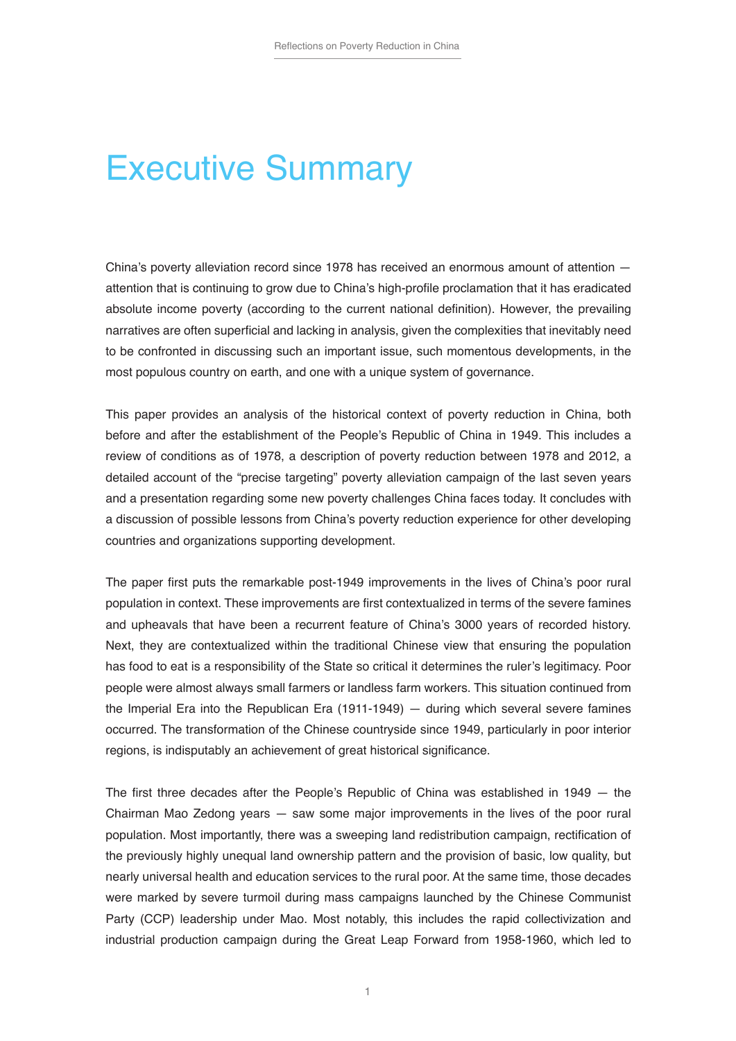# Executive Summary

China's poverty alleviation record since 1978 has received an enormous amount of attention — attention that is continuing to grow due to China's high-profile proclamation that it has eradicated absolute income poverty (according to the current national definition). However, the prevailing narratives are often superficial and lacking in analysis, given the complexities that inevitably need to be confronted in discussing such an important issue, such momentous developments, in the most populous country on earth, and one with a unique system of governance.

This paper provides an analysis of the historical context of poverty reduction in China, both before and after the establishment of the People's Republic of China in 1949. This includes a review of conditions as of 1978, a description of poverty reduction between 1978 and 2012, a detailed account of the "precise targeting" poverty alleviation campaign of the last seven years and a presentation regarding some new poverty challenges China faces today. It concludes with a discussion of possible lessons from China's poverty reduction experience for other developing countries and organizations supporting development.

The paper first puts the remarkable post-1949 improvements in the lives of China's poor rural population in context. These improvements are first contextualized in terms of the severe famines and upheavals that have been a recurrent feature of China's 3000 years of recorded history. Next, they are contextualized within the traditional Chinese view that ensuring the population has food to eat is a responsibility of the State so critical it determines the ruler's legitimacy. Poor people were almost always small farmers or landless farm workers. This situation continued from the Imperial Era into the Republican Era (1911-1949) — during which several severe famines occurred. The transformation of the Chinese countryside since 1949, particularly in poor interior regions, is indisputably an achievement of great historical significance.

The first three decades after the People's Republic of China was established in 1949 — the Chairman Mao Zedong years — saw some major improvements in the lives of the poor rural population. Most importantly, there was a sweeping land redistribution campaign, rectification of the previously highly unequal land ownership pattern and the provision of basic, low quality, but nearly universal health and education services to the rural poor. At the same time, those decades were marked by severe turmoil during mass campaigns launched by the Chinese Communist Party (CCP) leadership under Mao. Most notably, this includes the rapid collectivization and industrial production campaign during the Great Leap Forward from 1958-1960, which led to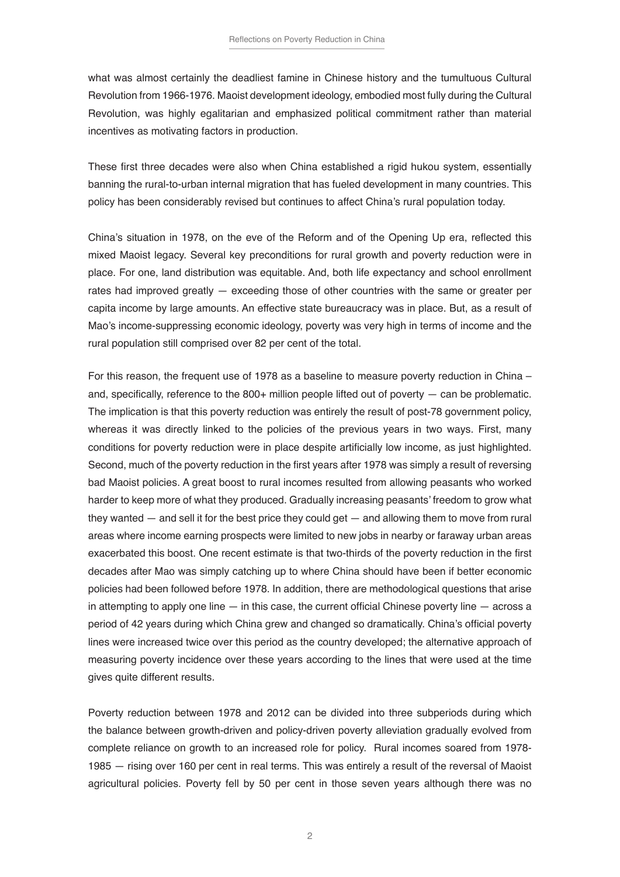what was almost certainly the deadliest famine in Chinese history and the tumultuous Cultural Revolution from 1966-1976. Maoist development ideology, embodied most fully during the Cultural Revolution, was highly egalitarian and emphasized political commitment rather than material incentives as motivating factors in production.

These first three decades were also when China established a rigid hukou system, essentially banning the rural-to-urban internal migration that has fueled development in many countries. This policy has been considerably revised but continues to affect China's rural population today.

China's situation in 1978, on the eve of the Reform and of the Opening Up era, reflected this mixed Maoist legacy. Several key preconditions for rural growth and poverty reduction were in place. For one, land distribution was equitable. And, both life expectancy and school enrollment rates had improved greatly — exceeding those of other countries with the same or greater per capita income by large amounts. An effective state bureaucracy was in place. But, as a result of Mao's income-suppressing economic ideology, poverty was very high in terms of income and the rural population still comprised over 82 per cent of the total.

For this reason, the frequent use of 1978 as a baseline to measure poverty reduction in China – and, specifically, reference to the 800+ million people lifted out of poverty — can be problematic. The implication is that this poverty reduction was entirely the result of post-78 government policy, whereas it was directly linked to the policies of the previous years in two ways. First, many conditions for poverty reduction were in place despite artificially low income, as just highlighted. Second, much of the poverty reduction in the first years after 1978 was simply a result of reversing bad Maoist policies. A great boost to rural incomes resulted from allowing peasants who worked harder to keep more of what they produced. Gradually increasing peasants' freedom to grow what they wanted — and sell it for the best price they could get — and allowing them to move from rural areas where income earning prospects were limited to new jobs in nearby or faraway urban areas exacerbated this boost. One recent estimate is that two-thirds of the poverty reduction in the first decades after Mao was simply catching up to where China should have been if better economic policies had been followed before 1978. In addition, there are methodological questions that arise in attempting to apply one line — in this case, the current official Chinese poverty line — across a period of 42 years during which China grew and changed so dramatically. China's official poverty lines were increased twice over this period as the country developed; the alternative approach of measuring poverty incidence over these years according to the lines that were used at the time gives quite different results.

Poverty reduction between 1978 and 2012 can be divided into three subperiods during which the balance between growth-driven and policy-driven poverty alleviation gradually evolved from complete reliance on growth to an increased role for policy. Rural incomes soared from 1978-1985 — rising over 160 per cent in real terms. This was entirely a result of the reversal of Maoist agricultural policies. Poverty fell by 50 per cent in those seven years although there was no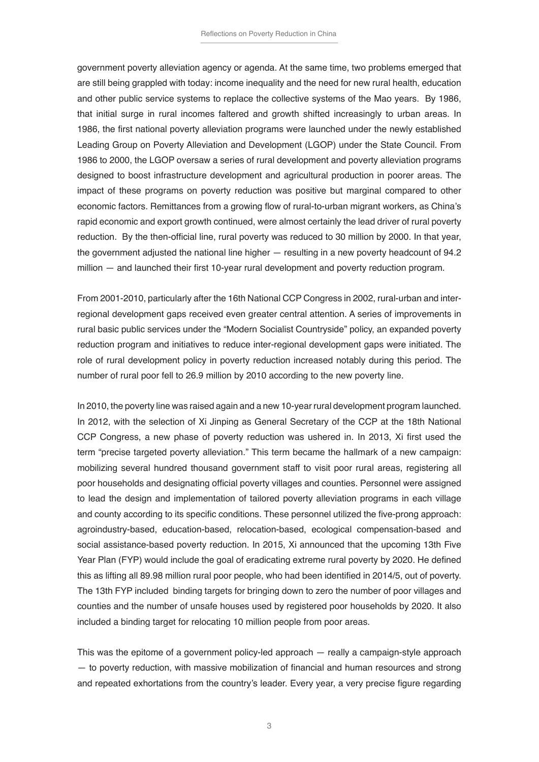government poverty alleviation agency or agenda. At the same time, two problems emerged that are still being grappled with today: income inequality and the need for new rural health, education and other public service systems to replace the collective systems of the Mao years. By 1986, that initial surge in rural incomes faltered and growth shifted increasingly to urban areas. In 1986, the first national poverty alleviation programs were launched under the newly established Leading Group on Poverty Alleviation and Development (LGOP) under the State Council. From 1986 to 2000, the LGOP oversaw a series of rural development and poverty alleviation programs designed to boost infrastructure development and agricultural production in poorer areas. The impact of these programs on poverty reduction was positive but marginal compared to other economic factors. Remittances from a growing flow of rural-to-urban migrant workers, as China's rapid economic and export growth continued, were almost certainly the lead driver of rural poverty reduction. By the then-official line, rural poverty was reduced to 30 million by 2000. In that year, the government adjusted the national line higher — resulting in a new poverty headcount of 94.2 million — and launched their first 10-year rural development and poverty reduction program.

From 2001-2010, particularly after the 16th National CCP Congress in 2002, rural-urban and inter-regional development gaps received even greater central attention. A series of improvements in rural basic public services under the "Modern Socialist Countryside" policy, an expanded poverty reduction program and initiatives to reduce inter-regional development gaps were initiated. The role of rural development policy in poverty reduction increased notably during this period. The number of rural poor fell to 26.9 million by 2010 according to the new poverty line.

In 2010, the poverty line was raised again and a new 10-year rural development program launched. In 2012, with the selection of Xi Jinping as General Secretary of the CCP at the 18th National CCP Congress, a new phase of poverty reduction was ushered in. In 2013, Xi first used the term "precise targeted poverty alleviation." This term became the hallmark of a new campaign: mobilizing several hundred thousand government staff to visit poor rural areas, registering all poor households and designating official poverty villages and counties. Personnel were assigned to lead the design and implementation of tailored poverty alleviation programs in each village and county according to its specific conditions. These personnel utilized the five-prong approach: agroindustry-based, education-based, relocation-based, ecological compensation-based and social assistance-based poverty reduction. In 2015, Xi announced that the upcoming 13th Five Year Plan (FYP) would include the goal of eradicating extreme rural poverty by 2020. He defined this as lifting all 89.98 million rural poor people, who had been identified in 2014/5, out of poverty. The 13th FYP included binding targets for bringing down to zero the number of poor villages and counties and the number of unsafe houses used by registered poor households by 2020. It also included a binding target for relocating 10 million people from poor areas.

This was the epitome of a government policy-led approach — really a campaign-style approach — to poverty reduction, with massive mobilization of financial and human resources and strong and repeated exhortations from the country's leader. Every year, a very precise figure regarding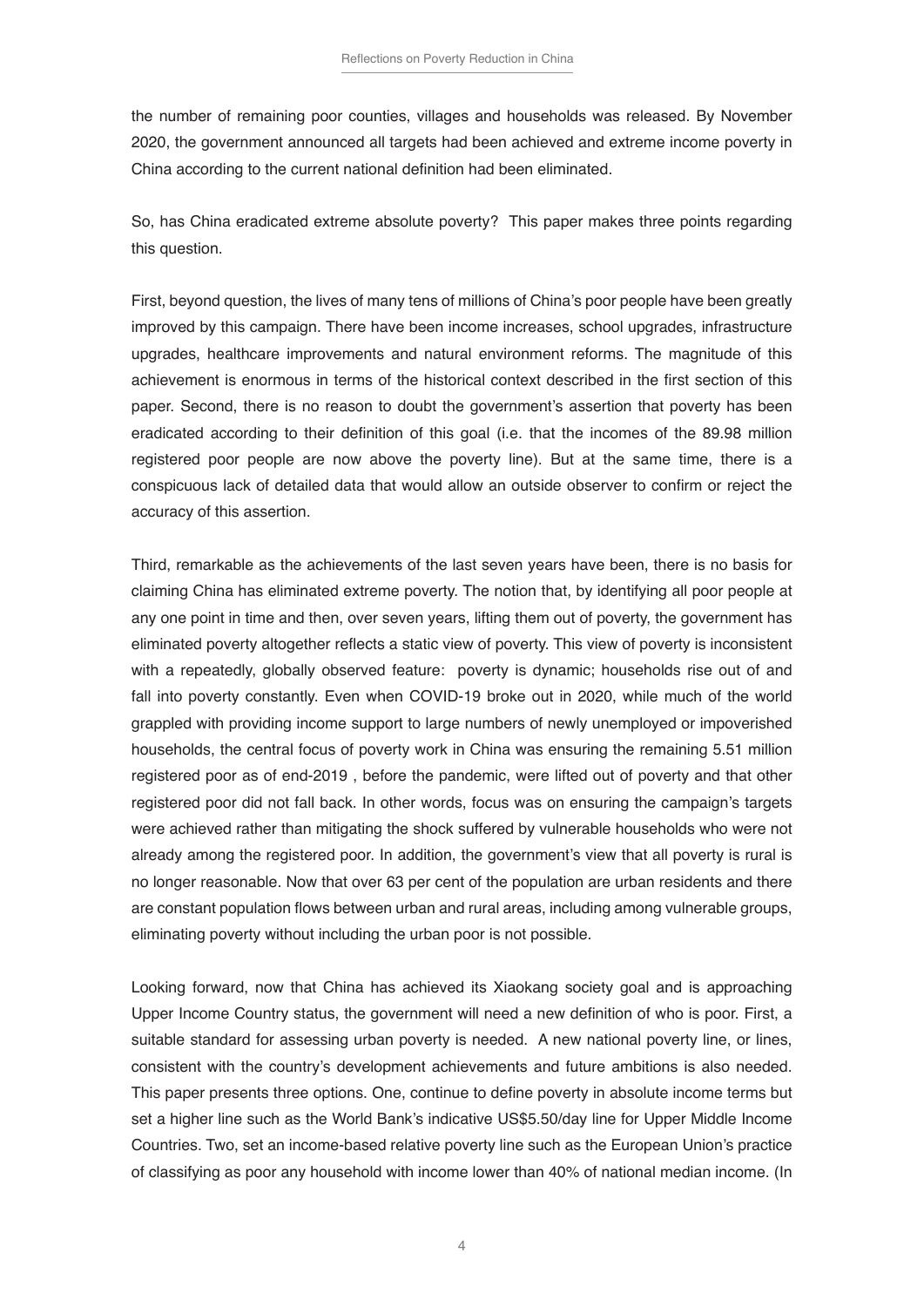the number of remaining poor counties, villages and households was released. By November 2020, the government announced all targets had been achieved and extreme income poverty in China according to the current national definition had been eliminated.

So, has China eradicated extreme absolute poverty? This paper makes three points regarding this question.

First, beyond question, the lives of many tens of millions of China's poor people have been greatly improved by this campaign. There have been income increases, school upgrades, infrastructure upgrades, healthcare improvements and natural environment reforms. The magnitude of this achievement is enormous in terms of the historical context described in the first section of this paper. Second, there is no reason to doubt the government's assertion that poverty has been eradicated according to their definition of this goal (i.e. that the incomes of the 89.98 million registered poor people are now above the poverty line). But at the same time, there is a conspicuous lack of detailed data that would allow an outside observer to confirm or reject the accuracy of this assertion.

Third, remarkable as the achievements of the last seven years have been, there is no basis for claiming China has eliminated extreme poverty. The notion that, by identifying all poor people at any one point in time and then, over seven years, lifting them out of poverty, the government has eliminated poverty altogether reflects a static view of poverty. This view of poverty is inconsistent with a repeatedly, globally observed feature: poverty is dynamic; households rise out of and fall into poverty constantly. Even when COVID-19 broke out in 2020, while much of the world grappled with providing income support to large numbers of newly unemployed or impoverished households, the central focus of poverty work in China was ensuring the remaining 5.51 million registered poor as of end-2019 , before the pandemic, were lifted out of poverty and that other registered poor did not fall back. In other words, focus was on ensuring the campaign's targets were achieved rather than mitigating the shock suffered by vulnerable households who were not already among the registered poor. In addition, the government's view that all poverty is rural is no longer reasonable. Now that over 63 per cent of the population are urban residents and there are constant population flows between urban and rural areas, including among vulnerable groups, eliminating poverty without including the urban poor is not possible.

Looking forward, now that China has achieved its Xiaokang society goal and is approaching Upper Income Country status, the government will need a new definition of who is poor. First, a suitable standard for assessing urban poverty is needed. A new national poverty line, or lines, consistent with the country's development achievements and future ambitions is also needed. This paper presents three options. One, continue to define poverty in absolute income terms but set a higher line such as the World Bank's indicative US$5.50/day line for Upper Middle Income Countries. Two, set an income-based relative poverty line such as the European Union's practice of classifying as poor any household with income lower than 40% of national median income. (In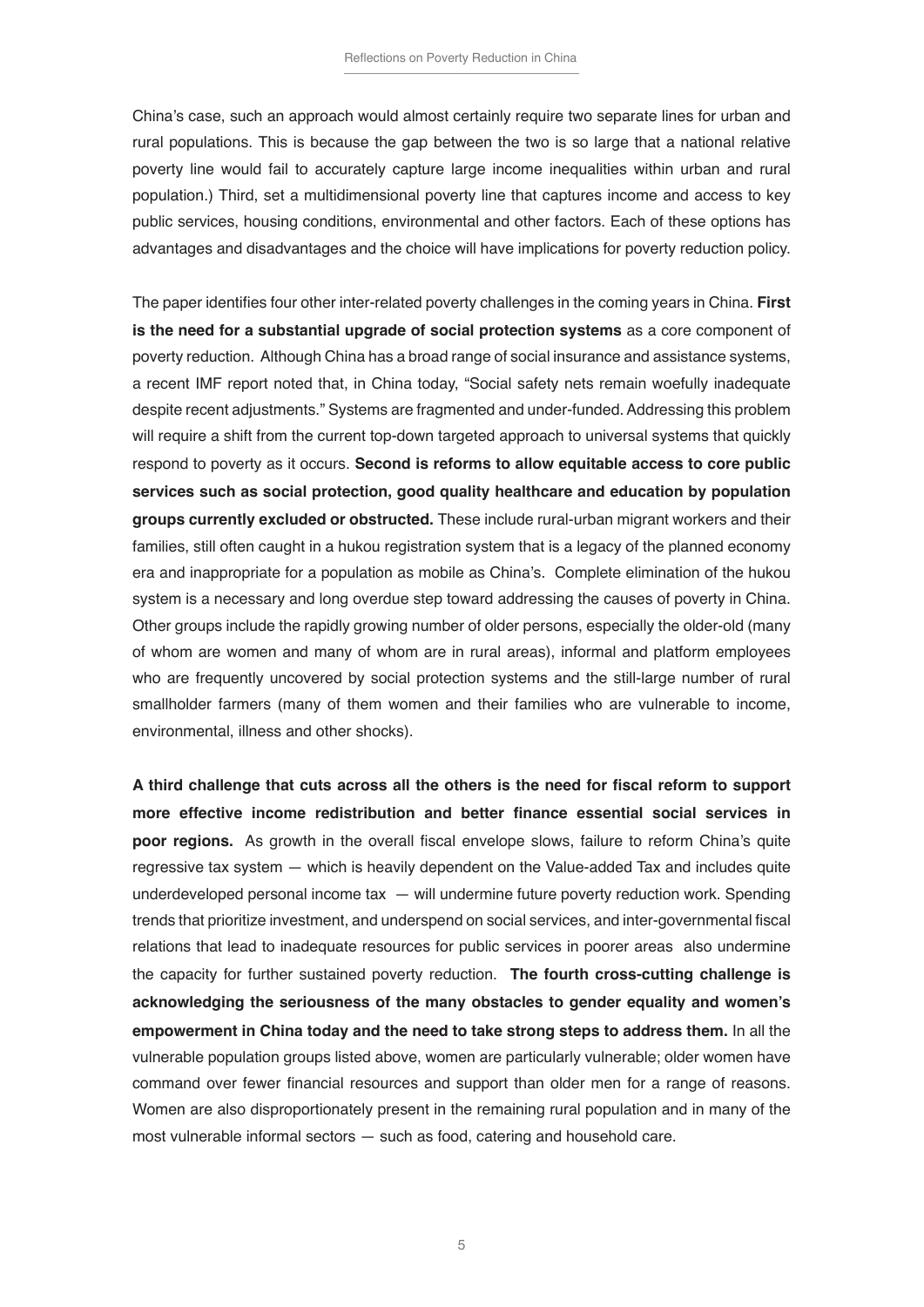China's case, such an approach would almost certainly require two separate lines for urban and rural populations. This is because the gap between the two is so large that a national relative poverty line would fail to accurately capture large income inequalities within urban and rural population.) Third, set a multidimensional poverty line that captures income and access to key public services, housing conditions, environmental and other factors. Each of these options has advantages and disadvantages and the choice will have implications for poverty reduction policy.

The paper identifies four other inter-related poverty challenges in the coming years in China. **First is the need for a substantial upgrade of social protection systems** as a core component of poverty reduction. Although China has a broad range of social insurance and assistance systems, a recent IMF report noted that, in China today, "Social safety nets remain woefully inadequate despite recent adjustments." Systems are fragmented and under-funded. Addressing this problem will require a shift from the current top-down targeted approach to universal systems that quickly respond to poverty as it occurs. **Second is reforms to allow equitable access to core public services such as social protection, good quality healthcare and education by population groups currently excluded or obstructed.** These include rural-urban migrant workers and their families, still often caught in a hukou registration system that is a legacy of the planned economy era and inappropriate for a population as mobile as China's. Complete elimination of the hukou system is a necessary and long overdue step toward addressing the causes of poverty in China. Other groups include the rapidly growing number of older persons, especially the older-old (many of whom are women and many of whom are in rural areas), informal and platform employees who are frequently uncovered by social protection systems and the still-large number of rural smallholder farmers (many of them women and their families who are vulnerable to income, environmental, illness and other shocks).

**A third challenge that cuts across all the others is the need for fiscal reform to support more effective income redistribution and better finance essential social services in poor regions.** As growth in the overall fiscal envelope slows, failure to reform China's quite regressive tax system — which is heavily dependent on the Value-added Tax and includes quite underdeveloped personal income tax — will undermine future poverty reduction work. Spending trends that prioritize investment, and underspend on social services, and inter-governmental fiscal relations that lead to inadequate resources for public services in poorer areas also undermine the capacity for further sustained poverty reduction. **The fourth cross-cutting challenge is acknowledging the seriousness of the many obstacles to gender equality and women's empowerment in China today and the need to take strong steps to address them.** In all the vulnerable population groups listed above, women are particularly vulnerable; older women have command over fewer financial resources and support than older men for a range of reasons. Women are also disproportionately present in the remaining rural population and in many of the most vulnerable informal sectors — such as food, catering and household care.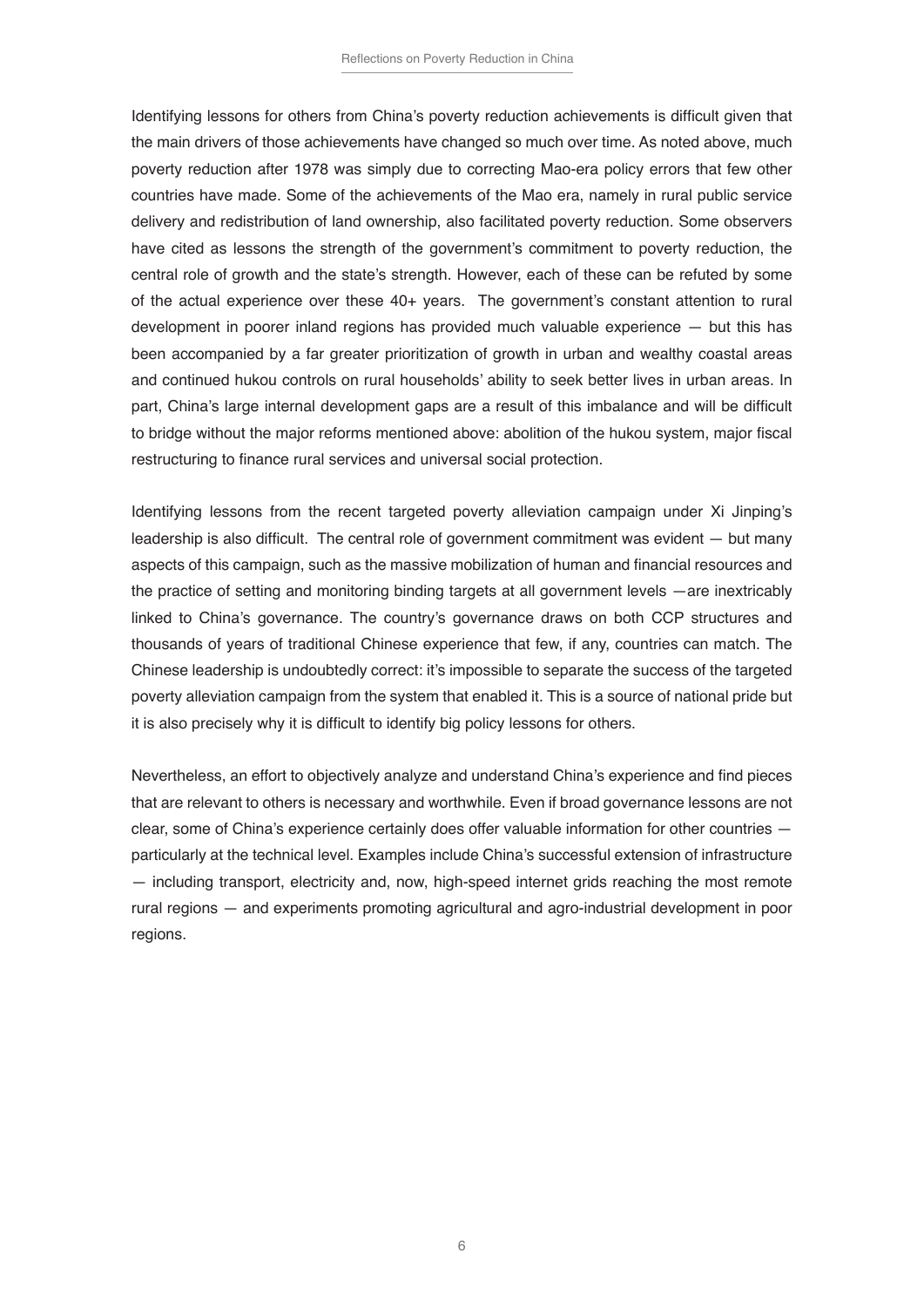Identifying lessons for others from China's poverty reduction achievements is difficult given that the main drivers of those achievements have changed so much over time. As noted above, much poverty reduction after 1978 was simply due to correcting Mao-era policy errors that few other countries have made. Some of the achievements of the Mao era, namely in rural public service delivery and redistribution of land ownership, also facilitated poverty reduction. Some observers have cited as lessons the strength of the government's commitment to poverty reduction, the central role of growth and the state's strength. However, each of these can be refuted by some of the actual experience over these 40+ years. The government's constant attention to rural development in poorer inland regions has provided much valuable experience — but this has been accompanied by a far greater prioritization of growth in urban and wealthy coastal areas and continued hukou controls on rural households' ability to seek better lives in urban areas. In part, China's large internal development gaps are a result of this imbalance and will be difficult to bridge without the major reforms mentioned above: abolition of the hukou system, major fiscal restructuring to finance rural services and universal social protection.

Identifying lessons from the recent targeted poverty alleviation campaign under Xi Jinping's leadership is also difficult. The central role of government commitment was evident — but many aspects of this campaign, such as the massive mobilization of human and financial resources and the practice of setting and monitoring binding targets at all government levels —are inextricably linked to China's governance. The country's governance draws on both CCP structures and thousands of years of traditional Chinese experience that few, if any, countries can match. The Chinese leadership is undoubtedly correct: it's impossible to separate the success of the targeted poverty alleviation campaign from the system that enabled it. This is a source of national pride but it is also precisely why it is difficult to identify big policy lessons for others.

Nevertheless, an effort to objectively analyze and understand China's experience and find pieces that are relevant to others is necessary and worthwhile. Even if broad governance lessons are not clear, some of China's experience certainly does offer valuable information for other countries — particularly at the technical level. Examples include China's successful extension of infrastructure — including transport, electricity and, now, high-speed internet grids reaching the most remote rural regions — and experiments promoting agricultural and agro-industrial development in poor regions.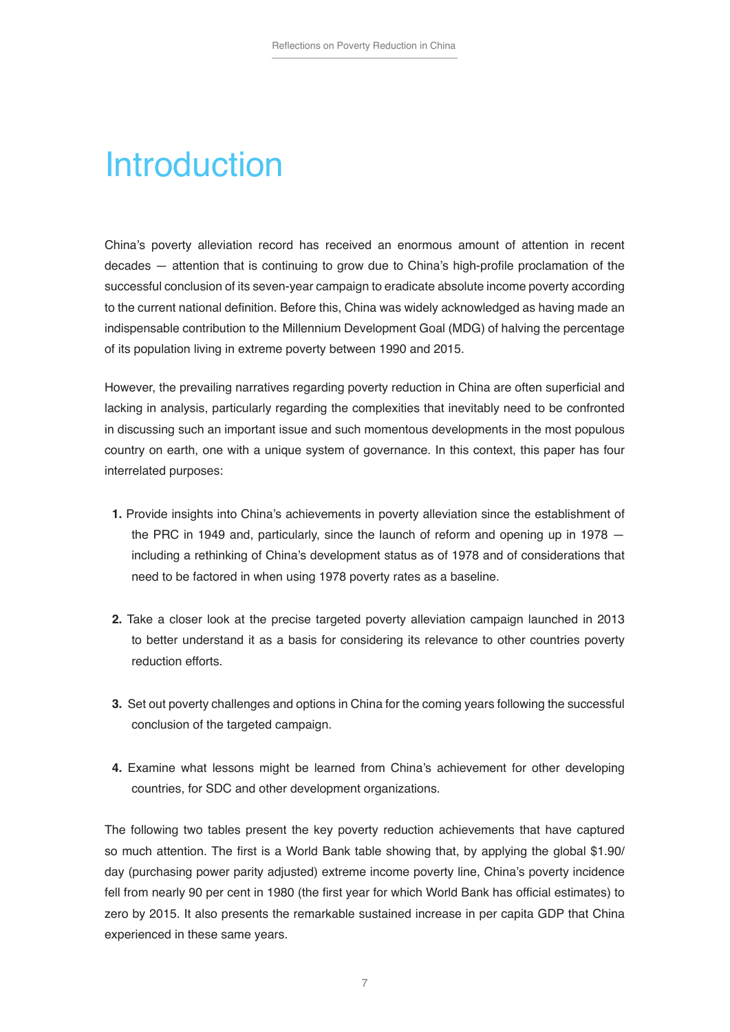# Introduction

China's poverty alleviation record has received an enormous amount of attention in recent decades — attention that is continuing to grow due to China's high-profile proclamation of the successful conclusion of its seven-year campaign to eradicate absolute income poverty according to the current national definition. Before this, China was widely acknowledged as having made an indispensable contribution to the Millennium Development Goal (MDG) of halving the percentage of its population living in extreme poverty between 1990 and 2015.

However, the prevailing narratives regarding poverty reduction in China are often superficial and lacking in analysis, particularly regarding the complexities that inevitably need to be confronted in discussing such an important issue and such momentous developments in the most populous country on earth, one with a unique system of governance. In this context, this paper has four interrelated purposes:

1. Provide insights into China's achievements in poverty alleviation since the establishment of the PRC in 1949 and, particularly, since the launch of reform and opening up in 1978 — including a rethinking of China's development status as of 1978 and of considerations that need to be factored in when using 1978 poverty rates as a baseline.

2. Take a closer look at the precise targeted poverty alleviation campaign launched in 2013 to better understand it as a basis for considering its relevance to other countries poverty reduction efforts.

3. Set out poverty challenges and options in China for the coming years following the successful conclusion of the targeted campaign.

4. Examine what lessons might be learned from China's achievement for other developing countries, for SDC and other development organizations.

The following two tables present the key poverty reduction achievements that have captured so much attention. The first is a World Bank table showing that, by applying the global $1.90/day (purchasing power parity adjusted) extreme income poverty line, China's poverty incidence fell from nearly 90 per cent in 1980 (the first year for which World Bank has official estimates) to zero by 2015. It also presents the remarkable sustained increase in per capita GDP that China experienced in these same years.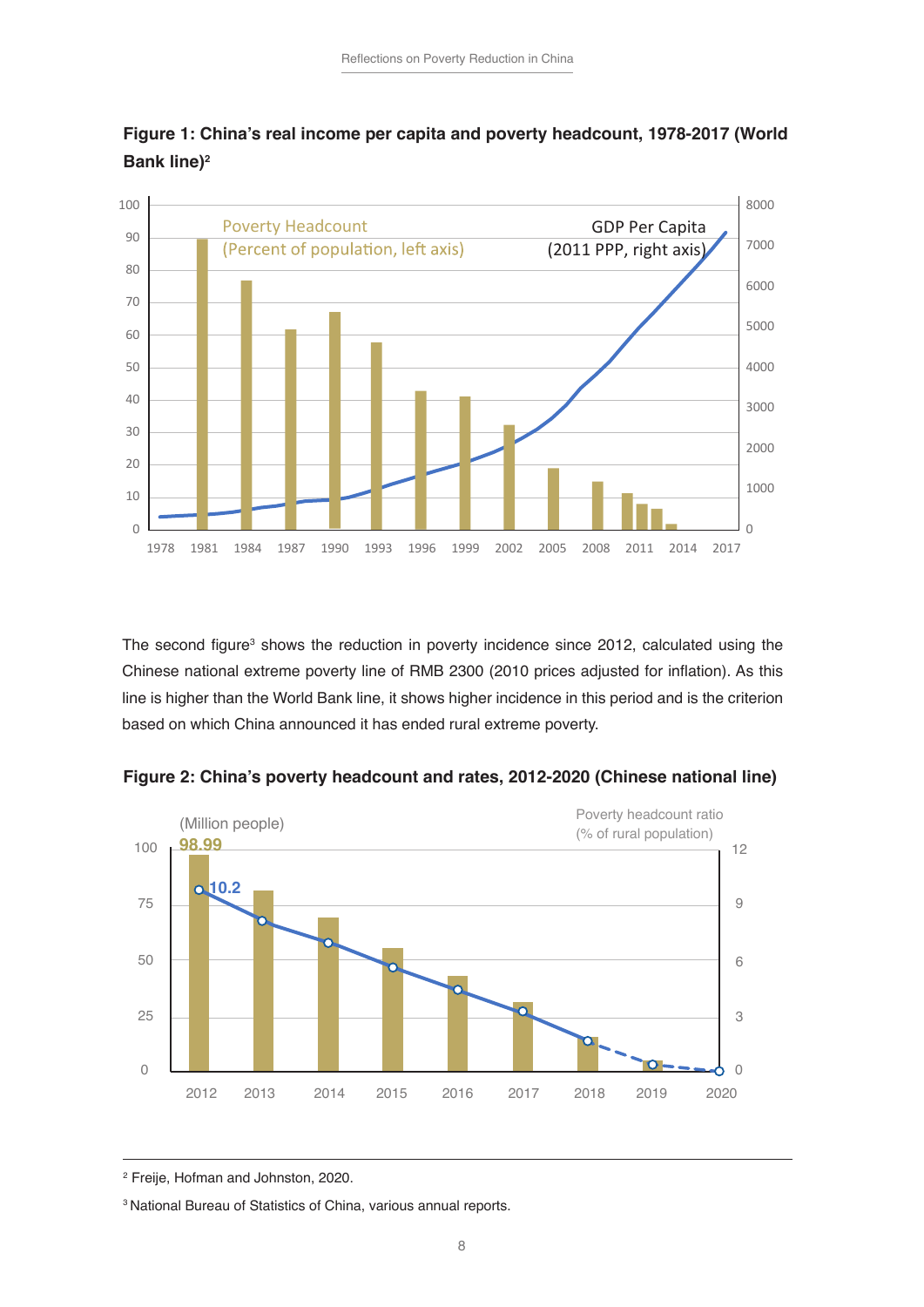**Figure 1: China's real income per capita and poverty headcount, 1978-2017 (World Bank line)[2]**

The second figure[3] shows the reduction in poverty incidence since 2012, calculated using the Chinese national extreme poverty line of RMB 2300 (2010 prices adjusted for inflation). As this line is higher than the World Bank line, it shows higher incidence in this period and is the criterion based on which China announced it has ended rural extreme poverty.

**Figure 2: China's poverty headcount and rates, 2012-2020 (Chinese national line)**

[2] Freije, Hofman and Johnston, 2020.

[3] National Bureau of Statistics of China, various annual reports.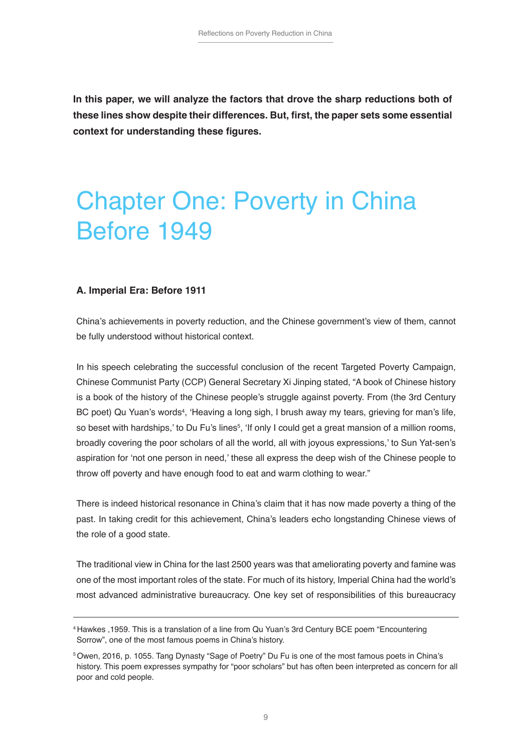**In this paper, we will analyze the factors that drove the sharp reductions both of these lines show despite their differences. But, first, the paper sets some essential context for understanding these figures.**

# Chapter One: Poverty in China Before 1949

### A. Imperial Era: Before 1911

China's achievements in poverty reduction, and the Chinese government's view of them, cannot be fully understood without historical context.

In his speech celebrating the successful conclusion of the recent Targeted Poverty Campaign, Chinese Communist Party (CCP) General Secretary Xi Jinping stated, "A book of Chinese history is a book of the history of the Chinese people's struggle against poverty. From (the 3rd Century BC poet) Qu Yuan's words[4], 'Heaving a long sigh, I brush away my tears, grieving for man's life, so beset with hardships,' to Du Fu's lines[5], 'If only I could get a great mansion of a million rooms, broadly covering the poor scholars of all the world, all with joyous expressions,' to Sun Yat-sen's aspiration for 'not one person in need,' these all express the deep wish of the Chinese people to throw off poverty and have enough food to eat and warm clothing to wear."

There is indeed historical resonance in China's claim that it has now made poverty a thing of the past. In taking credit for this achievement, China's leaders echo longstanding Chinese views of the role of a good state.

The traditional view in China for the last 2500 years was that ameliorating poverty and famine was one of the most important roles of the state. For much of its history, Imperial China had the world's most advanced administrative bureaucracy. One key set of responsibilities of this bureaucracy

[4] Hawkes ,1959. This is a translation of a line from Qu Yuan's 3rd Century BCE poem "Encountering Sorrow", one of the most famous poems in China's history.

[5] Owen, 2016, p. 1055. Tang Dynasty "Sage of Poetry" Du Fu is one of the most famous poets in China's history. This poem expresses sympathy for "poor scholars" but has often been interpreted as concern for all poor and cold people.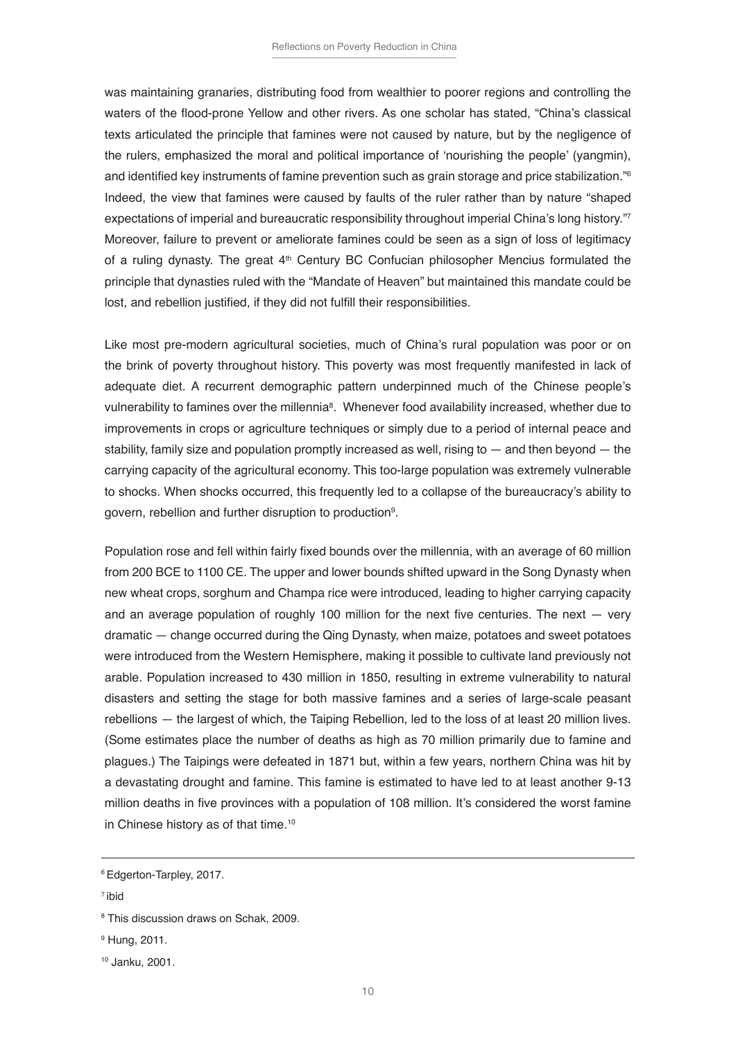was maintaining granaries, distributing food from wealthier to poorer regions and controlling the waters of the flood-prone Yellow and other rivers. As one scholar has stated, "China's classical texts articulated the principle that famines were not caused by nature, but by the negligence of the rulers, emphasized the moral and political importance of 'nourishing the people' (yangmin), and identified key instruments of famine prevention such as grain storage and price stabilization."[6] Indeed, the view that famines were caused by faults of the ruler rather than by nature "shaped expectations of imperial and bureaucratic responsibility throughout imperial China's long history."[7] Moreover, failure to prevent or ameliorate famines could be seen as a sign of loss of legitimacy of a ruling dynasty. The great 4th Century BC Confucian philosopher Mencius formulated the principle that dynasties ruled with the "Mandate of Heaven" but maintained this mandate could be lost, and rebellion justified, if they did not fulfill their responsibilities.

Like most pre-modern agricultural societies, much of China's rural population was poor or on the brink of poverty throughout history. This poverty was most frequently manifested in lack of adequate diet. A recurrent demographic pattern underpinned much of the Chinese people's vulnerability to famines over the millennia[8]. Whenever food availability increased, whether due to improvements in crops or agriculture techniques or simply due to a period of internal peace and stability, family size and population promptly increased as well, rising to — and then beyond — the carrying capacity of the agricultural economy. This too-large population was extremely vulnerable to shocks. When shocks occurred, this frequently led to a collapse of the bureaucracy's ability to govern, rebellion and further disruption to production[9].

Population rose and fell within fairly fixed bounds over the millennia, with an average of 60 million from 200 BCE to 1100 CE. The upper and lower bounds shifted upward in the Song Dynasty when new wheat crops, sorghum and Champa rice were introduced, leading to higher carrying capacity and an average population of roughly 100 million for the next five centuries. The next — very dramatic — change occurred during the Qing Dynasty, when maize, potatoes and sweet potatoes were introduced from the Western Hemisphere, making it possible to cultivate land previously not arable. Population increased to 430 million in 1850, resulting in extreme vulnerability to natural disasters and setting the stage for both massive famines and a series of large-scale peasant rebellions — the largest of which, the Taiping Rebellion, led to the loss of at least 20 million lives. (Some estimates place the number of deaths as high as 70 million primarily due to famine and plagues.) The Taipings were defeated in 1871 but, within a few years, northern China was hit by a devastating drought and famine. This famine is estimated to have led to at least another 9-13 million deaths in five provinces with a population of 108 million. It's considered the worst famine in Chinese history as of that time.[10]

---

[6] Edgerton-Tarpley, 2017.

[7] ibid

[8] This discussion draws on Schak, 2009.

[9] Hung, 2011.

[10] Janku, 2001.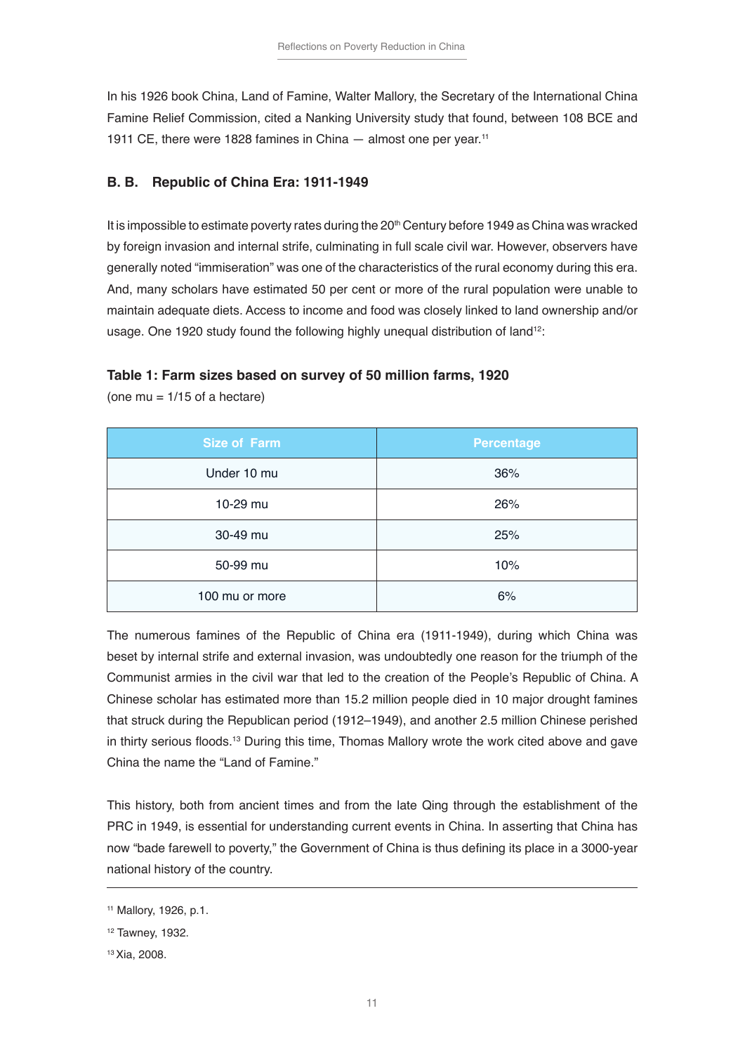In his 1926 book China, Land of Famine, Walter Mallory, the Secretary of the International China Famine Relief Commission, cited a Nanking University study that found, between 108 BCE and 1911 CE, there were 1828 famines in China — almost one per year.[11]

### B. B. Republic of China Era: 1911-1949

It is impossible to estimate poverty rates during the 20th Century before 1949 as China was wracked by foreign invasion and internal strife, culminating in full scale civil war. However, observers have generally noted "immiseration" was one of the characteristics of the rural economy during this era. And, many scholars have estimated 50 per cent or more of the rural population were unable to maintain adequate diets. Access to income and food was closely linked to land ownership and/or usage. One 1920 study found the following highly unequal distribution of land[12]:

**Table 1: Farm sizes based on survey of 50 million farms, 1920**

(one mu = 1/15 of a hectare)

| Size of Farm | Percentage |
|---|---|
| Under 10 mu | 36% |
| 10-29 mu | 26% |
| 30-49 mu | 25% |
| 50-99 mu | 10% |
| 100 mu or more | 6% |

The numerous famines of the Republic of China era (1911-1949), during which China was beset by internal strife and external invasion, was undoubtedly one reason for the triumph of the Communist armies in the civil war that led to the creation of the People's Republic of China. A Chinese scholar has estimated more than 15.2 million people died in 10 major drought famines that struck during the Republican period (1912–1949), and another 2.5 million Chinese perished in thirty serious floods.[13] During this time, Thomas Mallory wrote the work cited above and gave China the name the "Land of Famine."

This history, both from ancient times and from the late Qing through the establishment of the PRC in 1949, is essential for understanding current events in China. In asserting that China has now "bade farewell to poverty," the Government of China is thus defining its place in a 3000-year national history of the country.

---

[11] Mallory, 1926, p.1.

[12] Tawney, 1932.

[13] Xia, 2008.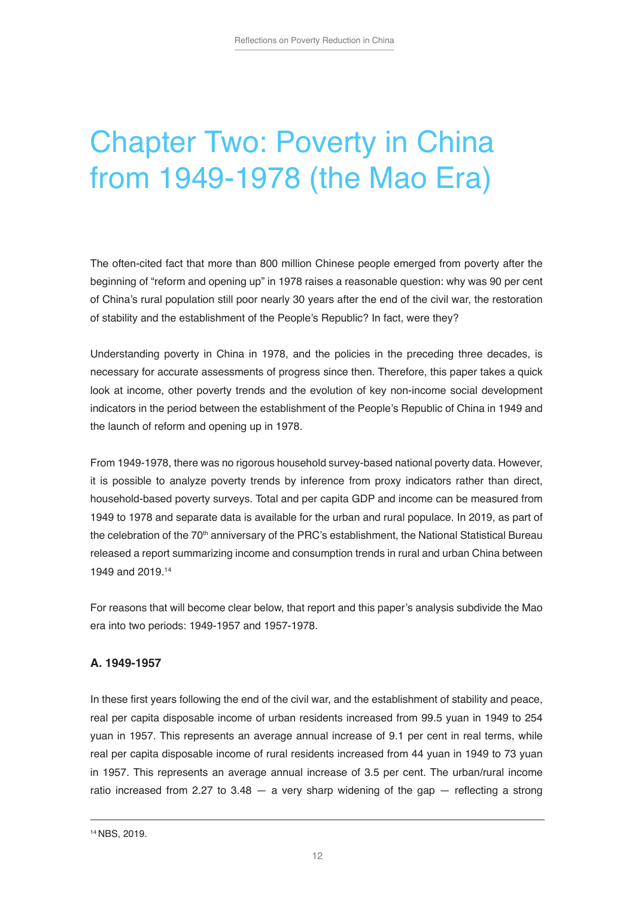# Chapter Two: Poverty in China from 1949-1978 (the Mao Era)

The often-cited fact that more than 800 million Chinese people emerged from poverty after the beginning of "reform and opening up" in 1978 raises a reasonable question: why was 90 per cent of China's rural population still poor nearly 30 years after the end of the civil war, the restoration of stability and the establishment of the People's Republic? In fact, were they?

Understanding poverty in China in 1978, and the policies in the preceding three decades, is necessary for accurate assessments of progress since then. Therefore, this paper takes a quick look at income, other poverty trends and the evolution of key non-income social development indicators in the period between the establishment of the People's Republic of China in 1949 and the launch of reform and opening up in 1978.

From 1949-1978, there was no rigorous household survey-based national poverty data. However, it is possible to analyze poverty trends by inference from proxy indicators rather than direct, household-based poverty surveys. Total and per capita GDP and income can be measured from 1949 to 1978 and separate data is available for the urban and rural populace. In 2019, as part of the celebration of the 70th anniversary of the PRC's establishment, the National Statistical Bureau released a report summarizing income and consumption trends in rural and urban China between 1949 and 2019.[14]

For reasons that will become clear below, that report and this paper's analysis subdivide the Mao era into two periods: 1949-1957 and 1957-1978.

### A. 1949-1957

In these first years following the end of the civil war, and the establishment of stability and peace, real per capita disposable income of urban residents increased from 99.5 yuan in 1949 to 254 yuan in 1957. This represents an average annual increase of 9.1 per cent in real terms, while real per capita disposable income of rural residents increased from 44 yuan in 1949 to 73 yuan in 1957. This represents an average annual increase of 3.5 per cent. The urban/rural income ratio increased from 2.27 to 3.48 — a very sharp widening of the gap — reflecting a strong

[14] NBS, 2019.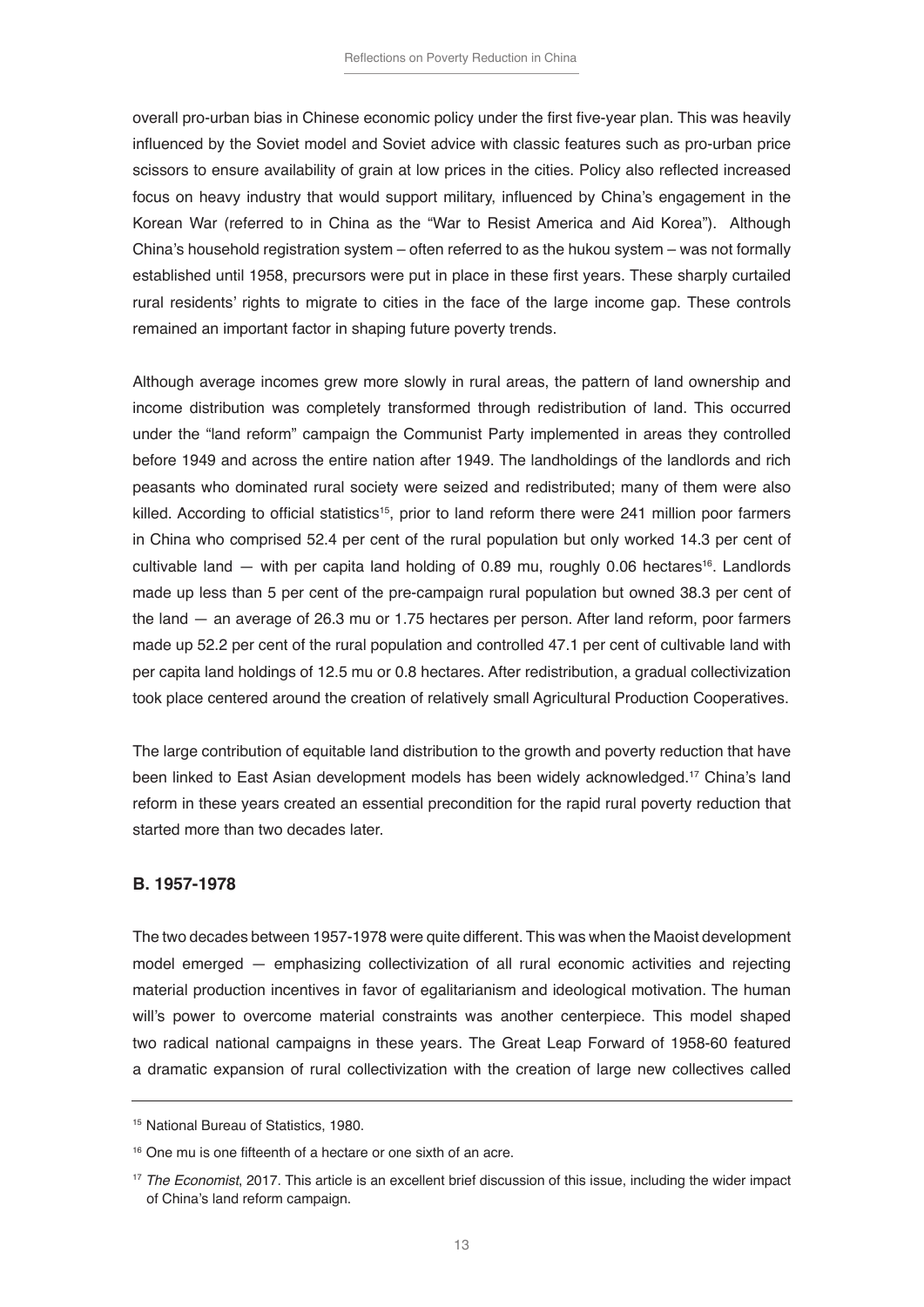overall pro-urban bias in Chinese economic policy under the first five-year plan. This was heavily influenced by the Soviet model and Soviet advice with classic features such as pro-urban price scissors to ensure availability of grain at low prices in the cities. Policy also reflected increased focus on heavy industry that would support military, influenced by China's engagement in the Korean War (referred to in China as the "War to Resist America and Aid Korea"). Although China's household registration system – often referred to as the hukou system – was not formally established until 1958, precursors were put in place in these first years. These sharply curtailed rural residents' rights to migrate to cities in the face of the large income gap. These controls remained an important factor in shaping future poverty trends.

Although average incomes grew more slowly in rural areas, the pattern of land ownership and income distribution was completely transformed through redistribution of land. This occurred under the "land reform" campaign the Communist Party implemented in areas they controlled before 1949 and across the entire nation after 1949. The landholdings of the landlords and rich peasants who dominated rural society were seized and redistributed; many of them were also killed. According to official statistics[15], prior to land reform there were 241 million poor farmers in China who comprised 52.4 per cent of the rural population but only worked 14.3 per cent of cultivable land — with per capita land holding of 0.89 mu, roughly 0.06 hectares[16]. Landlords made up less than 5 per cent of the pre-campaign rural population but owned 38.3 per cent of the land — an average of 26.3 mu or 1.75 hectares per person. After land reform, poor farmers made up 52.2 per cent of the rural population and controlled 47.1 per cent of cultivable land with per capita land holdings of 12.5 mu or 0.8 hectares. After redistribution, a gradual collectivization took place centered around the creation of relatively small Agricultural Production Cooperatives.

The large contribution of equitable land distribution to the growth and poverty reduction that have been linked to East Asian development models has been widely acknowledged.[17] China's land reform in these years created an essential precondition for the rapid rural poverty reduction that started more than two decades later.

### B. 1957-1978

The two decades between 1957-1978 were quite different. This was when the Maoist development model emerged — emphasizing collectivization of all rural economic activities and rejecting material production incentives in favor of egalitarianism and ideological motivation. The human will's power to overcome material constraints was another centerpiece. This model shaped two radical national campaigns in these years. The Great Leap Forward of 1958-60 featured a dramatic expansion of rural collectivization with the creation of large new collectives called

---

[15] National Bureau of Statistics, 1980.

[16] One mu is one fifteenth of a hectare or one sixth of an acre.

[17] *The Economist*, 2017. This article is an excellent brief discussion of this issue, including the wider impact of China's land reform campaign.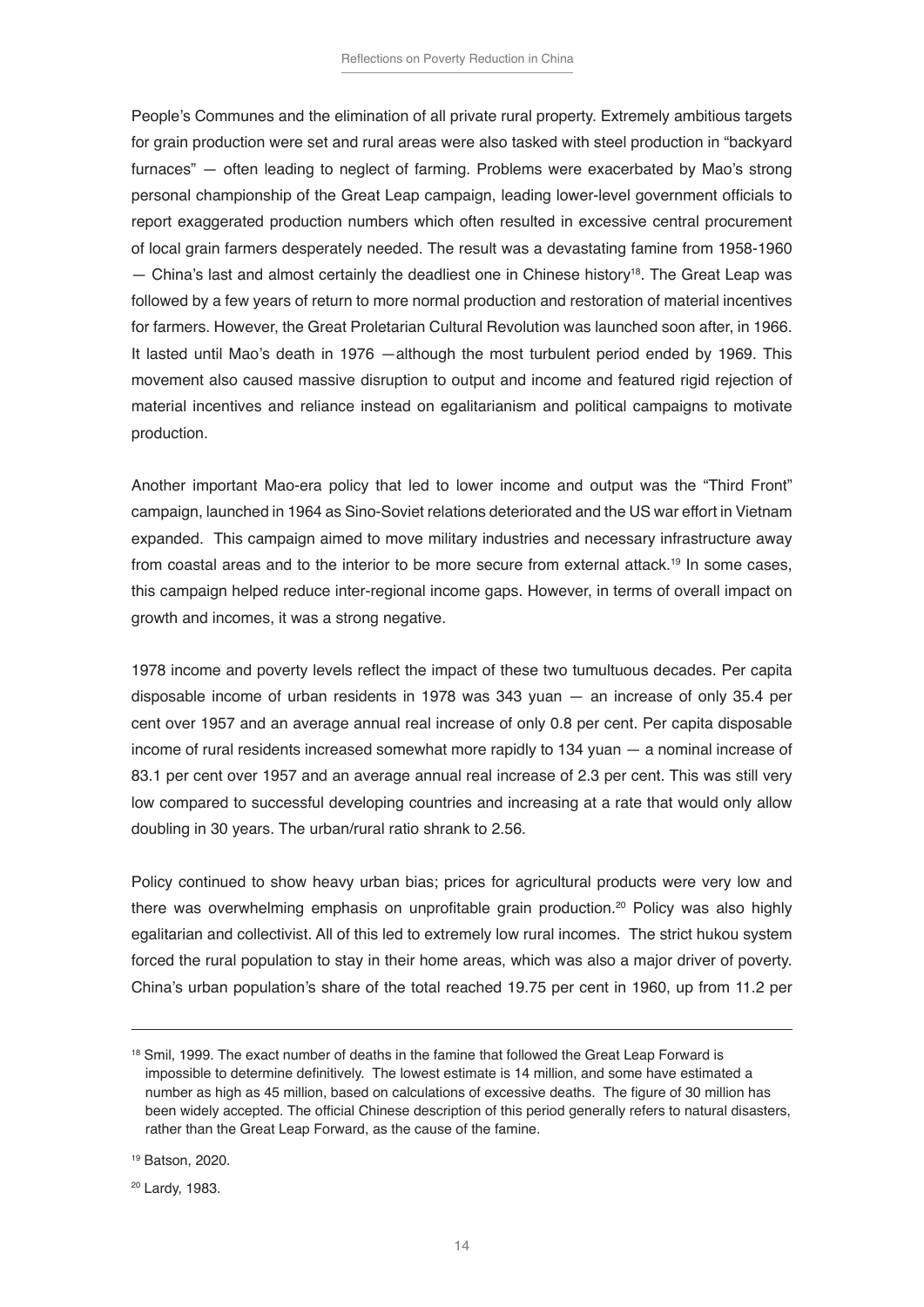People's Communes and the elimination of all private rural property. Extremely ambitious targets for grain production were set and rural areas were also tasked with steel production in "backyard furnaces" — often leading to neglect of farming. Problems were exacerbated by Mao's strong personal championship of the Great Leap campaign, leading lower-level government officials to report exaggerated production numbers which often resulted in excessive central procurement of local grain farmers desperately needed. The result was a devastating famine from 1958-1960 — China's last and almost certainly the deadliest one in Chinese history[18]. The Great Leap was followed by a few years of return to more normal production and restoration of material incentives for farmers. However, the Great Proletarian Cultural Revolution was launched soon after, in 1966. It lasted until Mao's death in 1976 —although the most turbulent period ended by 1969. This movement also caused massive disruption to output and income and featured rigid rejection of material incentives and reliance instead on egalitarianism and political campaigns to motivate production.

Another important Mao-era policy that led to lower income and output was the "Third Front" campaign, launched in 1964 as Sino-Soviet relations deteriorated and the US war effort in Vietnam expanded. This campaign aimed to move military industries and necessary infrastructure away from coastal areas and to the interior to be more secure from external attack.[19] In some cases, this campaign helped reduce inter-regional income gaps. However, in terms of overall impact on growth and incomes, it was a strong negative.

1978 income and poverty levels reflect the impact of these two tumultuous decades. Per capita disposable income of urban residents in 1978 was 343 yuan — an increase of only 35.4 per cent over 1957 and an average annual real increase of only 0.8 per cent. Per capita disposable income of rural residents increased somewhat more rapidly to 134 yuan — a nominal increase of 83.1 per cent over 1957 and an average annual real increase of 2.3 per cent. This was still very low compared to successful developing countries and increasing at a rate that would only allow doubling in 30 years. The urban/rural ratio shrank to 2.56.

Policy continued to show heavy urban bias; prices for agricultural products were very low and there was overwhelming emphasis on unprofitable grain production.[20] Policy was also highly egalitarian and collectivist. All of this led to extremely low rural incomes. The strict hukou system forced the rural population to stay in their home areas, which was also a major driver of poverty. China's urban population's share of the total reached 19.75 per cent in 1960, up from 11.2 per

---

[18] Smil, 1999. The exact number of deaths in the famine that followed the Great Leap Forward is impossible to determine definitively. The lowest estimate is 14 million, and some have estimated a number as high as 45 million, based on calculations of excessive deaths. The figure of 30 million has been widely accepted. The official Chinese description of this period generally refers to natural disasters, rather than the Great Leap Forward, as the cause of the famine.

[19] Batson, 2020.

[20] Lardy, 1983.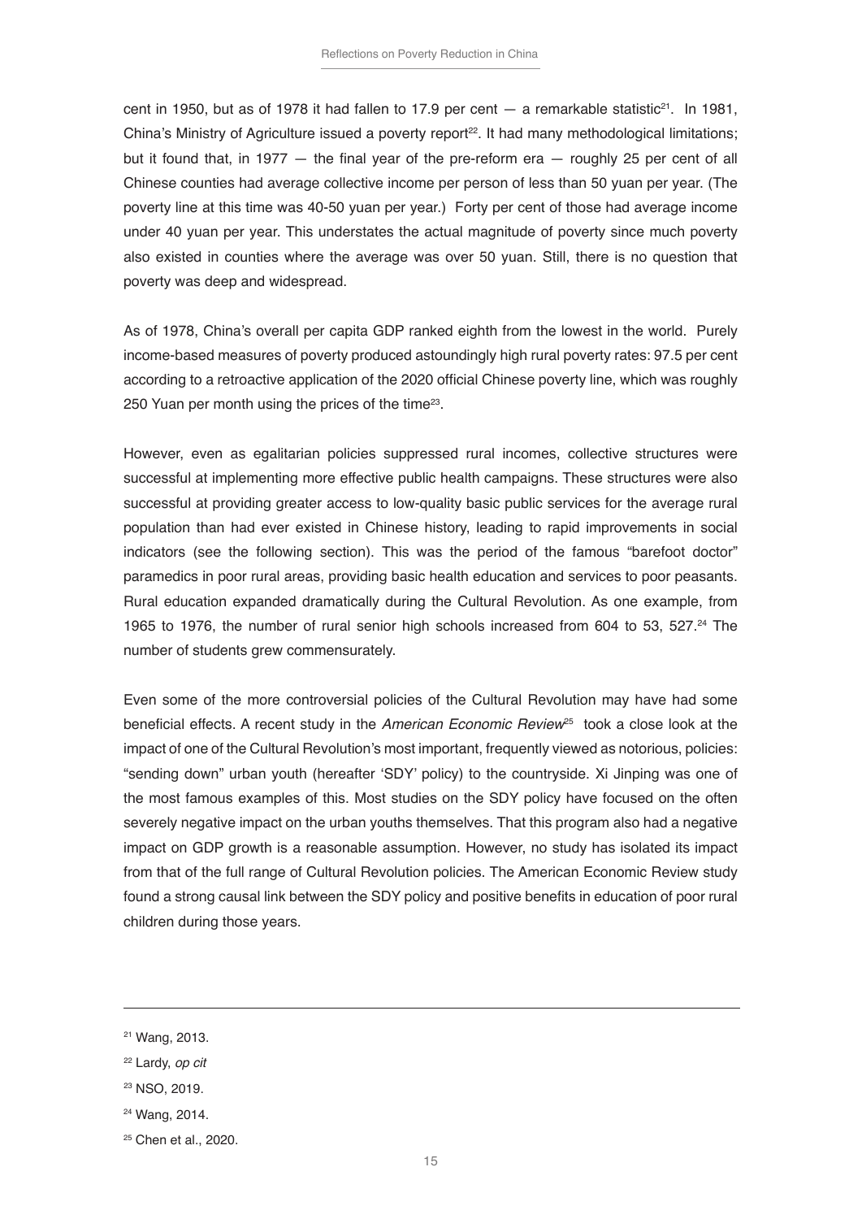cent in 1950, but as of 1978 it had fallen to 17.9 per cent — a remarkable statistic[21]. In 1981, China's Ministry of Agriculture issued a poverty report[22]. It had many methodological limitations; but it found that, in 1977 — the final year of the pre-reform era — roughly 25 per cent of all Chinese counties had average collective income per person of less than 50 yuan per year. (The poverty line at this time was 40-50 yuan per year.) Forty per cent of those had average income under 40 yuan per year. This understates the actual magnitude of poverty since much poverty also existed in counties where the average was over 50 yuan. Still, there is no question that poverty was deep and widespread.

As of 1978, China's overall per capita GDP ranked eighth from the lowest in the world. Purely income-based measures of poverty produced astoundingly high rural poverty rates: 97.5 per cent according to a retroactive application of the 2020 official Chinese poverty line, which was roughly 250 Yuan per month using the prices of the time[23].

However, even as egalitarian policies suppressed rural incomes, collective structures were successful at implementing more effective public health campaigns. These structures were also successful at providing greater access to low-quality basic public services for the average rural population than had ever existed in Chinese history, leading to rapid improvements in social indicators (see the following section). This was the period of the famous "barefoot doctor" paramedics in poor rural areas, providing basic health education and services to poor peasants. Rural education expanded dramatically during the Cultural Revolution. As one example, from 1965 to 1976, the number of rural senior high schools increased from 604 to 53, 527.[24] The number of students grew commensurately.

Even some of the more controversial policies of the Cultural Revolution may have had some beneficial effects. A recent study in the *American Economic Review*[25] took a close look at the impact of one of the Cultural Revolution's most important, frequently viewed as notorious, policies: "sending down" urban youth (hereafter 'SDY' policy) to the countryside. Xi Jinping was one of the most famous examples of this. Most studies on the SDY policy have focused on the often severely negative impact on the urban youths themselves. That this program also had a negative impact on GDP growth is a reasonable assumption. However, no study has isolated its impact from that of the full range of Cultural Revolution policies. The American Economic Review study found a strong causal link between the SDY policy and positive benefits in education of poor rural children during those years.

---

[21] Wang, 2013.

[22] Lardy, *op cit*

[23] NSO, 2019.

[24] Wang, 2014.

[25] Chen et al., 2020.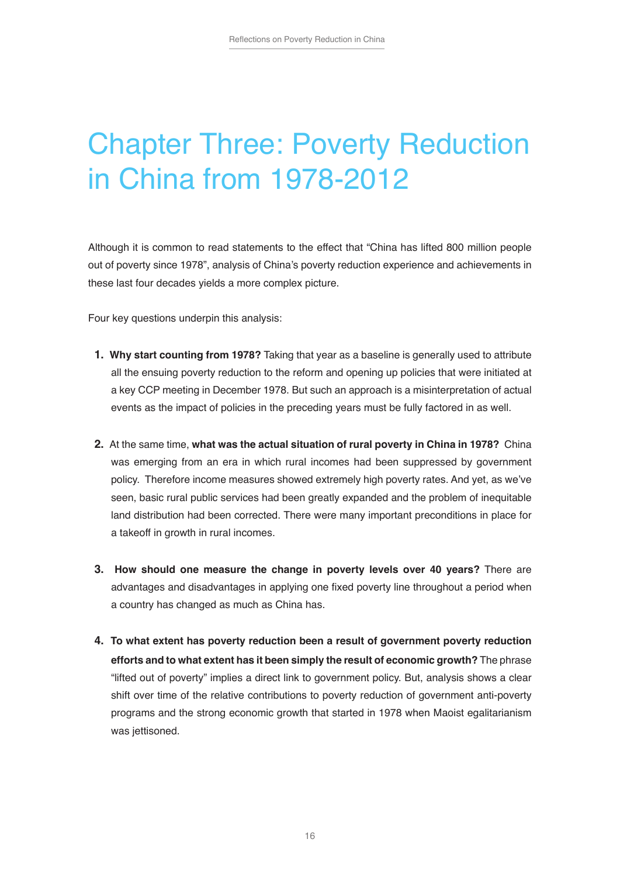# Chapter Three: Poverty Reduction in China from 1978-2012

Although it is common to read statements to the effect that "China has lifted 800 million people out of poverty since 1978", analysis of China's poverty reduction experience and achievements in these last four decades yields a more complex picture.

Four key questions underpin this analysis:

1. **Why start counting from 1978?** Taking that year as a baseline is generally used to attribute all the ensuing poverty reduction to the reform and opening up policies that were initiated at a key CCP meeting in December 1978. But such an approach is a misinterpretation of actual events as the impact of policies in the preceding years must be fully factored in as well.

2. At the same time, **what was the actual situation of rural poverty in China in 1978?** China was emerging from an era in which rural incomes had been suppressed by government policy. Therefore income measures showed extremely high poverty rates. And yet, as we've seen, basic rural public services had been greatly expanded and the problem of inequitable land distribution had been corrected. There were many important preconditions in place for a takeoff in growth in rural incomes.

3. **How should one measure the change in poverty levels over 40 years?** There are advantages and disadvantages in applying one fixed poverty line throughout a period when a country has changed as much as China has.

4. **To what extent has poverty reduction been a result of government poverty reduction efforts and to what extent has it been simply the result of economic growth?** The phrase "lifted out of poverty" implies a direct link to government policy. But, analysis shows a clear shift over time of the relative contributions to poverty reduction of government anti-poverty programs and the strong economic growth that started in 1978 when Maoist egalitarianism was jettisoned.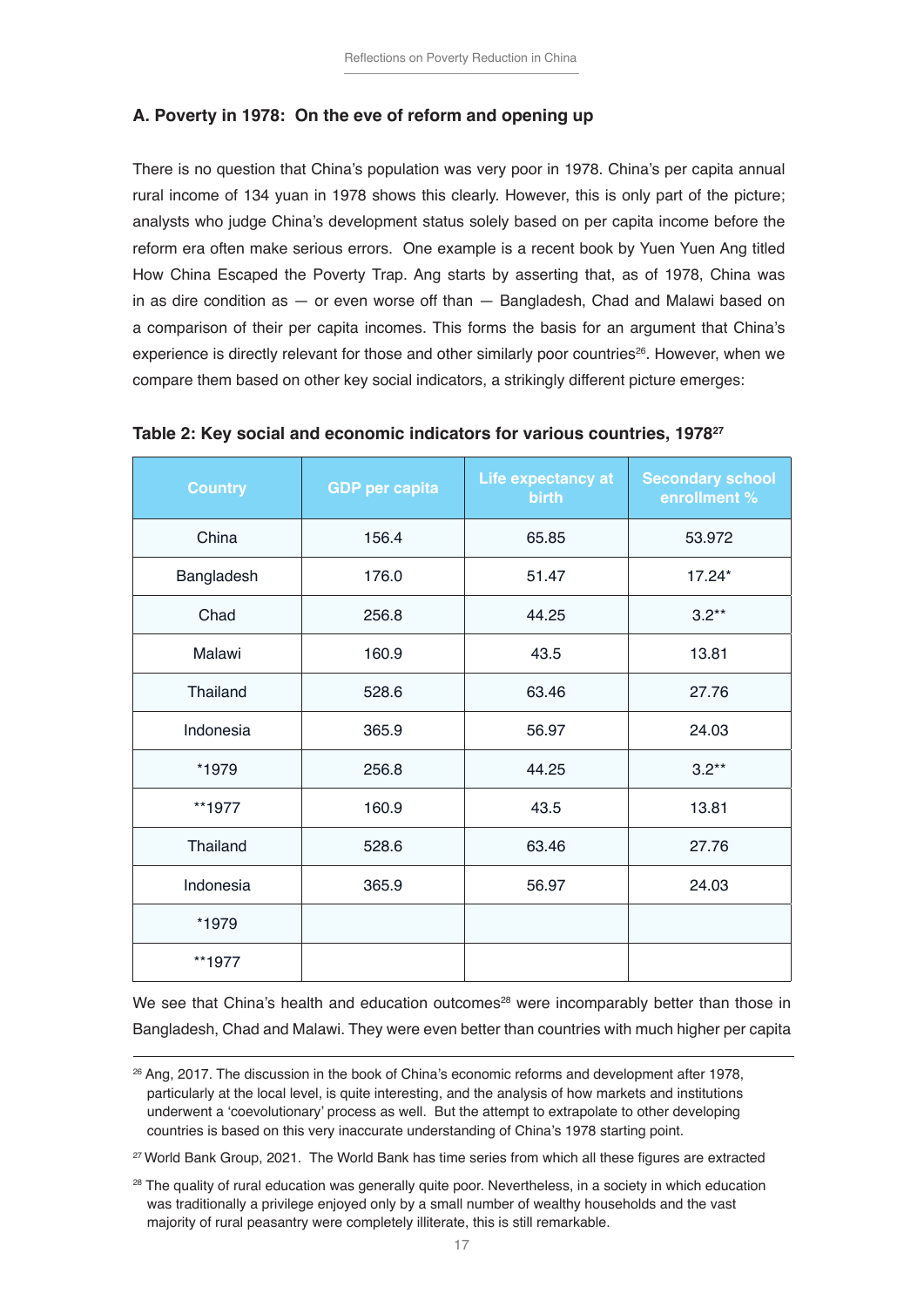### A. Poverty in 1978: On the eve of reform and opening up

There is no question that China's population was very poor in 1978. China's per capita annual rural income of 134 yuan in 1978 shows this clearly. However, this is only part of the picture; analysts who judge China's development status solely based on per capita income before the reform era often make serious errors. One example is a recent book by Yuen Yuen Ang titled How China Escaped the Poverty Trap. Ang starts by asserting that, as of 1978, China was in as dire condition as — or even worse off than — Bangladesh, Chad and Malawi based on a comparison of their per capita incomes. This forms the basis for an argument that China's experience is directly relevant for those and other similarly poor countries[26]. However, when we compare them based on other key social indicators, a strikingly different picture emerges:

**Table 2: Key social and economic indicators for various countries, 1978[27]**

| Country | GDP per capita | Life expectancy at birth | Secondary school enrollment % |
|---|---|---|---|
| China | 156.4 | 65.85 | 53.972 |
| Bangladesh | 176.0 | 51.47 | 17.24* |
| Chad | 256.8 | 44.25 | 3.2** |
| Malawi | 160.9 | 43.5 | 13.81 |
| Thailand | 528.6 | 63.46 | 27.76 |
| Indonesia | 365.9 | 56.97 | 24.03 |
| *1979 | 256.8 | 44.25 | 3.2** |
| **1977 | 160.9 | 43.5 | 13.81 |
| Thailand | 528.6 | 63.46 | 27.76 |
| Indonesia | 365.9 | 56.97 | 24.03 |
| *1979 | | | |
| **1977 | | | |

We see that China's health and education outcomes[28] were incomparably better than those in Bangladesh, Chad and Malawi. They were even better than countries with much higher per capita

---

[26] Ang, 2017. The discussion in the book of China's economic reforms and development after 1978, particularly at the local level, is quite interesting, and the analysis of how markets and institutions underwent a 'coevolutionary' process as well. But the attempt to extrapolate to other developing countries is based on this very inaccurate understanding of China's 1978 starting point.

[27] World Bank Group, 2021. The World Bank has time series from which all these figures are extracted

[28] The quality of rural education was generally quite poor. Nevertheless, in a society in which education was traditionally a privilege enjoyed only by a small number of wealthy households and the vast majority of rural peasantry were completely illiterate, this is still remarkable.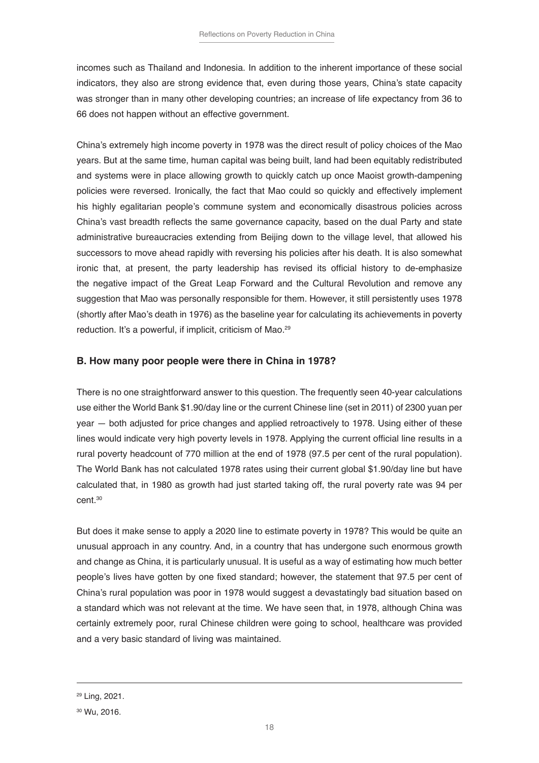incomes such as Thailand and Indonesia. In addition to the inherent importance of these social indicators, they also are strong evidence that, even during those years, China's state capacity was stronger than in many other developing countries; an increase of life expectancy from 36 to 66 does not happen without an effective government.

China's extremely high income poverty in 1978 was the direct result of policy choices of the Mao years. But at the same time, human capital was being built, land had been equitably redistributed and systems were in place allowing growth to quickly catch up once Maoist growth-dampening policies were reversed. Ironically, the fact that Mao could so quickly and effectively implement his highly egalitarian people's commune system and economically disastrous policies across China's vast breadth reflects the same governance capacity, based on the dual Party and state administrative bureaucracies extending from Beijing down to the village level, that allowed his successors to move ahead rapidly with reversing his policies after his death. It is also somewhat ironic that, at present, the party leadership has revised its official history to de-emphasize the negative impact of the Great Leap Forward and the Cultural Revolution and remove any suggestion that Mao was personally responsible for them. However, it still persistently uses 1978 (shortly after Mao's death in 1976) as the baseline year for calculating its achievements in poverty reduction. It's a powerful, if implicit, criticism of Mao.[29]

### B. How many poor people were there in China in 1978?

There is no one straightforward answer to this question. The frequently seen 40-year calculations use either the World Bank $1.90/day line or the current Chinese line (set in 2011) of 2300 yuan per year — both adjusted for price changes and applied retroactively to 1978. Using either of these lines would indicate very high poverty levels in 1978. Applying the current official line results in a rural poverty headcount of 770 million at the end of 1978 (97.5 per cent of the rural population). The World Bank has not calculated 1978 rates using their current global $1.90/day line but have calculated that, in 1980 as growth had just started taking off, the rural poverty rate was 94 per cent.[30]

But does it make sense to apply a 2020 line to estimate poverty in 1978? This would be quite an unusual approach in any country. And, in a country that has undergone such enormous growth and change as China, it is particularly unusual. It is useful as a way of estimating how much better people's lives have gotten by one fixed standard; however, the statement that 97.5 per cent of China's rural population was poor in 1978 would suggest a devastatingly bad situation based on a standard which was not relevant at the time. We have seen that, in 1978, although China was certainly extremely poor, rural Chinese children were going to school, healthcare was provided and a very basic standard of living was maintained.

---

[29] Ling, 2021.

[30] Wu, 2016.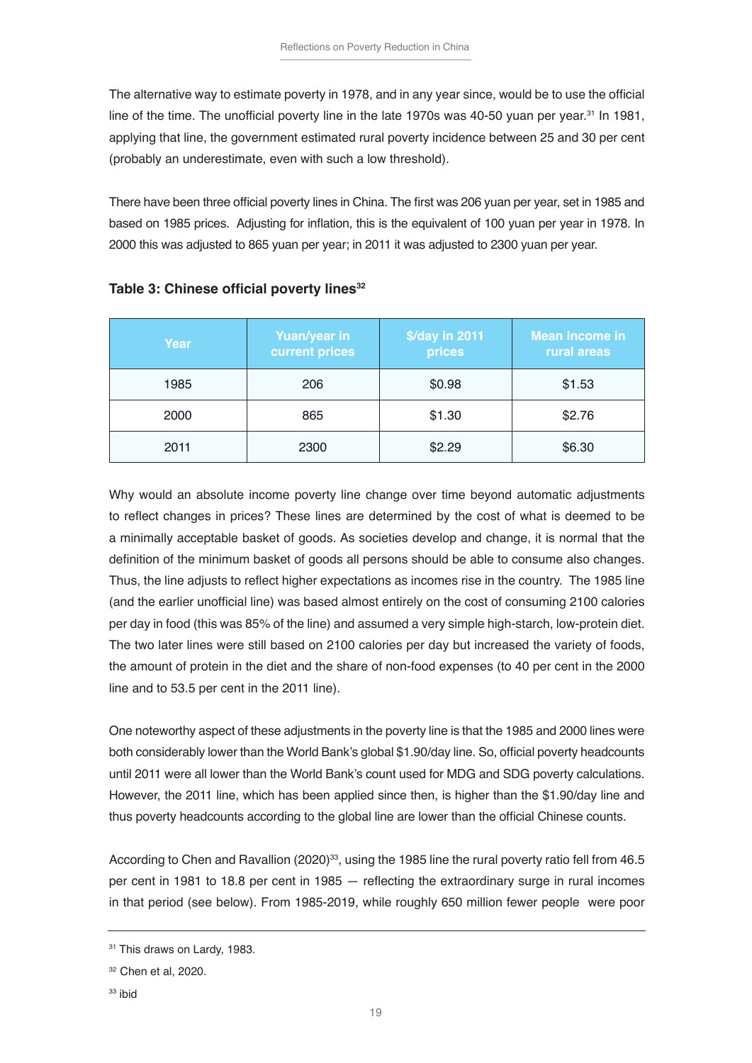The alternative way to estimate poverty in 1978, and in any year since, would be to use the official line of the time. The unofficial poverty line in the late 1970s was 40-50 yuan per year.[31] In 1981, applying that line, the government estimated rural poverty incidence between 25 and 30 per cent (probably an underestimate, even with such a low threshold).

There have been three official poverty lines in China. The first was 206 yuan per year, set in 1985 and based on 1985 prices. Adjusting for inflation, this is the equivalent of 100 yuan per year in 1978. In 2000 this was adjusted to 865 yuan per year; in 2011 it was adjusted to 2300 yuan per year.

**Table 3: Chinese official poverty lines[32]**

| Year | Yuan/year in current prices | $/day in 2011 prices | Mean income in rural areas |
|---|---|---|---|
| 1985 | 206 | $0.98 | $1.53 |
| 2000 | 865 | $1.30 | $2.76 |
| 2011 | 2300 | $2.29 | $6.30 |

Why would an absolute income poverty line change over time beyond automatic adjustments to reflect changes in prices? These lines are determined by the cost of what is deemed to be a minimally acceptable basket of goods. As societies develop and change, it is normal that the definition of the minimum basket of goods all persons should be able to consume also changes. Thus, the line adjusts to reflect higher expectations as incomes rise in the country. The 1985 line (and the earlier unofficial line) was based almost entirely on the cost of consuming 2100 calories per day in food (this was 85% of the line) and assumed a very simple high-starch, low-protein diet. The two later lines were still based on 2100 calories per day but increased the variety of foods, the amount of protein in the diet and the share of non-food expenses (to 40 per cent in the 2000 line and to 53.5 per cent in the 2011 line).

One noteworthy aspect of these adjustments in the poverty line is that the 1985 and 2000 lines were both considerably lower than the World Bank's global $1.90/day line. So, official poverty headcounts until 2011 were all lower than the World Bank's count used for MDG and SDG poverty calculations. However, the 2011 line, which has been applied since then, is higher than the $1.90/day line and thus poverty headcounts according to the global line are lower than the official Chinese counts.

According to Chen and Ravallion (2020)[33], using the 1985 line the rural poverty ratio fell from 46.5 per cent in 1981 to 18.8 per cent in 1985 — reflecting the extraordinary surge in rural incomes in that period (see below). From 1985-2019, while roughly 650 million fewer people were poor

[31] This draws on Lardy, 1983.

[32] Chen et al, 2020.

[33] ibid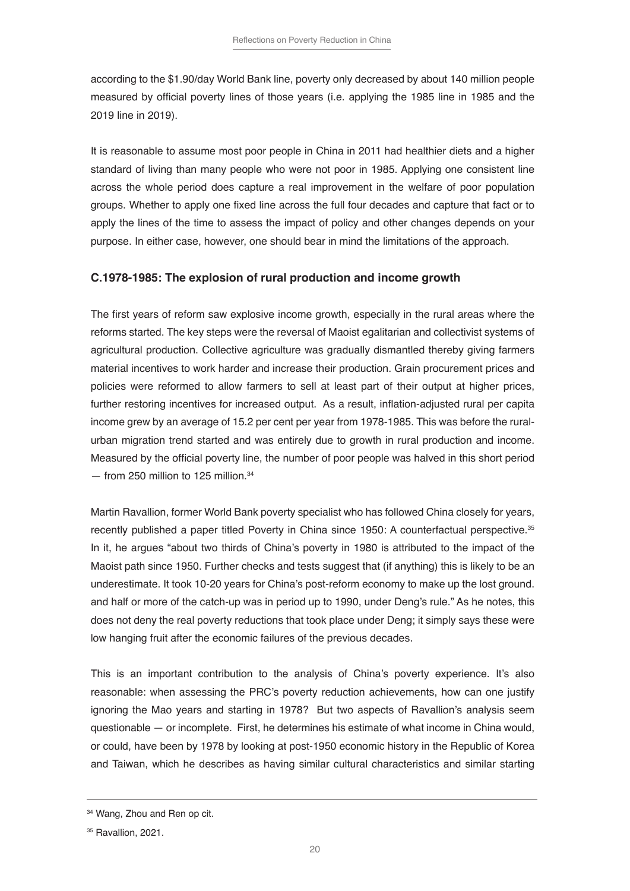according to the $1.90/day World Bank line, poverty only decreased by about 140 million people measured by official poverty lines of those years (i.e. applying the 1985 line in 1985 and the 2019 line in 2019).

It is reasonable to assume most poor people in China in 2011 had healthier diets and a higher standard of living than many people who were not poor in 1985. Applying one consistent line across the whole period does capture a real improvement in the welfare of poor population groups. Whether to apply one fixed line across the full four decades and capture that fact or to apply the lines of the time to assess the impact of policy and other changes depends on your purpose. In either case, however, one should bear in mind the limitations of the approach.

### C.1978-1985: The explosion of rural production and income growth

The first years of reform saw explosive income growth, especially in the rural areas where the reforms started. The key steps were the reversal of Maoist egalitarian and collectivist systems of agricultural production. Collective agriculture was gradually dismantled thereby giving farmers material incentives to work harder and increase their production. Grain procurement prices and policies were reformed to allow farmers to sell at least part of their output at higher prices, further restoring incentives for increased output. As a result, inflation-adjusted rural per capita income grew by an average of 15.2 per cent per year from 1978-1985. This was before the rural-urban migration trend started and was entirely due to growth in rural production and income. Measured by the official poverty line, the number of poor people was halved in this short period — from 250 million to 125 million.[34]

Martin Ravallion, former World Bank poverty specialist who has followed China closely for years, recently published a paper titled Poverty in China since 1950: A counterfactual perspective.[35] In it, he argues "about two thirds of China's poverty in 1980 is attributed to the impact of the Maoist path since 1950. Further checks and tests suggest that (if anything) this is likely to be an underestimate. It took 10-20 years for China's post-reform economy to make up the lost ground. and half or more of the catch-up was in period up to 1990, under Deng's rule." As he notes, this does not deny the real poverty reductions that took place under Deng; it simply says these were low hanging fruit after the economic failures of the previous decades.

This is an important contribution to the analysis of China's poverty experience. It's also reasonable: when assessing the PRC's poverty reduction achievements, how can one justify ignoring the Mao years and starting in 1978? But two aspects of Ravallion's analysis seem questionable — or incomplete. First, he determines his estimate of what income in China would, or could, have been by 1978 by looking at post-1950 economic history in the Republic of Korea and Taiwan, which he describes as having similar cultural characteristics and similar starting

---

[34] Wang, Zhou and Ren op cit.

[35] Ravallion, 2021.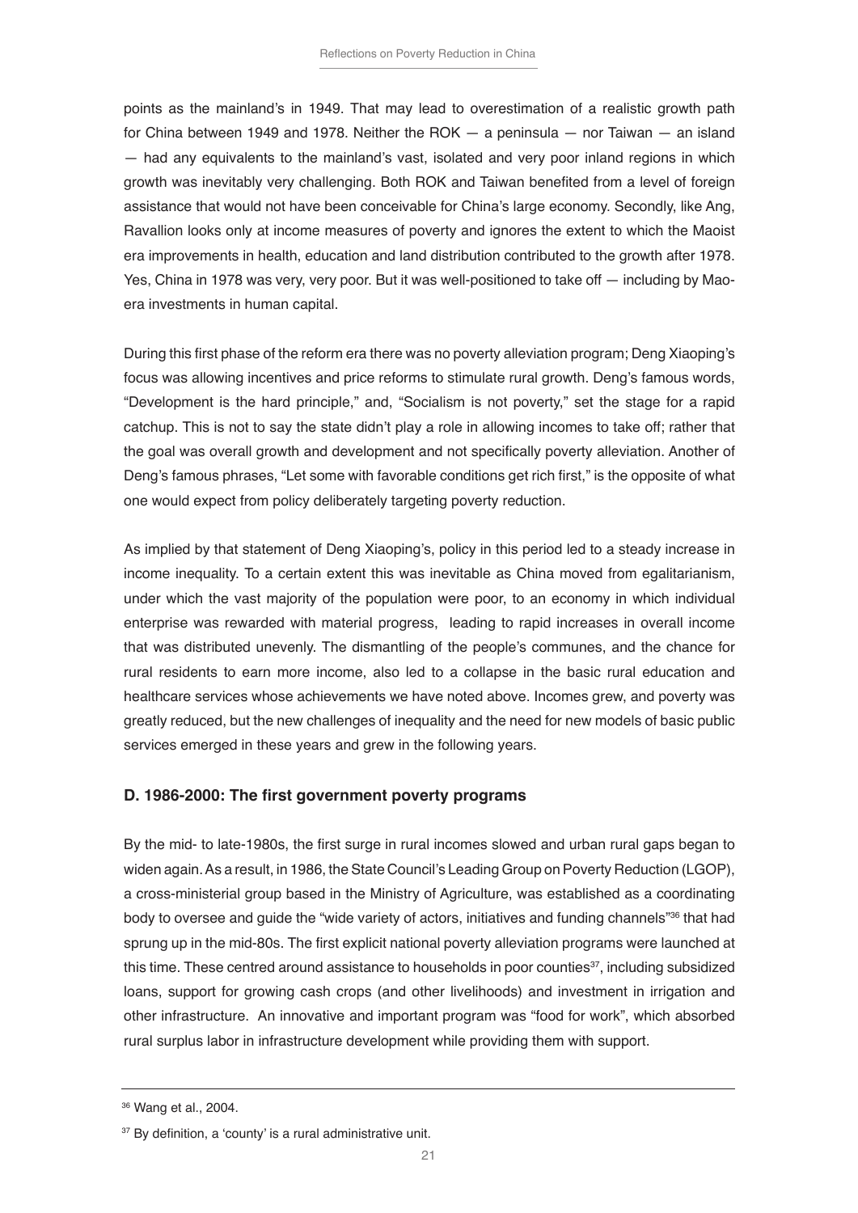points as the mainland's in 1949. That may lead to overestimation of a realistic growth path for China between 1949 and 1978. Neither the ROK — a peninsula — nor Taiwan — an island — had any equivalents to the mainland's vast, isolated and very poor inland regions in which growth was inevitably very challenging. Both ROK and Taiwan benefited from a level of foreign assistance that would not have been conceivable for China's large economy. Secondly, like Ang, Ravallion looks only at income measures of poverty and ignores the extent to which the Maoist era improvements in health, education and land distribution contributed to the growth after 1978. Yes, China in 1978 was very, very poor. But it was well-positioned to take off — including by Mao-era investments in human capital.

During this first phase of the reform era there was no poverty alleviation program; Deng Xiaoping's focus was allowing incentives and price reforms to stimulate rural growth. Deng's famous words, "Development is the hard principle," and, "Socialism is not poverty," set the stage for a rapid catchup. This is not to say the state didn't play a role in allowing incomes to take off; rather that the goal was overall growth and development and not specifically poverty alleviation. Another of Deng's famous phrases, "Let some with favorable conditions get rich first," is the opposite of what one would expect from policy deliberately targeting poverty reduction.

As implied by that statement of Deng Xiaoping's, policy in this period led to a steady increase in income inequality. To a certain extent this was inevitable as China moved from egalitarianism, under which the vast majority of the population were poor, to an economy in which individual enterprise was rewarded with material progress, leading to rapid increases in overall income that was distributed unevenly. The dismantling of the people's communes, and the chance for rural residents to earn more income, also led to a collapse in the basic rural education and healthcare services whose achievements we have noted above. Incomes grew, and poverty was greatly reduced, but the new challenges of inequality and the need for new models of basic public services emerged in these years and grew in the following years.

### D. 1986-2000: The first government poverty programs

By the mid- to late-1980s, the first surge in rural incomes slowed and urban rural gaps began to widen again. As a result, in 1986, the State Council's Leading Group on Poverty Reduction (LGOP), a cross-ministerial group based in the Ministry of Agriculture, was established as a coordinating body to oversee and guide the "wide variety of actors, initiatives and funding channels"[36] that had sprung up in the mid-80s. The first explicit national poverty alleviation programs were launched at this time. These centred around assistance to households in poor counties[37], including subsidized loans, support for growing cash crops (and other livelihoods) and investment in irrigation and other infrastructure. An innovative and important program was "food for work", which absorbed rural surplus labor in infrastructure development while providing them with support.

---

[36] Wang et al., 2004.

[37] By definition, a 'county' is a rural administrative unit.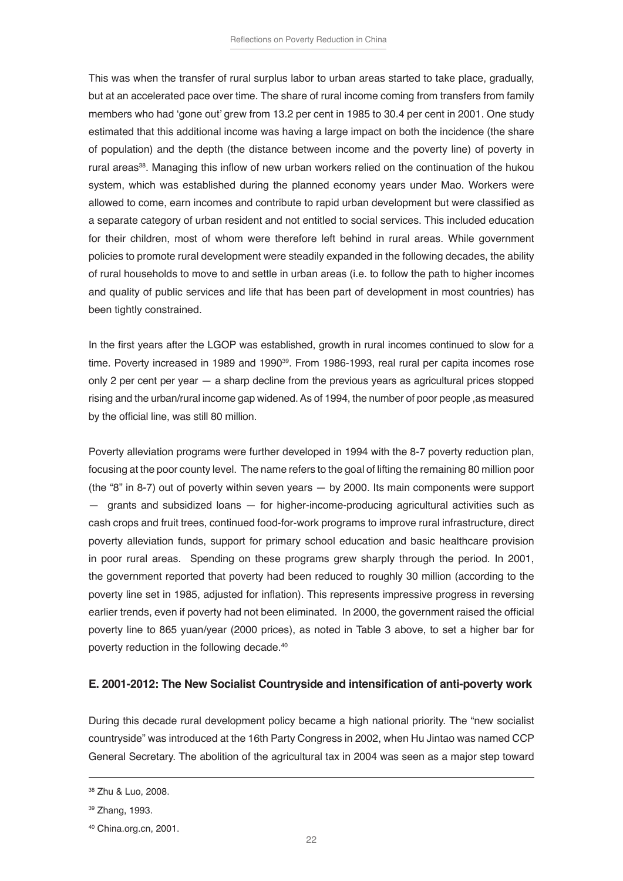This was when the transfer of rural surplus labor to urban areas started to take place, gradually, but at an accelerated pace over time. The share of rural income coming from transfers from family members who had 'gone out' grew from 13.2 per cent in 1985 to 30.4 per cent in 2001. One study estimated that this additional income was having a large impact on both the incidence (the share of population) and the depth (the distance between income and the poverty line) of poverty in rural areas[38]. Managing this inflow of new urban workers relied on the continuation of the hukou system, which was established during the planned economy years under Mao. Workers were allowed to come, earn incomes and contribute to rapid urban development but were classified as a separate category of urban resident and not entitled to social services. This included education for their children, most of whom were therefore left behind in rural areas. While government policies to promote rural development were steadily expanded in the following decades, the ability of rural households to move to and settle in urban areas (i.e. to follow the path to higher incomes and quality of public services and life that has been part of development in most countries) has been tightly constrained.

In the first years after the LGOP was established, growth in rural incomes continued to slow for a time. Poverty increased in 1989 and 1990[39]. From 1986-1993, real rural per capita incomes rose only 2 per cent per year — a sharp decline from the previous years as agricultural prices stopped rising and the urban/rural income gap widened. As of 1994, the number of poor people ,as measured by the official line, was still 80 million.

Poverty alleviation programs were further developed in 1994 with the 8-7 poverty reduction plan, focusing at the poor county level. The name refers to the goal of lifting the remaining 80 million poor (the "8" in 8-7) out of poverty within seven years — by 2000. Its main components were support — grants and subsidized loans — for higher-income-producing agricultural activities such as cash crops and fruit trees, continued food-for-work programs to improve rural infrastructure, direct poverty alleviation funds, support for primary school education and basic healthcare provision in poor rural areas. Spending on these programs grew sharply through the period. In 2001, the government reported that poverty had been reduced to roughly 30 million (according to the poverty line set in 1985, adjusted for inflation). This represents impressive progress in reversing earlier trends, even if poverty had not been eliminated. In 2000, the government raised the official poverty line to 865 yuan/year (2000 prices), as noted in Table 3 above, to set a higher bar for poverty reduction in the following decade.[40]

### E. 2001-2012: The New Socialist Countryside and intensification of anti-poverty work

During this decade rural development policy became a high national priority. The "new socialist countryside" was introduced at the 16th Party Congress in 2002, when Hu Jintao was named CCP General Secretary. The abolition of the agricultural tax in 2004 was seen as a major step toward

---

[38] Zhu & Luo, 2008.

[39] Zhang, 1993.

[40] China.org.cn, 2001.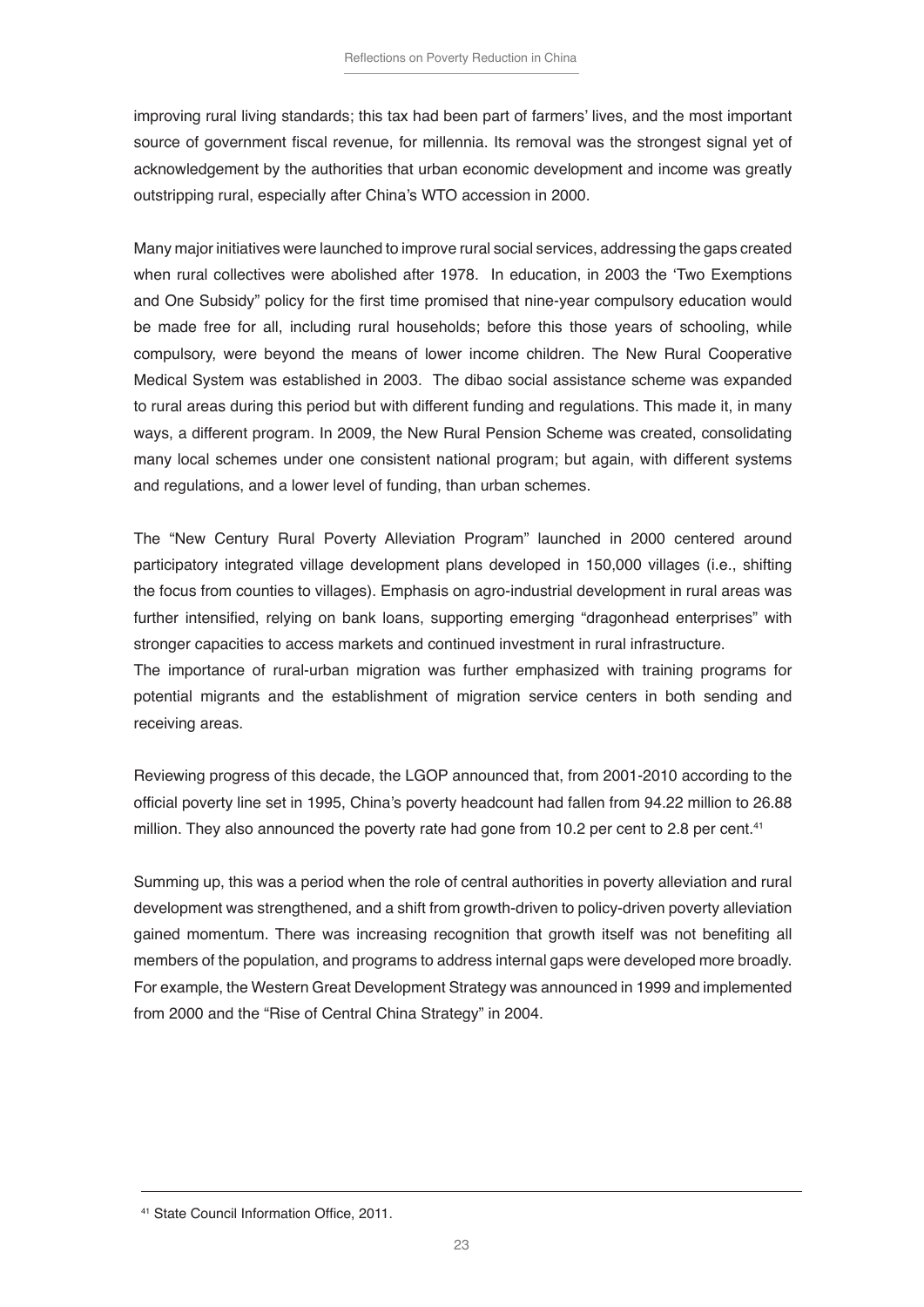improving rural living standards; this tax had been part of farmers' lives, and the most important source of government fiscal revenue, for millennia. Its removal was the strongest signal yet of acknowledgement by the authorities that urban economic development and income was greatly outstripping rural, especially after China's WTO accession in 2000.

Many major initiatives were launched to improve rural social services, addressing the gaps created when rural collectives were abolished after 1978. In education, in 2003 the 'Two Exemptions and One Subsidy" policy for the first time promised that nine-year compulsory education would be made free for all, including rural households; before this those years of schooling, while compulsory, were beyond the means of lower income children. The New Rural Cooperative Medical System was established in 2003. The dibao social assistance scheme was expanded to rural areas during this period but with different funding and regulations. This made it, in many ways, a different program. In 2009, the New Rural Pension Scheme was created, consolidating many local schemes under one consistent national program; but again, with different systems and regulations, and a lower level of funding, than urban schemes.

The "New Century Rural Poverty Alleviation Program" launched in 2000 centered around participatory integrated village development plans developed in 150,000 villages (i.e., shifting the focus from counties to villages). Emphasis on agro-industrial development in rural areas was further intensified, relying on bank loans, supporting emerging "dragonhead enterprises" with stronger capacities to access markets and continued investment in rural infrastructure.
The importance of rural-urban migration was further emphasized with training programs for potential migrants and the establishment of migration service centers in both sending and receiving areas.

Reviewing progress of this decade, the LGOP announced that, from 2001-2010 according to the official poverty line set in 1995, China's poverty headcount had fallen from 94.22 million to 26.88 million. They also announced the poverty rate had gone from 10.2 per cent to 2.8 per cent.[41]

Summing up, this was a period when the role of central authorities in poverty alleviation and rural development was strengthened, and a shift from growth-driven to policy-driven poverty alleviation gained momentum. There was increasing recognition that growth itself was not benefiting all members of the population, and programs to address internal gaps were developed more broadly. For example, the Western Great Development Strategy was announced in 1999 and implemented from 2000 and the "Rise of Central China Strategy" in 2004.

[41] State Council Information Office, 2011.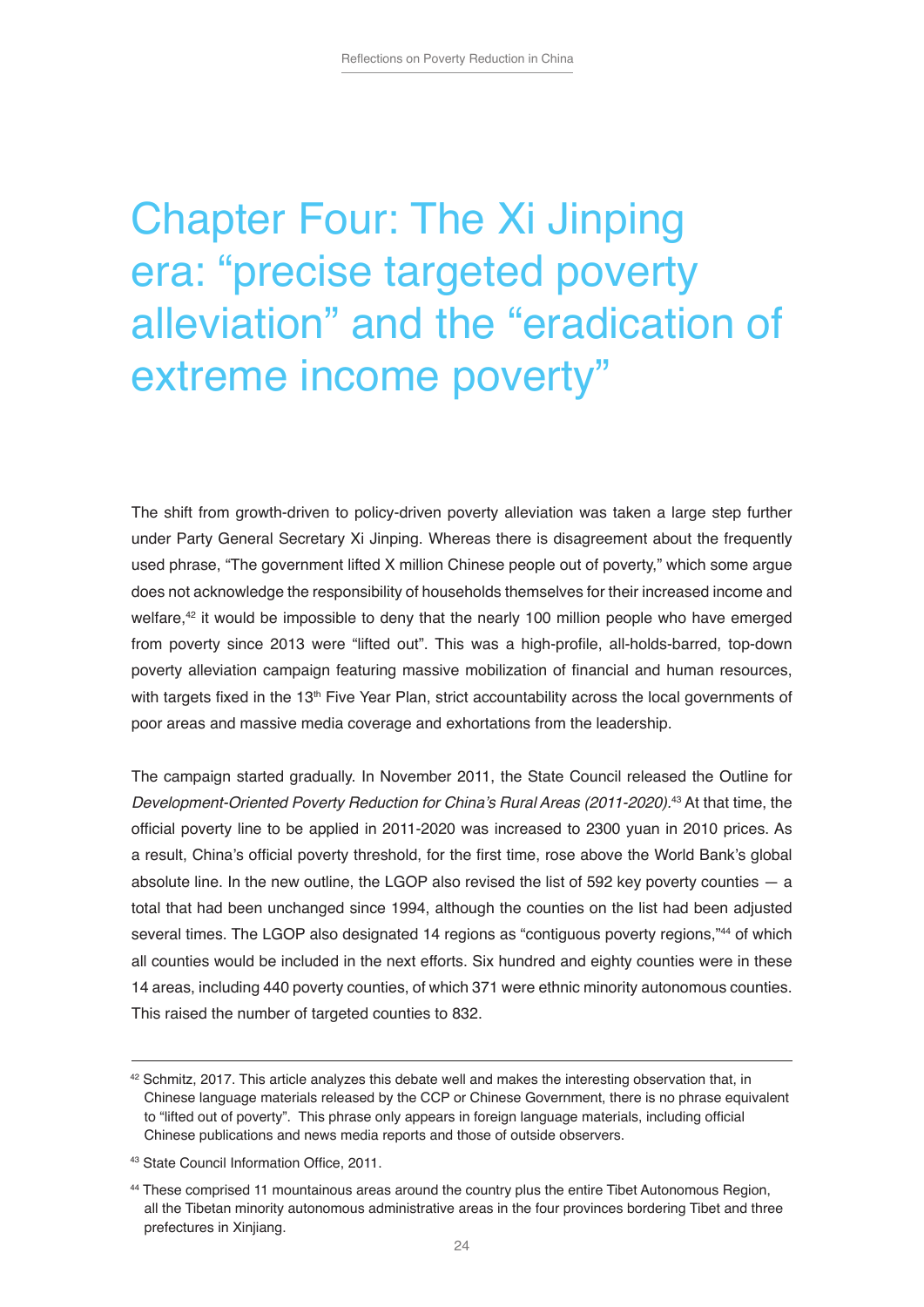# Chapter Four: The Xi Jinping era: "precise targeted poverty alleviation" and the "eradication of extreme income poverty"

The shift from growth-driven to policy-driven poverty alleviation was taken a large step further under Party General Secretary Xi Jinping. Whereas there is disagreement about the frequently used phrase, "The government lifted X million Chinese people out of poverty," which some argue does not acknowledge the responsibility of households themselves for their increased income and welfare,[42] it would be impossible to deny that the nearly 100 million people who have emerged from poverty since 2013 were "lifted out". This was a high-profile, all-holds-barred, top-down poverty alleviation campaign featuring massive mobilization of financial and human resources, with targets fixed in the 13th Five Year Plan, strict accountability across the local governments of poor areas and massive media coverage and exhortations from the leadership.

The campaign started gradually. In November 2011, the State Council released the Outline for *Development-Oriented Poverty Reduction for China's Rural Areas (2011-2020).*[43] At that time, the official poverty line to be applied in 2011-2020 was increased to 2300 yuan in 2010 prices. As a result, China's official poverty threshold, for the first time, rose above the World Bank's global absolute line. In the new outline, the LGOP also revised the list of 592 key poverty counties — a total that had been unchanged since 1994, although the counties on the list had been adjusted several times. The LGOP also designated 14 regions as "contiguous poverty regions,"[44] of which all counties would be included in the next efforts. Six hundred and eighty counties were in these 14 areas, including 440 poverty counties, of which 371 were ethnic minority autonomous counties. This raised the number of targeted counties to 832.

---

[42] Schmitz, 2017. This article analyzes this debate well and makes the interesting observation that, in Chinese language materials released by the CCP or Chinese Government, there is no phrase equivalent to "lifted out of poverty". This phrase only appears in foreign language materials, including official Chinese publications and news media reports and those of outside observers.

[43] State Council Information Office, 2011.

[44] These comprised 11 mountainous areas around the country plus the entire Tibet Autonomous Region, all the Tibetan minority autonomous administrative areas in the four provinces bordering Tibet and three prefectures in Xinjiang.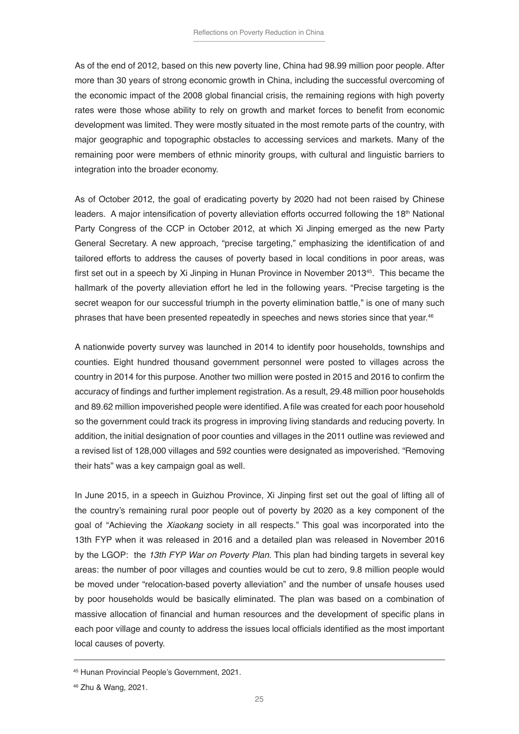As of the end of 2012, based on this new poverty line, China had 98.99 million poor people. After more than 30 years of strong economic growth in China, including the successful overcoming of the economic impact of the 2008 global financial crisis, the remaining regions with high poverty rates were those whose ability to rely on growth and market forces to benefit from economic development was limited. They were mostly situated in the most remote parts of the country, with major geographic and topographic obstacles to accessing services and markets. Many of the remaining poor were members of ethnic minority groups, with cultural and linguistic barriers to integration into the broader economy.

As of October 2012, the goal of eradicating poverty by 2020 had not been raised by Chinese leaders. A major intensification of poverty alleviation efforts occurred following the 18th National Party Congress of the CCP in October 2012, at which Xi Jinping emerged as the new Party General Secretary. A new approach, "precise targeting," emphasizing the identification of and tailored efforts to address the causes of poverty based in local conditions in poor areas, was first set out in a speech by Xi Jinping in Hunan Province in November 2013[45]. This became the hallmark of the poverty alleviation effort he led in the following years. "Precise targeting is the secret weapon for our successful triumph in the poverty elimination battle," is one of many such phrases that have been presented repeatedly in speeches and news stories since that year.[46]

A nationwide poverty survey was launched in 2014 to identify poor households, townships and counties. Eight hundred thousand government personnel were posted to villages across the country in 2014 for this purpose. Another two million were posted in 2015 and 2016 to confirm the accuracy of findings and further implement registration. As a result, 29.48 million poor households and 89.62 million impoverished people were identified. A file was created for each poor household so the government could track its progress in improving living standards and reducing poverty. In addition, the initial designation of poor counties and villages in the 2011 outline was reviewed and a revised list of 128,000 villages and 592 counties were designated as impoverished. "Removing their hats" was a key campaign goal as well.

In June 2015, in a speech in Guizhou Province, Xi Jinping first set out the goal of lifting all of the country's remaining rural poor people out of poverty by 2020 as a key component of the goal of "Achieving the *Xiaokang* society in all respects." This goal was incorporated into the 13th FYP when it was released in 2016 and a detailed plan was released in November 2016 by the LGOP: the *13th FYP War on Poverty Plan*. This plan had binding targets in several key areas: the number of poor villages and counties would be cut to zero, 9.8 million people would be moved under "relocation-based poverty alleviation" and the number of unsafe houses used by poor households would be basically eliminated. The plan was based on a combination of massive allocation of financial and human resources and the development of specific plans in each poor village and county to address the issues local officials identified as the most important local causes of poverty.

[45] Hunan Provincial People's Government, 2021.

[46] Zhu & Wang, 2021.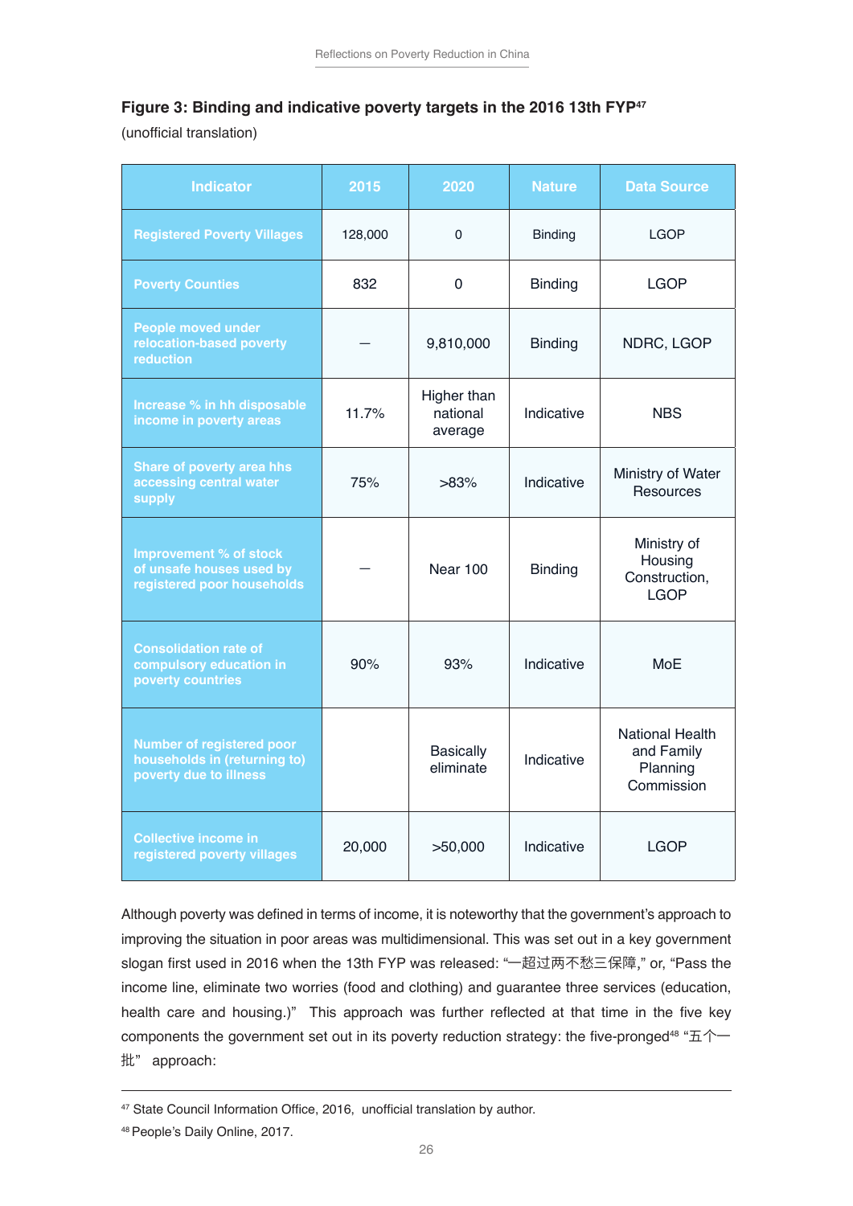**Figure 3: Binding and indicative poverty targets in the 2016 13th FYP**[47]

(unofficial translation)

| Indicator | 2015 | 2020 | Nature | Data Source |
|---|---|---|---|---|
| Registered Poverty Villages | 128,000 | 0 | Binding | LGOP |
| Poverty Counties | 832 | 0 | Binding | LGOP |
| People moved under relocation-based poverty reduction | — | 9,810,000 | Binding | NDRC, LGOP |
| Increase % in hh disposable income in poverty areas | 11.7% | Higher than national average | Indicative | NBS |
| Share of poverty area hhs accessing central water supply | 75% | >83% | Indicative | Ministry of Water Resources |
| Improvement % of stock of unsafe houses used by registered poor households | — | Near 100 | Binding | Ministry of Housing Construction, LGOP |
| Consolidation rate of compulsory education in poverty countries | 90% | 93% | Indicative | MoE |
| Number of registered poor households in (returning to) poverty due to illness | | Basically eliminate | Indicative | National Health and Family Planning Commission |
| Collective income in registered poverty villages | 20,000 | >50,000 | Indicative | LGOP |

Although poverty was defined in terms of income, it is noteworthy that the government's approach to improving the situation in poor areas was multidimensional. This was set out in a key government slogan first used in 2016 when the 13th FYP was released: "一超过两不愁三保障," or, "Pass the income line, eliminate two worries (food and clothing) and guarantee three services (education, health care and housing.)" This approach was further reflected at that time in the five key components the government set out in its poverty reduction strategy: the five-pronged[48] "五个一批" approach:

---

[47] State Council Information Office, 2016, unofficial translation by author.

[48] People's Daily Online, 2017.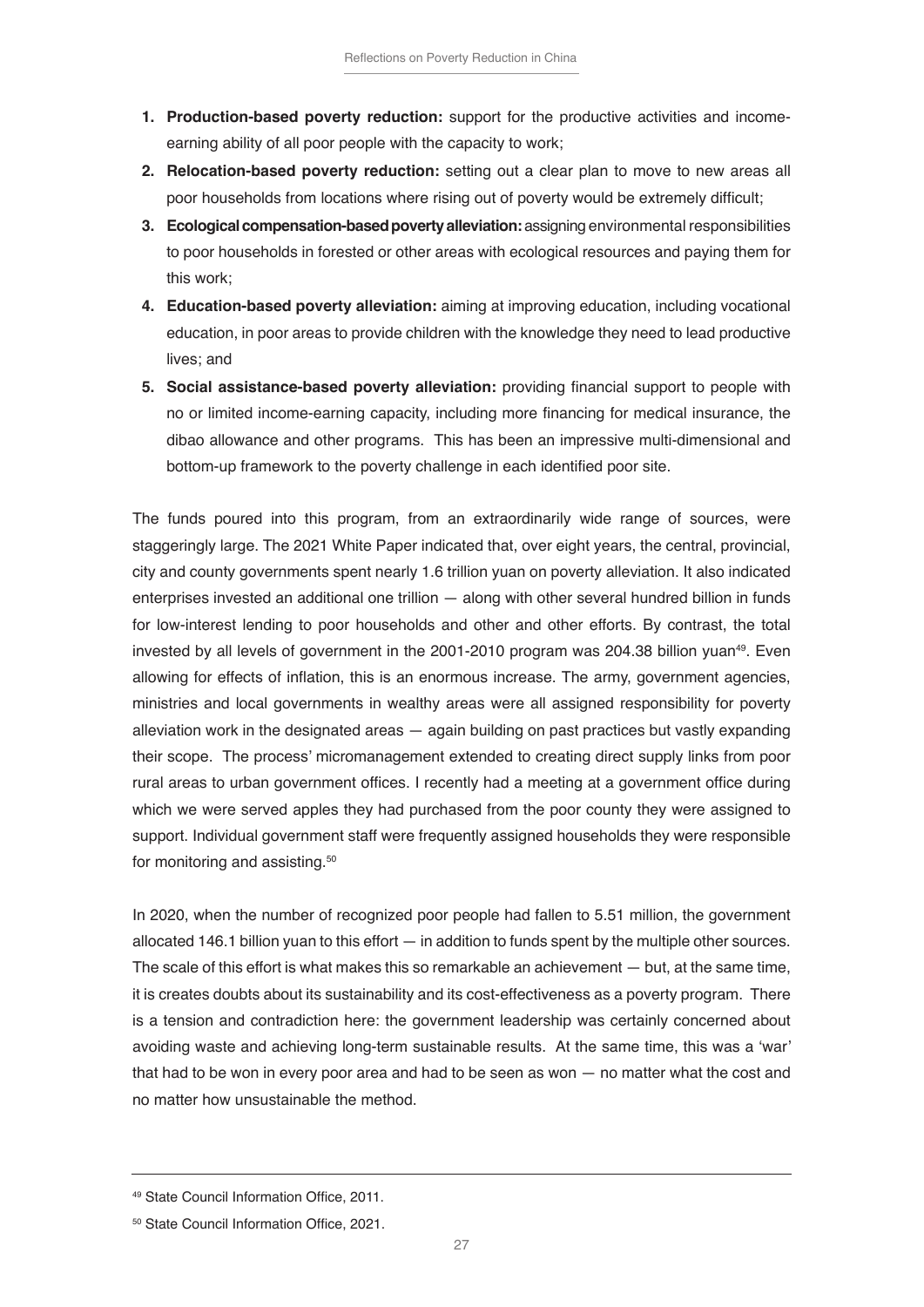1. **Production-based poverty reduction:** support for the productive activities and income-earning ability of all poor people with the capacity to work;
2. **Relocation-based poverty reduction:** setting out a clear plan to move to new areas all poor households from locations where rising out of poverty would be extremely difficult;
3. **Ecological compensation-based poverty alleviation:** assigning environmental responsibilities to poor households in forested or other areas with ecological resources and paying them for this work;
4. **Education-based poverty alleviation:** aiming at improving education, including vocational education, in poor areas to provide children with the knowledge they need to lead productive lives; and
5. **Social assistance-based poverty alleviation:** providing financial support to people with no or limited income-earning capacity, including more financing for medical insurance, the dibao allowance and other programs. This has been an impressive multi-dimensional and bottom-up framework to the poverty challenge in each identified poor site.

The funds poured into this program, from an extraordinarily wide range of sources, were staggeringly large. The 2021 White Paper indicated that, over eight years, the central, provincial, city and county governments spent nearly 1.6 trillion yuan on poverty alleviation. It also indicated enterprises invested an additional one trillion — along with other several hundred billion in funds for low-interest lending to poor households and other and other efforts. By contrast, the total invested by all levels of government in the 2001-2010 program was 204.38 billion yuan[49]. Even allowing for effects of inflation, this is an enormous increase. The army, government agencies, ministries and local governments in wealthy areas were all assigned responsibility for poverty alleviation work in the designated areas — again building on past practices but vastly expanding their scope. The process' micromanagement extended to creating direct supply links from poor rural areas to urban government offices. I recently had a meeting at a government office during which we were served apples they had purchased from the poor county they were assigned to support. Individual government staff were frequently assigned households they were responsible for monitoring and assisting.[50]

In 2020, when the number of recognized poor people had fallen to 5.51 million, the government allocated 146.1 billion yuan to this effort — in addition to funds spent by the multiple other sources. The scale of this effort is what makes this so remarkable an achievement — but, at the same time, it is creates doubts about its sustainability and its cost-effectiveness as a poverty program. There is a tension and contradiction here: the government leadership was certainly concerned about avoiding waste and achieving long-term sustainable results. At the same time, this was a 'war' that had to be won in every poor area and had to be seen as won — no matter what the cost and no matter how unsustainable the method.

---

[49] State Council Information Office, 2011.

[50] State Council Information Office, 2021.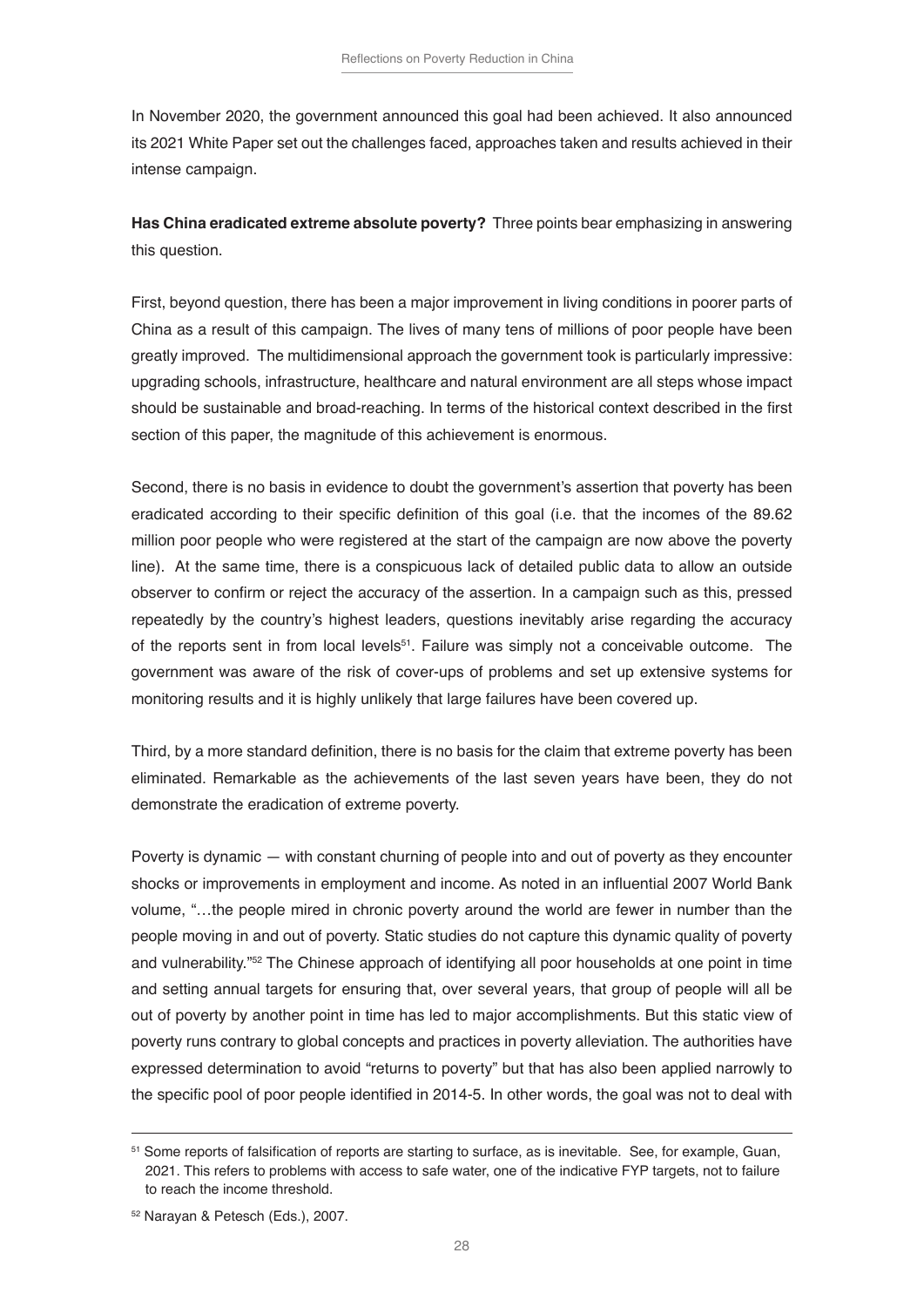In November 2020, the government announced this goal had been achieved. It also announced its 2021 White Paper set out the challenges faced, approaches taken and results achieved in their intense campaign.

**Has China eradicated extreme absolute poverty?** Three points bear emphasizing in answering this question.

First, beyond question, there has been a major improvement in living conditions in poorer parts of China as a result of this campaign. The lives of many tens of millions of poor people have been greatly improved. The multidimensional approach the government took is particularly impressive: upgrading schools, infrastructure, healthcare and natural environment are all steps whose impact should be sustainable and broad-reaching. In terms of the historical context described in the first section of this paper, the magnitude of this achievement is enormous.

Second, there is no basis in evidence to doubt the government's assertion that poverty has been eradicated according to their specific definition of this goal (i.e. that the incomes of the 89.62 million poor people who were registered at the start of the campaign are now above the poverty line). At the same time, there is a conspicuous lack of detailed public data to allow an outside observer to confirm or reject the accuracy of the assertion. In a campaign such as this, pressed repeatedly by the country's highest leaders, questions inevitably arise regarding the accuracy of the reports sent in from local levels[51]. Failure was simply not a conceivable outcome. The government was aware of the risk of cover-ups of problems and set up extensive systems for monitoring results and it is highly unlikely that large failures have been covered up.

Third, by a more standard definition, there is no basis for the claim that extreme poverty has been eliminated. Remarkable as the achievements of the last seven years have been, they do not demonstrate the eradication of extreme poverty.

Poverty is dynamic — with constant churning of people into and out of poverty as they encounter shocks or improvements in employment and income. As noted in an influential 2007 World Bank volume, "…the people mired in chronic poverty around the world are fewer in number than the people moving in and out of poverty. Static studies do not capture this dynamic quality of poverty and vulnerability."[52] The Chinese approach of identifying all poor households at one point in time and setting annual targets for ensuring that, over several years, that group of people will all be out of poverty by another point in time has led to major accomplishments. But this static view of poverty runs contrary to global concepts and practices in poverty alleviation. The authorities have expressed determination to avoid "returns to poverty" but that has also been applied narrowly to the specific pool of poor people identified in 2014-5. In other words, the goal was not to deal with

[51] Some reports of falsification of reports are starting to surface, as is inevitable. See, for example, Guan, 2021. This refers to problems with access to safe water, one of the indicative FYP targets, not to failure to reach the income threshold.

[52] Narayan & Petesch (Eds.), 2007.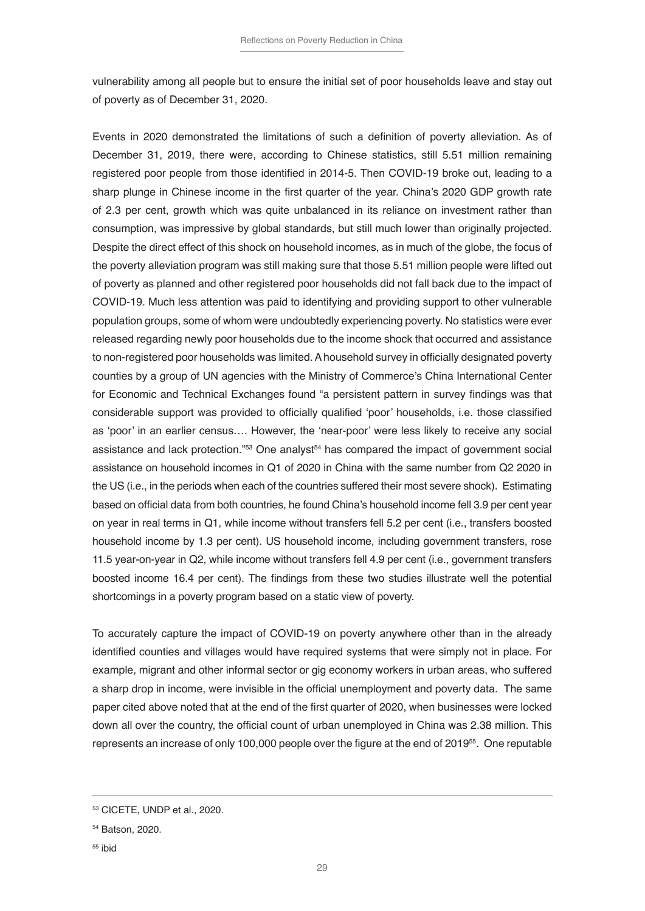vulnerability among all people but to ensure the initial set of poor households leave and stay out of poverty as of December 31, 2020.

Events in 2020 demonstrated the limitations of such a definition of poverty alleviation. As of December 31, 2019, there were, according to Chinese statistics, still 5.51 million remaining registered poor people from those identified in 2014-5. Then COVID-19 broke out, leading to a sharp plunge in Chinese income in the first quarter of the year. China's 2020 GDP growth rate of 2.3 per cent, growth which was quite unbalanced in its reliance on investment rather than consumption, was impressive by global standards, but still much lower than originally projected. Despite the direct effect of this shock on household incomes, as in much of the globe, the focus of the poverty alleviation program was still making sure that those 5.51 million people were lifted out of poverty as planned and other registered poor households did not fall back due to the impact of COVID-19. Much less attention was paid to identifying and providing support to other vulnerable population groups, some of whom were undoubtedly experiencing poverty. No statistics were ever released regarding newly poor households due to the income shock that occurred and assistance to non-registered poor households was limited. A household survey in officially designated poverty counties by a group of UN agencies with the Ministry of Commerce's China International Center for Economic and Technical Exchanges found "a persistent pattern in survey findings was that considerable support was provided to officially qualified 'poor' households, i.e. those classified as 'poor' in an earlier census…. However, the 'near-poor' were less likely to receive any social assistance and lack protection."[53] One analyst[54] has compared the impact of government social assistance on household incomes in Q1 of 2020 in China with the same number from Q2 2020 in the US (i.e., in the periods when each of the countries suffered their most severe shock). Estimating based on official data from both countries, he found China's household income fell 3.9 per cent year on year in real terms in Q1, while income without transfers fell 5.2 per cent (i.e., transfers boosted household income by 1.3 per cent). US household income, including government transfers, rose 11.5 year-on-year in Q2, while income without transfers fell 4.9 per cent (i.e., government transfers boosted income 16.4 per cent). The findings from these two studies illustrate well the potential shortcomings in a poverty program based on a static view of poverty.

To accurately capture the impact of COVID-19 on poverty anywhere other than in the already identified counties and villages would have required systems that were simply not in place. For example, migrant and other informal sector or gig economy workers in urban areas, who suffered a sharp drop in income, were invisible in the official unemployment and poverty data. The same paper cited above noted that at the end of the first quarter of 2020, when businesses were locked down all over the country, the official count of urban unemployed in China was 2.38 million. This represents an increase of only 100,000 people over the figure at the end of 2019[55]. One reputable

[53] CICETE, UNDP et al., 2020.

[54] Batson, 2020.

[55] ibid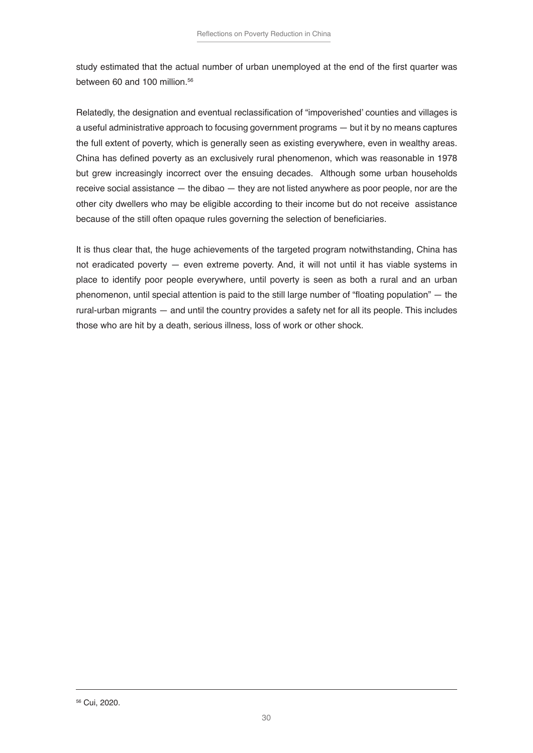study estimated that the actual number of urban unemployed at the end of the first quarter was between 60 and 100 million.[56]

Relatedly, the designation and eventual reclassification of "impoverished' counties and villages is a useful administrative approach to focusing government programs — but it by no means captures the full extent of poverty, which is generally seen as existing everywhere, even in wealthy areas. China has defined poverty as an exclusively rural phenomenon, which was reasonable in 1978 but grew increasingly incorrect over the ensuing decades. Although some urban households receive social assistance — the dibao — they are not listed anywhere as poor people, nor are the other city dwellers who may be eligible according to their income but do not receive assistance because of the still often opaque rules governing the selection of beneficiaries.

It is thus clear that, the huge achievements of the targeted program notwithstanding, China has not eradicated poverty — even extreme poverty. And, it will not until it has viable systems in place to identify poor people everywhere, until poverty is seen as both a rural and an urban phenomenon, until special attention is paid to the still large number of "floating population" — the rural-urban migrants — and until the country provides a safety net for all its people. This includes those who are hit by a death, serious illness, loss of work or other shock.

---

[56] Cui, 2020.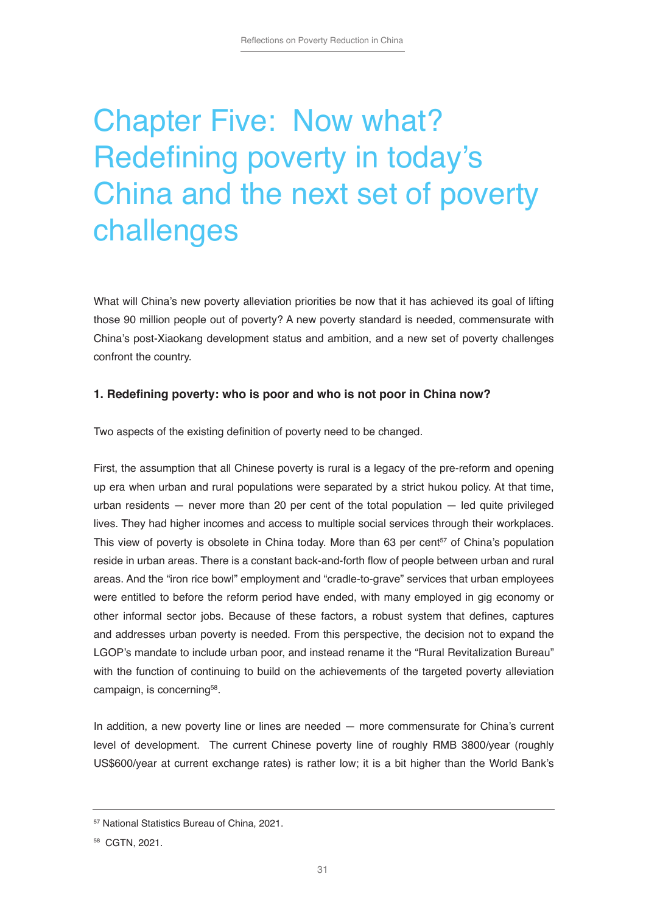# Chapter Five: Now what? Redefining poverty in today's China and the next set of poverty challenges

What will China's new poverty alleviation priorities be now that it has achieved its goal of lifting those 90 million people out of poverty? A new poverty standard is needed, commensurate with China's post-Xiaokang development status and ambition, and a new set of poverty challenges confront the country.

### 1. Redefining poverty: who is poor and who is not poor in China now?

Two aspects of the existing definition of poverty need to be changed.

First, the assumption that all Chinese poverty is rural is a legacy of the pre-reform and opening up era when urban and rural populations were separated by a strict hukou policy. At that time, urban residents — never more than 20 per cent of the total population — led quite privileged lives. They had higher incomes and access to multiple social services through their workplaces. This view of poverty is obsolete in China today. More than 63 per cent[57] of China's population reside in urban areas. There is a constant back-and-forth flow of people between urban and rural areas. And the "iron rice bowl" employment and "cradle-to-grave" services that urban employees were entitled to before the reform period have ended, with many employed in gig economy or other informal sector jobs. Because of these factors, a robust system that defines, captures and addresses urban poverty is needed. From this perspective, the decision not to expand the LGOP's mandate to include urban poor, and instead rename it the "Rural Revitalization Bureau" with the function of continuing to build on the achievements of the targeted poverty alleviation campaign, is concerning[58].

In addition, a new poverty line or lines are needed — more commensurate for China's current level of development. The current Chinese poverty line of roughly RMB 3800/year (roughly US$600/year at current exchange rates) is rather low; it is a bit higher than the World Bank's

---

[57] National Statistics Bureau of China, 2021.

[58] CGTN, 2021.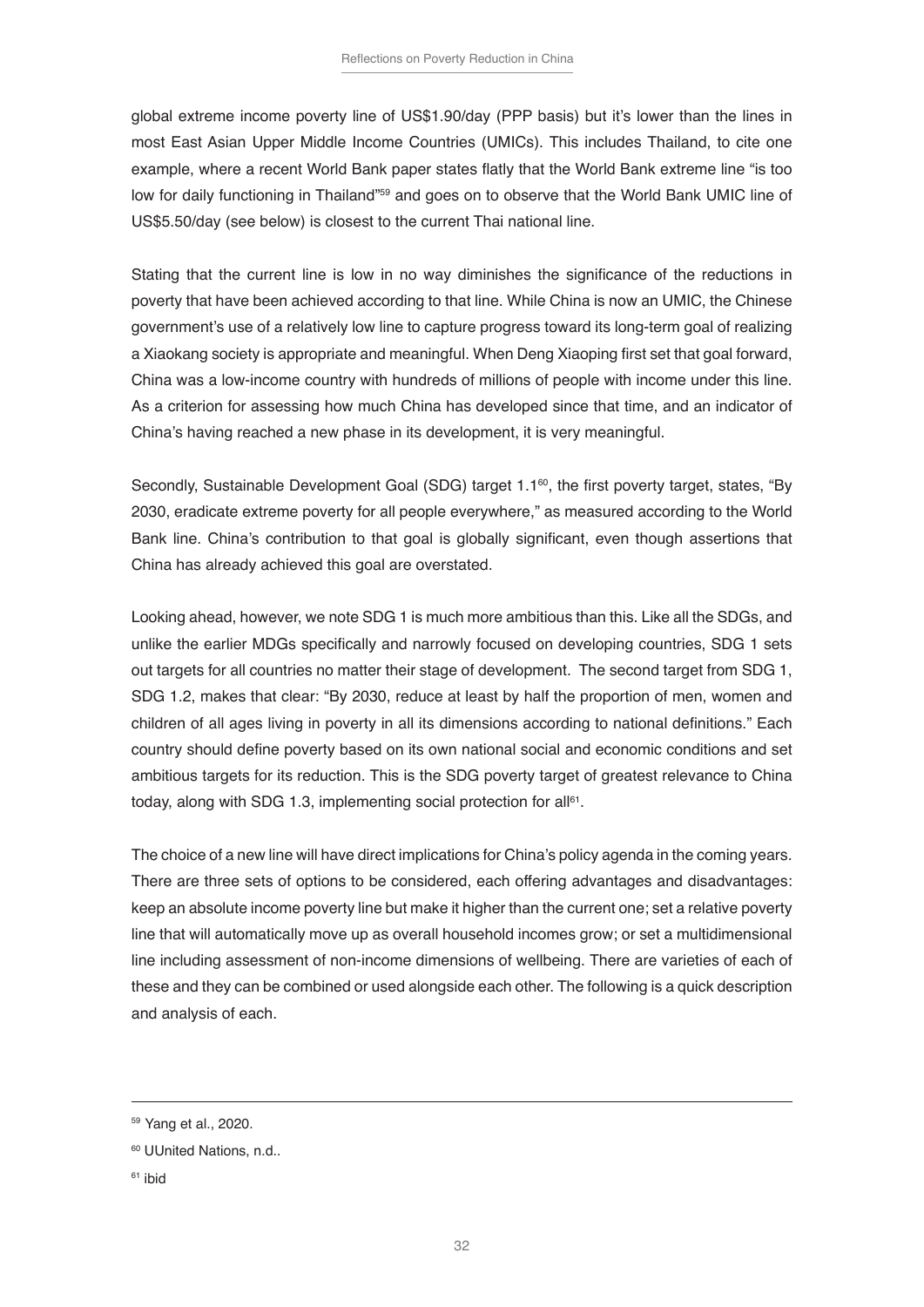global extreme income poverty line of US$1.90/day (PPP basis) but it's lower than the lines in most East Asian Upper Middle Income Countries (UMICs). This includes Thailand, to cite one example, where a recent World Bank paper states flatly that the World Bank extreme line "is too low for daily functioning in Thailand"[59] and goes on to observe that the World Bank UMIC line of US$5.50/day (see below) is closest to the current Thai national line.

Stating that the current line is low in no way diminishes the significance of the reductions in poverty that have been achieved according to that line. While China is now an UMIC, the Chinese government's use of a relatively low line to capture progress toward its long-term goal of realizing a Xiaokang society is appropriate and meaningful. When Deng Xiaoping first set that goal forward, China was a low-income country with hundreds of millions of people with income under this line. As a criterion for assessing how much China has developed since that time, and an indicator of China's having reached a new phase in its development, it is very meaningful.

Secondly, Sustainable Development Goal (SDG) target 1.1[60], the first poverty target, states, "By 2030, eradicate extreme poverty for all people everywhere," as measured according to the World Bank line. China's contribution to that goal is globally significant, even though assertions that China has already achieved this goal are overstated.

Looking ahead, however, we note SDG 1 is much more ambitious than this. Like all the SDGs, and unlike the earlier MDGs specifically and narrowly focused on developing countries, SDG 1 sets out targets for all countries no matter their stage of development. The second target from SDG 1, SDG 1.2, makes that clear: "By 2030, reduce at least by half the proportion of men, women and children of all ages living in poverty in all its dimensions according to national definitions." Each country should define poverty based on its own national social and economic conditions and set ambitious targets for its reduction. This is the SDG poverty target of greatest relevance to China today, along with SDG 1.3, implementing social protection for all[61].

The choice of a new line will have direct implications for China's policy agenda in the coming years. There are three sets of options to be considered, each offering advantages and disadvantages: keep an absolute income poverty line but make it higher than the current one; set a relative poverty line that will automatically move up as overall household incomes grow; or set a multidimensional line including assessment of non-income dimensions of wellbeing. There are varieties of each of these and they can be combined or used alongside each other. The following is a quick description and analysis of each.

---

[59] Yang et al., 2020.

[60] UUnited Nations, n.d..

[61] ibid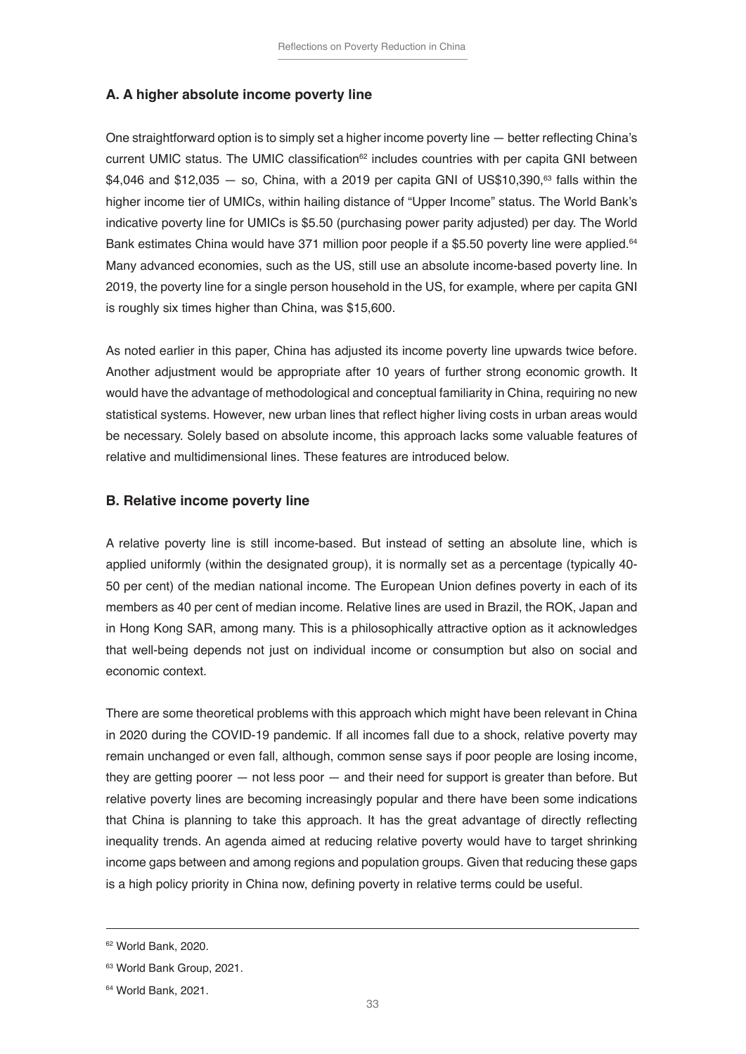### A. A higher absolute income poverty line

One straightforward option is to simply set a higher income poverty line — better reflecting China's current UMIC status. The UMIC classification[62] includes countries with per capita GNI between $4,046 and $12,035 — so, China, with a 2019 per capita GNI of US$10,390,[63] falls within the higher income tier of UMICs, within hailing distance of "Upper Income" status. The World Bank's indicative poverty line for UMICs is $5.50 (purchasing power parity adjusted) per day. The World Bank estimates China would have 371 million poor people if a $5.50 poverty line were applied.[64] Many advanced economies, such as the US, still use an absolute income-based poverty line. In 2019, the poverty line for a single person household in the US, for example, where per capita GNI is roughly six times higher than China, was $15,600.

As noted earlier in this paper, China has adjusted its income poverty line upwards twice before. Another adjustment would be appropriate after 10 years of further strong economic growth. It would have the advantage of methodological and conceptual familiarity in China, requiring no new statistical systems. However, new urban lines that reflect higher living costs in urban areas would be necessary. Solely based on absolute income, this approach lacks some valuable features of relative and multidimensional lines. These features are introduced below.

### B. Relative income poverty line

A relative poverty line is still income-based. But instead of setting an absolute line, which is applied uniformly (within the designated group), it is normally set as a percentage (typically 40-50 per cent) of the median national income. The European Union defines poverty in each of its members as 40 per cent of median income. Relative lines are used in Brazil, the ROK, Japan and in Hong Kong SAR, among many. This is a philosophically attractive option as it acknowledges that well-being depends not just on individual income or consumption but also on social and economic context.

There are some theoretical problems with this approach which might have been relevant in China in 2020 during the COVID-19 pandemic. If all incomes fall due to a shock, relative poverty may remain unchanged or even fall, although, common sense says if poor people are losing income, they are getting poorer — not less poor — and their need for support is greater than before. But relative poverty lines are becoming increasingly popular and there have been some indications that China is planning to take this approach. It has the great advantage of directly reflecting inequality trends. An agenda aimed at reducing relative poverty would have to target shrinking income gaps between and among regions and population groups. Given that reducing these gaps is a high policy priority in China now, defining poverty in relative terms could be useful.

---

[62] World Bank, 2020.

[63] World Bank Group, 2021.

[64] World Bank, 2021.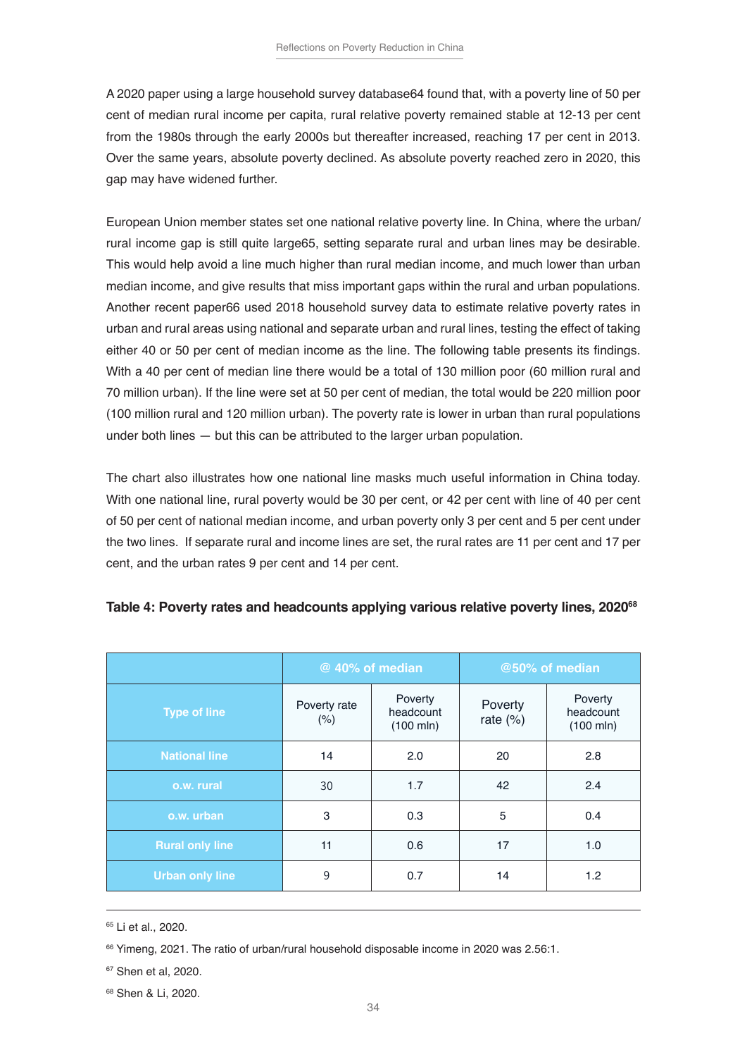A 2020 paper using a large household survey database64 found that, with a poverty line of 50 per cent of median rural income per capita, rural relative poverty remained stable at 12-13 per cent from the 1980s through the early 2000s but thereafter increased, reaching 17 per cent in 2013. Over the same years, absolute poverty declined. As absolute poverty reached zero in 2020, this gap may have widened further.

European Union member states set one national relative poverty line. In China, where the urban/rural income gap is still quite large65, setting separate rural and urban lines may be desirable. This would help avoid a line much higher than rural median income, and much lower than urban median income, and give results that miss important gaps within the rural and urban populations. Another recent paper66 used 2018 household survey data to estimate relative poverty rates in urban and rural areas using national and separate urban and rural lines, testing the effect of taking either 40 or 50 per cent of median income as the line. The following table presents its findings. With a 40 per cent of median line there would be a total of 130 million poor (60 million rural and 70 million urban). If the line were set at 50 per cent of median, the total would be 220 million poor (100 million rural and 120 million urban). The poverty rate is lower in urban than rural populations under both lines — but this can be attributed to the larger urban population.

The chart also illustrates how one national line masks much useful information in China today. With one national line, rural poverty would be 30 per cent, or 42 per cent with line of 40 per cent of 50 per cent of national median income, and urban poverty only 3 per cent and 5 per cent under the two lines.  If separate rural and income lines are set, the rural rates are 11 per cent and 17 per cent, and the urban rates 9 per cent and 14 per cent.

**Table 4: Poverty rates and headcounts applying various relative poverty lines, 2020[68]**

| | @ 40% of median | | @50% of median | |
|---|---|---|---|---|
| Type of line | Poverty rate (%) | Poverty headcount (100 mln) | Poverty rate (%) | Poverty headcount (100 mln) |
| National line | 14 | 2.0 | 20 | 2.8 |
| o.w. rural | 30 | 1.7 | 42 | 2.4 |
| o.w. urban | 3 | 0.3 | 5 | 0.4 |
| Rural only line | 11 | 0.6 | 17 | 1.0 |
| Urban only line | 9 | 0.7 | 14 | 1.2 |

[65] Li et al., 2020.

[66] Yimeng, 2021. The ratio of urban/rural household disposable income in 2020 was 2.56:1.

[67] Shen et al, 2020.

[68] Shen & Li, 2020.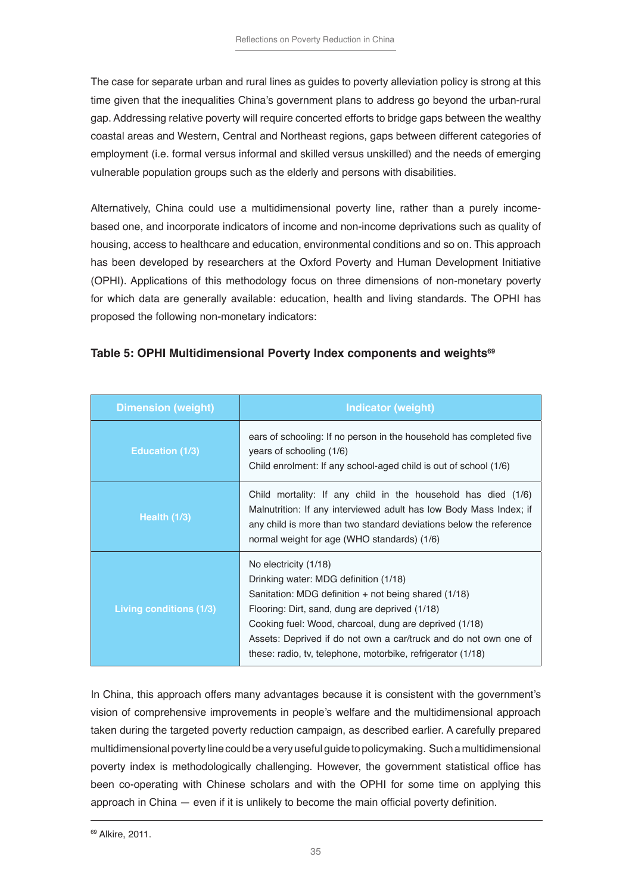The case for separate urban and rural lines as guides to poverty alleviation policy is strong at this time given that the inequalities China's government plans to address go beyond the urban-rural gap. Addressing relative poverty will require concerted efforts to bridge gaps between the wealthy coastal areas and Western, Central and Northeast regions, gaps between different categories of employment (i.e. formal versus informal and skilled versus unskilled) and the needs of emerging vulnerable population groups such as the elderly and persons with disabilities.

Alternatively, China could use a multidimensional poverty line, rather than a purely income-based one, and incorporate indicators of income and non-income deprivations such as quality of housing, access to healthcare and education, environmental conditions and so on. This approach has been developed by researchers at the Oxford Poverty and Human Development Initiative (OPHI). Applications of this methodology focus on three dimensions of non-monetary poverty for which data are generally available: education, health and living standards. The OPHI has proposed the following non-monetary indicators:

**Table 5: OPHI Multidimensional Poverty Index components and weights[69]**

| Dimension (weight) | Indicator (weight) |
|---|---|
| Education (1/3) | ears of schooling: If no person in the household has completed five years of schooling (1/6)<br>Child enrolment: If any school-aged child is out of school (1/6) |
| Health (1/3) | Child mortality: If any child in the household has died (1/6)<br>Malnutrition: If any interviewed adult has low Body Mass Index; if any child is more than two standard deviations below the reference normal weight for age (WHO standards) (1/6) |
| Living conditions (1/3) | No electricity (1/18)<br>Drinking water: MDG definition (1/18)<br>Sanitation: MDG definition + not being shared (1/18)<br>Flooring: Dirt, sand, dung are deprived (1/18)<br>Cooking fuel: Wood, charcoal, dung are deprived (1/18)<br>Assets: Deprived if do not own a car/truck and do not own one of these: radio, tv, telephone, motorbike, refrigerator (1/18) |

In China, this approach offers many advantages because it is consistent with the government's vision of comprehensive improvements in people's welfare and the multidimensional approach taken during the targeted poverty reduction campaign, as described earlier. A carefully prepared multidimensional poverty line could be a very useful guide to policymaking. Such a multidimensional poverty index is methodologically challenging. However, the government statistical office has been co-operating with Chinese scholars and with the OPHI for some time on applying this approach in China — even if it is unlikely to become the main official poverty definition.

---

[69] Alkire, 2011.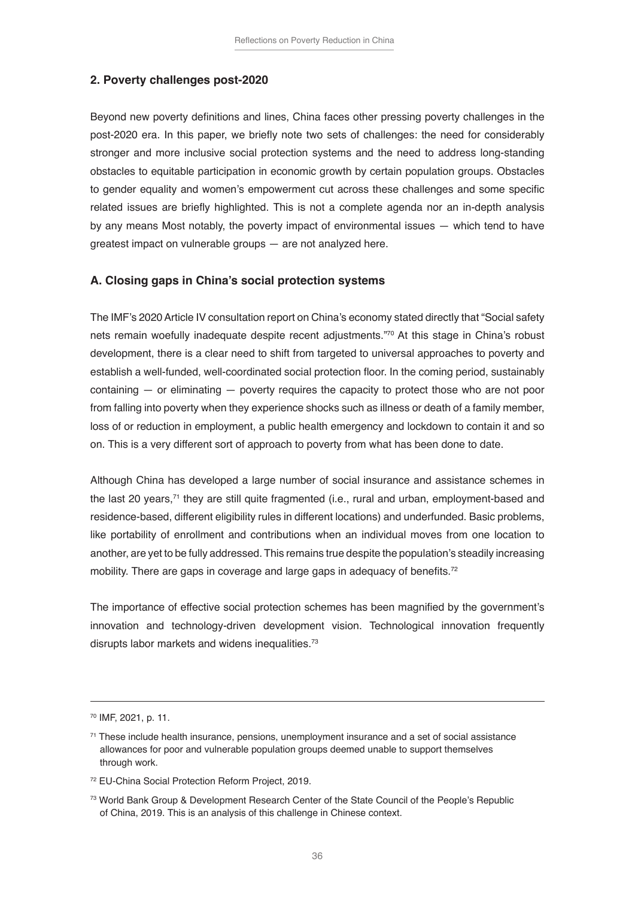## 2. Poverty challenges post-2020

Beyond new poverty definitions and lines, China faces other pressing poverty challenges in the post-2020 era. In this paper, we briefly note two sets of challenges: the need for considerably stronger and more inclusive social protection systems and the need to address long-standing obstacles to equitable participation in economic growth by certain population groups. Obstacles to gender equality and women's empowerment cut across these challenges and some specific related issues are briefly highlighted. This is not a complete agenda nor an in-depth analysis by any means Most notably, the poverty impact of environmental issues — which tend to have greatest impact on vulnerable groups — are not analyzed here.

### A. Closing gaps in China's social protection systems

The IMF's 2020 Article IV consultation report on China's economy stated directly that "Social safety nets remain woefully inadequate despite recent adjustments."[70] At this stage in China's robust development, there is a clear need to shift from targeted to universal approaches to poverty and establish a well-funded, well-coordinated social protection floor. In the coming period, sustainably containing — or eliminating — poverty requires the capacity to protect those who are not poor from falling into poverty when they experience shocks such as illness or death of a family member, loss of or reduction in employment, a public health emergency and lockdown to contain it and so on. This is a very different sort of approach to poverty from what has been done to date.

Although China has developed a large number of social insurance and assistance schemes in the last 20 years,[71] they are still quite fragmented (i.e., rural and urban, employment-based and residence-based, different eligibility rules in different locations) and underfunded. Basic problems, like portability of enrollment and contributions when an individual moves from one location to another, are yet to be fully addressed. This remains true despite the population's steadily increasing mobility. There are gaps in coverage and large gaps in adequacy of benefits.[72]

The importance of effective social protection schemes has been magnified by the government's innovation and technology-driven development vision. Technological innovation frequently disrupts labor markets and widens inequalities.[73]

---

[70] IMF, 2021, p. 11.

[71] These include health insurance, pensions, unemployment insurance and a set of social assistance allowances for poor and vulnerable population groups deemed unable to support themselves through work.

[72] EU-China Social Protection Reform Project, 2019.

[73] World Bank Group & Development Research Center of the State Council of the People's Republic of China, 2019. This is an analysis of this challenge in Chinese context.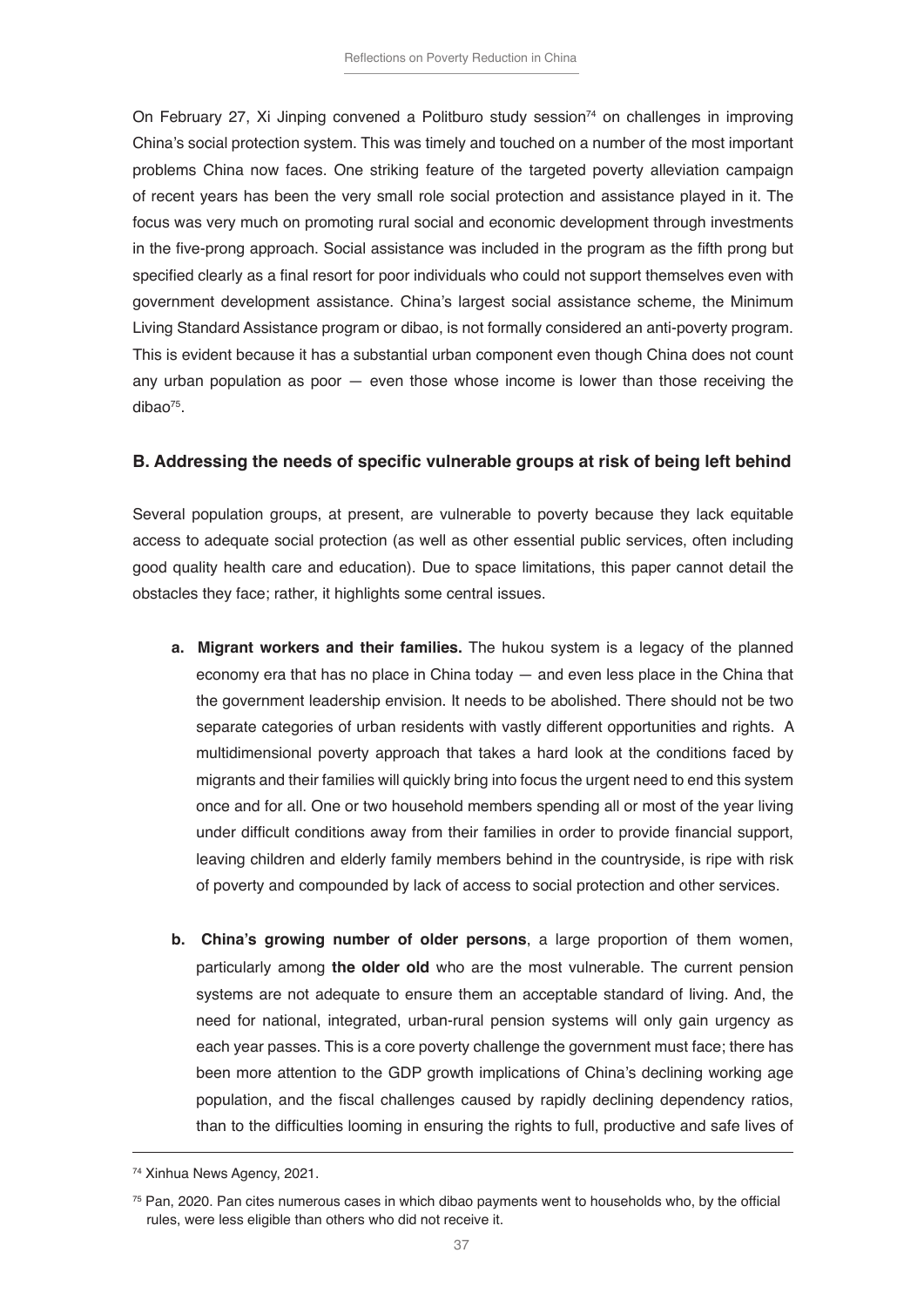On February 27, Xi Jinping convened a Politburo study session[74] on challenges in improving China's social protection system. This was timely and touched on a number of the most important problems China now faces. One striking feature of the targeted poverty alleviation campaign of recent years has been the very small role social protection and assistance played in it. The focus was very much on promoting rural social and economic development through investments in the five-prong approach. Social assistance was included in the program as the fifth prong but specified clearly as a final resort for poor individuals who could not support themselves even with government development assistance. China's largest social assistance scheme, the Minimum Living Standard Assistance program or dibao, is not formally considered an anti-poverty program. This is evident because it has a substantial urban component even though China does not count any urban population as poor — even those whose income is lower than those receiving the dibao[75].

### B. Addressing the needs of specific vulnerable groups at risk of being left behind

Several population groups, at present, are vulnerable to poverty because they lack equitable access to adequate social protection (as well as other essential public services, often including good quality health care and education). Due to space limitations, this paper cannot detail the obstacles they face; rather, it highlights some central issues.

a. **Migrant workers and their families.** The hukou system is a legacy of the planned economy era that has no place in China today — and even less place in the China that the government leadership envision. It needs to be abolished. There should not be two separate categories of urban residents with vastly different opportunities and rights. A multidimensional poverty approach that takes a hard look at the conditions faced by migrants and their families will quickly bring into focus the urgent need to end this system once and for all. One or two household members spending all or most of the year living under difficult conditions away from their families in order to provide financial support, leaving children and elderly family members behind in the countryside, is ripe with risk of poverty and compounded by lack of access to social protection and other services.

b. **China's growing number of older persons**, a large proportion of them women, particularly among **the older old** who are the most vulnerable. The current pension systems are not adequate to ensure them an acceptable standard of living. And, the need for national, integrated, urban-rural pension systems will only gain urgency as each year passes. This is a core poverty challenge the government must face; there has been more attention to the GDP growth implications of China's declining working age population, and the fiscal challenges caused by rapidly declining dependency ratios, than to the difficulties looming in ensuring the rights to full, productive and safe lives of

---

[74] Xinhua News Agency, 2021.

[75] Pan, 2020. Pan cites numerous cases in which dibao payments went to households who, by the official rules, were less eligible than others who did not receive it.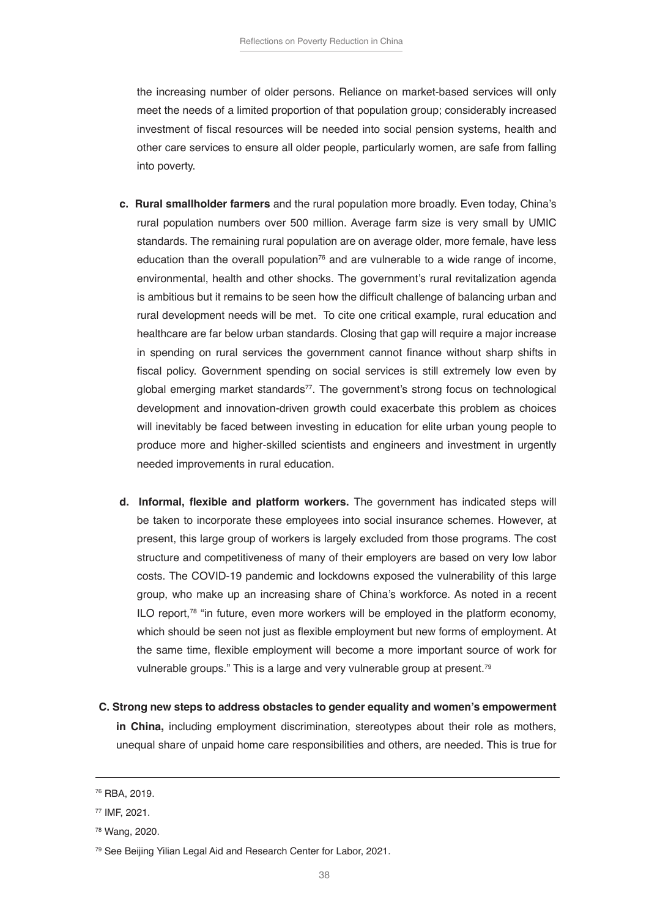the increasing number of older persons. Reliance on market-based services will only meet the needs of a limited proportion of that population group; considerably increased investment of fiscal resources will be needed into social pension systems, health and other care services to ensure all older people, particularly women, are safe from falling into poverty.

c. **Rural smallholder farmers** and the rural population more broadly. Even today, China's rural population numbers over 500 million. Average farm size is very small by UMIC standards. The remaining rural population are on average older, more female, have less education than the overall population[76] and are vulnerable to a wide range of income, environmental, health and other shocks. The government's rural revitalization agenda is ambitious but it remains to be seen how the difficult challenge of balancing urban and rural development needs will be met. To cite one critical example, rural education and healthcare are far below urban standards. Closing that gap will require a major increase in spending on rural services the government cannot finance without sharp shifts in fiscal policy. Government spending on social services is still extremely low even by global emerging market standards[77]. The government's strong focus on technological development and innovation-driven growth could exacerbate this problem as choices will inevitably be faced between investing in education for elite urban young people to produce more and higher-skilled scientists and engineers and investment in urgently needed improvements in rural education.

d. **Informal, flexible and platform workers.** The government has indicated steps will be taken to incorporate these employees into social insurance schemes. However, at present, this large group of workers is largely excluded from those programs. The cost structure and competitiveness of many of their employers are based on very low labor costs. The COVID-19 pandemic and lockdowns exposed the vulnerability of this large group, who make up an increasing share of China's workforce. As noted in a recent ILO report,[78] "in future, even more workers will be employed in the platform economy, which should be seen not just as flexible employment but new forms of employment. At the same time, flexible employment will become a more important source of work for vulnerable groups." This is a large and very vulnerable group at present.[79]

**C. Strong new steps to address obstacles to gender equality and women's empowerment in China,** including employment discrimination, stereotypes about their role as mothers, unequal share of unpaid home care responsibilities and others, are needed. This is true for

---

[76] RBA, 2019.

[77] IMF, 2021.

[78] Wang, 2020.

[79] See Beijing Yilian Legal Aid and Research Center for Labor, 2021.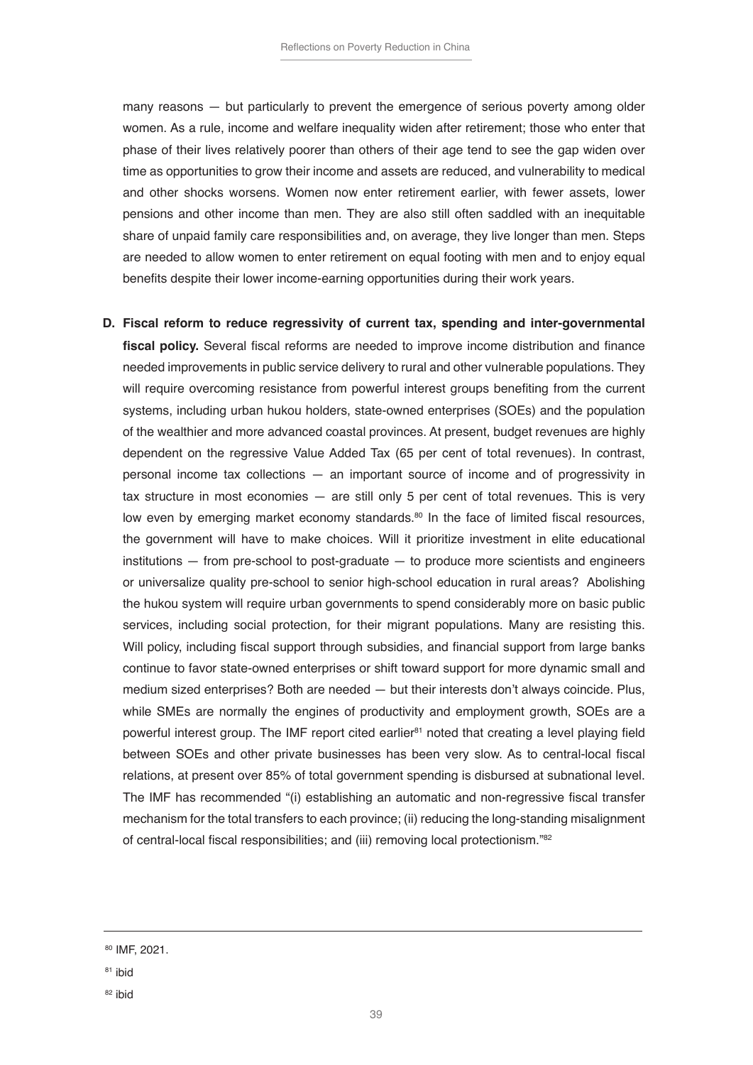many reasons — but particularly to prevent the emergence of serious poverty among older women. As a rule, income and welfare inequality widen after retirement; those who enter that phase of their lives relatively poorer than others of their age tend to see the gap widen over time as opportunities to grow their income and assets are reduced, and vulnerability to medical and other shocks worsens. Women now enter retirement earlier, with fewer assets, lower pensions and other income than men. They are also still often saddled with an inequitable share of unpaid family care responsibilities and, on average, they live longer than men. Steps are needed to allow women to enter retirement on equal footing with men and to enjoy equal benefits despite their lower income-earning opportunities during their work years.

D. **Fiscal reform to reduce regressivity of current tax, spending and inter-governmental fiscal policy.** Several fiscal reforms are needed to improve income distribution and finance needed improvements in public service delivery to rural and other vulnerable populations. They will require overcoming resistance from powerful interest groups benefiting from the current systems, including urban hukou holders, state-owned enterprises (SOEs) and the population of the wealthier and more advanced coastal provinces. At present, budget revenues are highly dependent on the regressive Value Added Tax (65 per cent of total revenues). In contrast, personal income tax collections — an important source of income and of progressivity in tax structure in most economies — are still only 5 per cent of total revenues. This is very low even by emerging market economy standards.[80] In the face of limited fiscal resources, the government will have to make choices. Will it prioritize investment in elite educational institutions — from pre-school to post-graduate — to produce more scientists and engineers or universalize quality pre-school to senior high-school education in rural areas? Abolishing the hukou system will require urban governments to spend considerably more on basic public services, including social protection, for their migrant populations. Many are resisting this. Will policy, including fiscal support through subsidies, and financial support from large banks continue to favor state-owned enterprises or shift toward support for more dynamic small and medium sized enterprises? Both are needed — but their interests don't always coincide. Plus, while SMEs are normally the engines of productivity and employment growth, SOEs are a powerful interest group. The IMF report cited earlier[81] noted that creating a level playing field between SOEs and other private businesses has been very slow. As to central-local fiscal relations, at present over 85% of total government spending is disbursed at subnational level. The IMF has recommended "(i) establishing an automatic and non-regressive fiscal transfer mechanism for the total transfers to each province; (ii) reducing the long-standing misalignment of central-local fiscal responsibilities; and (iii) removing local protectionism."[82]

---

[80] IMF, 2021.

[81] ibid

[82] ibid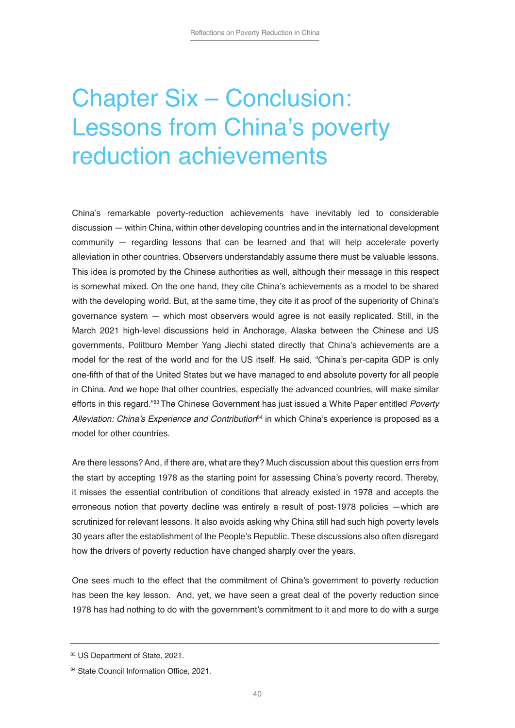# Chapter Six – Conclusion: Lessons from China's poverty reduction achievements

China's remarkable poverty-reduction achievements have inevitably led to considerable discussion — within China, within other developing countries and in the international development community — regarding lessons that can be learned and that will help accelerate poverty alleviation in other countries. Observers understandably assume there must be valuable lessons. This idea is promoted by the Chinese authorities as well, although their message in this respect is somewhat mixed. On the one hand, they cite China's achievements as a model to be shared with the developing world. But, at the same time, they cite it as proof of the superiority of China's governance system — which most observers would agree is not easily replicated. Still, in the March 2021 high-level discussions held in Anchorage, Alaska between the Chinese and US governments, Politburo Member Yang Jiechi stated directly that China's achievements are a model for the rest of the world and for the US itself. He said, "China's per-capita GDP is only one-fifth of that of the United States but we have managed to end absolute poverty for all people in China. And we hope that other countries, especially the advanced countries, will make similar efforts in this regard."[83] The Chinese Government has just issued a White Paper entitled *Poverty Alleviation: China's Experience and Contribution*[84] in which China's experience is proposed as a model for other countries.

Are there lessons? And, if there are, what are they? Much discussion about this question errs from the start by accepting 1978 as the starting point for assessing China's poverty record. Thereby, it misses the essential contribution of conditions that already existed in 1978 and accepts the erroneous notion that poverty decline was entirely a result of post-1978 policies —which are scrutinized for relevant lessons. It also avoids asking why China still had such high poverty levels 30 years after the establishment of the People's Republic. These discussions also often disregard how the drivers of poverty reduction have changed sharply over the years.

One sees much to the effect that the commitment of China's government to poverty reduction has been the key lesson. And, yet, we have seen a great deal of the poverty reduction since 1978 has had nothing to do with the government's commitment to it and more to do with a surge

---

[83] US Department of State, 2021.

[84] State Council Information Office, 2021.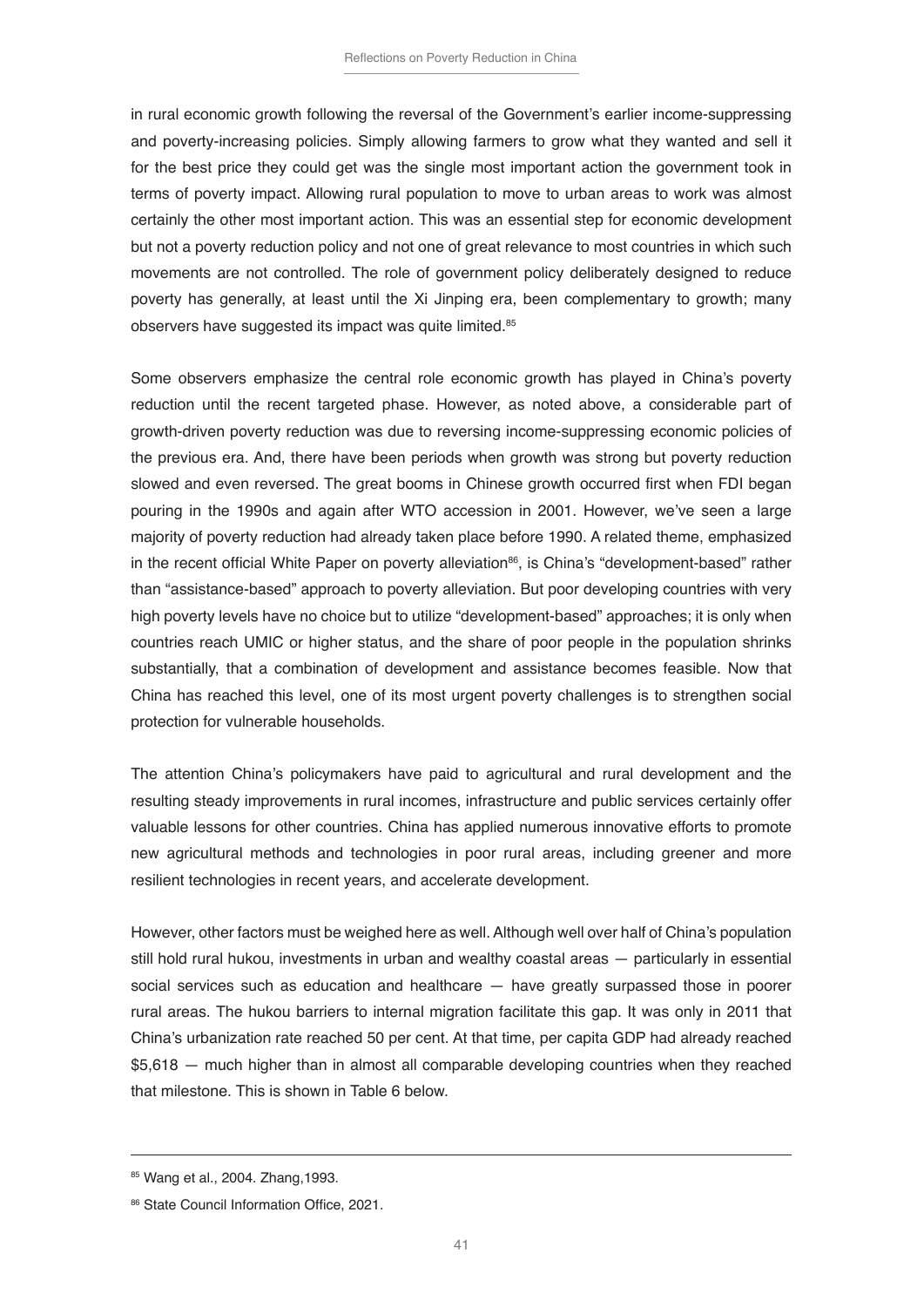in rural economic growth following the reversal of the Government's earlier income-suppressing and poverty-increasing policies. Simply allowing farmers to grow what they wanted and sell it for the best price they could get was the single most important action the government took in terms of poverty impact. Allowing rural population to move to urban areas to work was almost certainly the other most important action. This was an essential step for economic development but not a poverty reduction policy and not one of great relevance to most countries in which such movements are not controlled. The role of government policy deliberately designed to reduce poverty has generally, at least until the Xi Jinping era, been complementary to growth; many observers have suggested its impact was quite limited.[85]

Some observers emphasize the central role economic growth has played in China's poverty reduction until the recent targeted phase. However, as noted above, a considerable part of growth-driven poverty reduction was due to reversing income-suppressing economic policies of the previous era. And, there have been periods when growth was strong but poverty reduction slowed and even reversed. The great booms in Chinese growth occurred first when FDI began pouring in the 1990s and again after WTO accession in 2001. However, we've seen a large majority of poverty reduction had already taken place before 1990. A related theme, emphasized in the recent official White Paper on poverty alleviation[86], is China's "development-based" rather than "assistance-based" approach to poverty alleviation. But poor developing countries with very high poverty levels have no choice but to utilize "development-based" approaches; it is only when countries reach UMIC or higher status, and the share of poor people in the population shrinks substantially, that a combination of development and assistance becomes feasible. Now that China has reached this level, one of its most urgent poverty challenges is to strengthen social protection for vulnerable households.

The attention China's policymakers have paid to agricultural and rural development and the resulting steady improvements in rural incomes, infrastructure and public services certainly offer valuable lessons for other countries. China has applied numerous innovative efforts to promote new agricultural methods and technologies in poor rural areas, including greener and more resilient technologies in recent years, and accelerate development.

However, other factors must be weighed here as well. Although well over half of China's population still hold rural hukou, investments in urban and wealthy coastal areas — particularly in essential social services such as education and healthcare — have greatly surpassed those in poorer rural areas. The hukou barriers to internal migration facilitate this gap. It was only in 2011 that China's urbanization rate reached 50 per cent. At that time, per capita GDP had already reached $5,618 — much higher than in almost all comparable developing countries when they reached that milestone. This is shown in Table 6 below.

---

[85] Wang et al., 2004. Zhang,1993.

[86] State Council Information Office, 2021.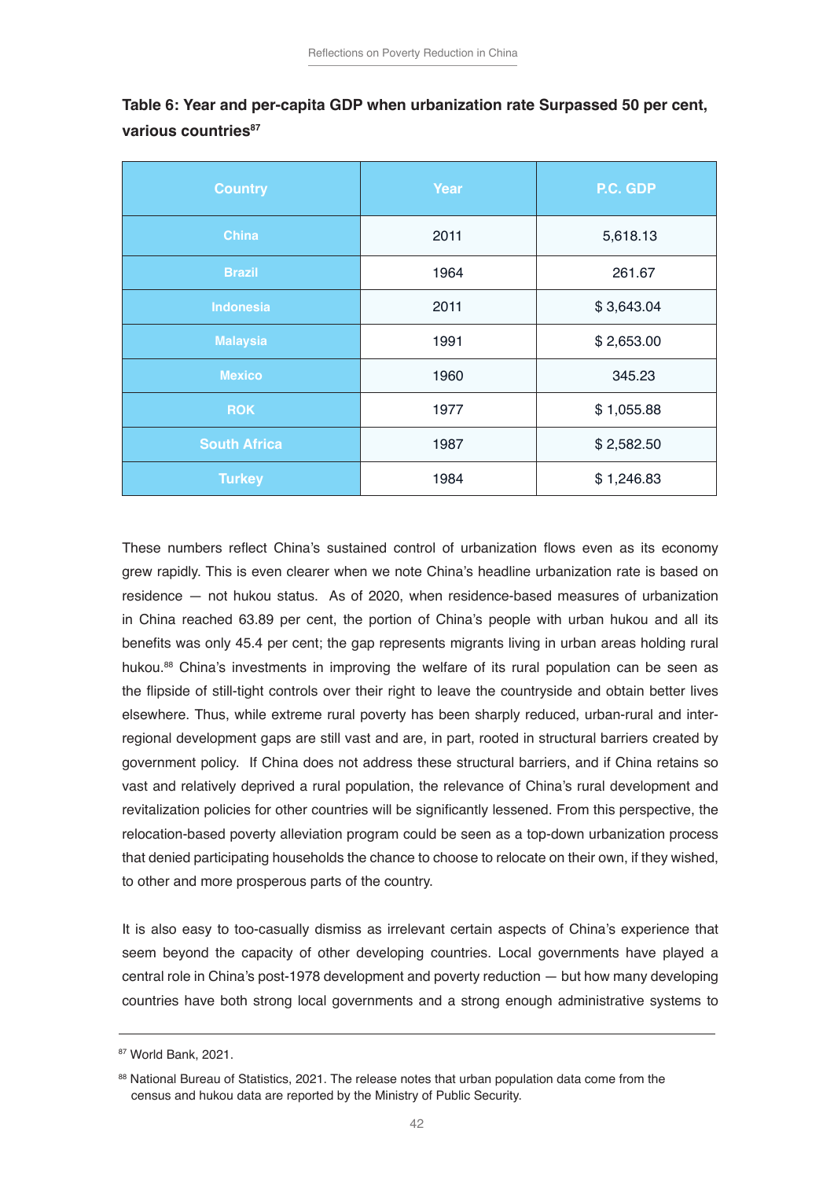**Table 6: Year and per-capita GDP when urbanization rate Surpassed 50 per cent, various countries[87]**

| Country | Year | P.C. GDP |
|---|---|---|
| China | 2011 | 5,618.13 |
| Brazil | 1964 | 261.67 |
| Indonesia | 2011 | $ 3,643.04 |
| Malaysia | 1991 | $ 2,653.00 |
| Mexico | 1960 | 345.23 |
| ROK | 1977 | $ 1,055.88 |
| South Africa | 1987 | $ 2,582.50 |
| Turkey | 1984 | $ 1,246.83 |

These numbers reflect China's sustained control of urbanization flows even as its economy grew rapidly. This is even clearer when we note China's headline urbanization rate is based on residence — not hukou status. As of 2020, when residence-based measures of urbanization in China reached 63.89 per cent, the portion of China's people with urban hukou and all its benefits was only 45.4 per cent; the gap represents migrants living in urban areas holding rural hukou.[88] China's investments in improving the welfare of its rural population can be seen as the flipside of still-tight controls over their right to leave the countryside and obtain better lives elsewhere. Thus, while extreme rural poverty has been sharply reduced, urban-rural and inter-regional development gaps are still vast and are, in part, rooted in structural barriers created by government policy. If China does not address these structural barriers, and if China retains so vast and relatively deprived a rural population, the relevance of China's rural development and revitalization policies for other countries will be significantly lessened. From this perspective, the relocation-based poverty alleviation program could be seen as a top-down urbanization process that denied participating households the chance to choose to relocate on their own, if they wished, to other and more prosperous parts of the country.

It is also easy to too-casually dismiss as irrelevant certain aspects of China's experience that seem beyond the capacity of other developing countries. Local governments have played a central role in China's post-1978 development and poverty reduction — but how many developing countries have both strong local governments and a strong enough administrative systems to

---

[87] World Bank, 2021.

[88] National Bureau of Statistics, 2021. The release notes that urban population data come from the census and hukou data are reported by the Ministry of Public Security.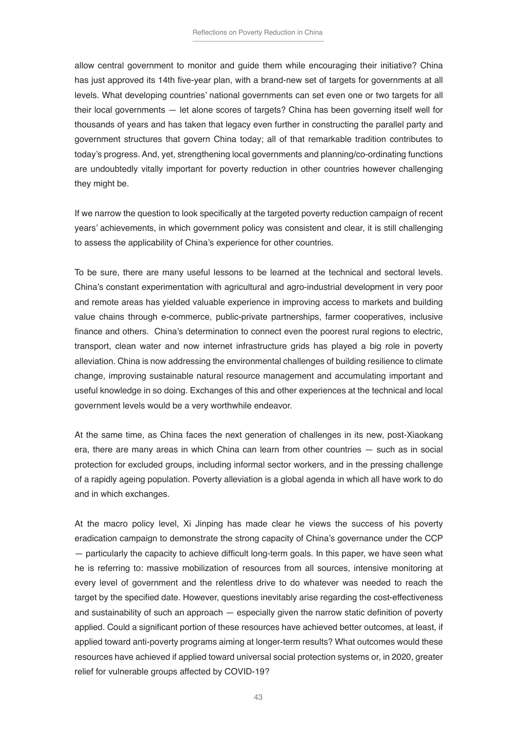allow central government to monitor and guide them while encouraging their initiative? China has just approved its 14th five-year plan, with a brand-new set of targets for governments at all levels. What developing countries' national governments can set even one or two targets for all their local governments — let alone scores of targets? China has been governing itself well for thousands of years and has taken that legacy even further in constructing the parallel party and government structures that govern China today; all of that remarkable tradition contributes to today's progress. And, yet, strengthening local governments and planning/co-ordinating functions are undoubtedly vitally important for poverty reduction in other countries however challenging they might be.

If we narrow the question to look specifically at the targeted poverty reduction campaign of recent years' achievements, in which government policy was consistent and clear, it is still challenging to assess the applicability of China's experience for other countries.

To be sure, there are many useful lessons to be learned at the technical and sectoral levels. China's constant experimentation with agricultural and agro-industrial development in very poor and remote areas has yielded valuable experience in improving access to markets and building value chains through e-commerce, public-private partnerships, farmer cooperatives, inclusive finance and others. China's determination to connect even the poorest rural regions to electric, transport, clean water and now internet infrastructure grids has played a big role in poverty alleviation. China is now addressing the environmental challenges of building resilience to climate change, improving sustainable natural resource management and accumulating important and useful knowledge in so doing. Exchanges of this and other experiences at the technical and local government levels would be a very worthwhile endeavor.

At the same time, as China faces the next generation of challenges in its new, post-Xiaokang era, there are many areas in which China can learn from other countries — such as in social protection for excluded groups, including informal sector workers, and in the pressing challenge of a rapidly ageing population. Poverty alleviation is a global agenda in which all have work to do and in which exchanges.

At the macro policy level, Xi Jinping has made clear he views the success of his poverty eradication campaign to demonstrate the strong capacity of China's governance under the CCP — particularly the capacity to achieve difficult long-term goals. In this paper, we have seen what he is referring to: massive mobilization of resources from all sources, intensive monitoring at every level of government and the relentless drive to do whatever was needed to reach the target by the specified date. However, questions inevitably arise regarding the cost-effectiveness and sustainability of such an approach — especially given the narrow static definition of poverty applied. Could a significant portion of these resources have achieved better outcomes, at least, if applied toward anti-poverty programs aiming at longer-term results? What outcomes would these resources have achieved if applied toward universal social protection systems or, in 2020, greater relief for vulnerable groups affected by COVID-19?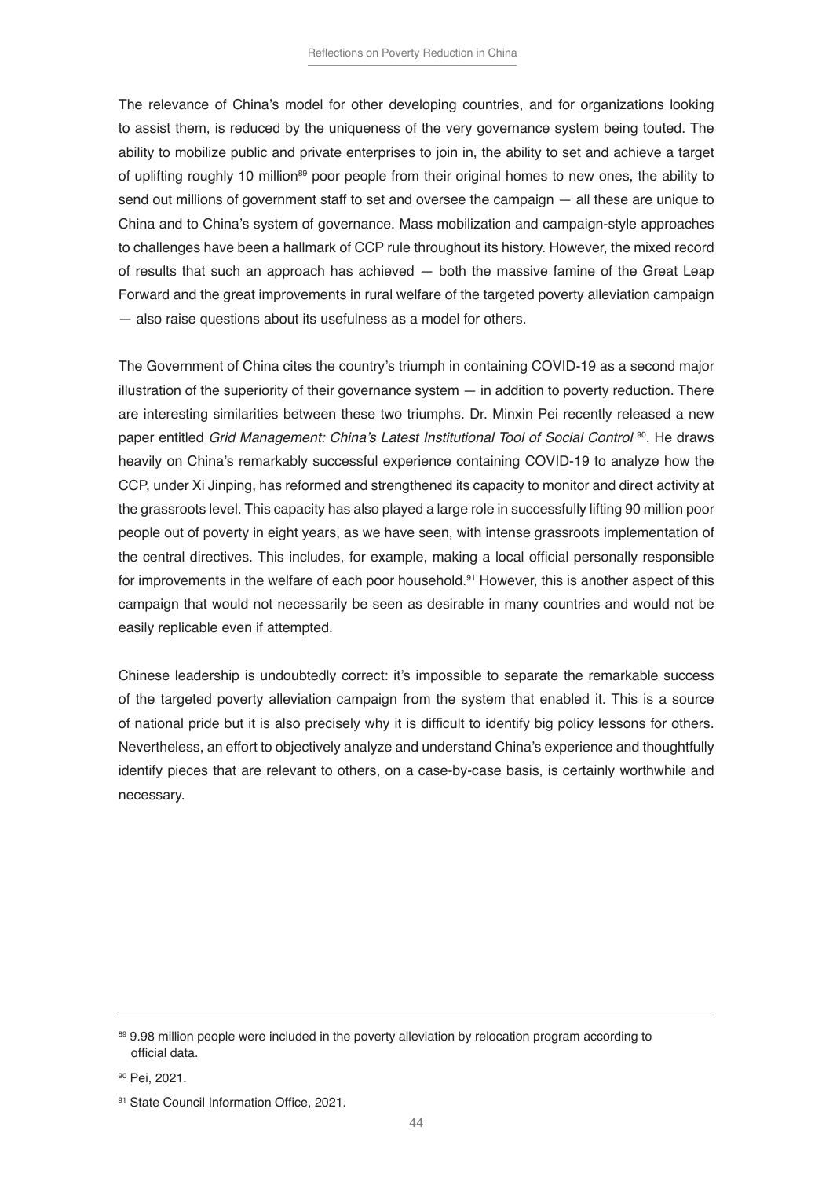The relevance of China's model for other developing countries, and for organizations looking to assist them, is reduced by the uniqueness of the very governance system being touted. The ability to mobilize public and private enterprises to join in, the ability to set and achieve a target of uplifting roughly 10 million[89] poor people from their original homes to new ones, the ability to send out millions of government staff to set and oversee the campaign — all these are unique to China and to China's system of governance. Mass mobilization and campaign-style approaches to challenges have been a hallmark of CCP rule throughout its history. However, the mixed record of results that such an approach has achieved — both the massive famine of the Great Leap Forward and the great improvements in rural welfare of the targeted poverty alleviation campaign — also raise questions about its usefulness as a model for others.

The Government of China cites the country's triumph in containing COVID-19 as a second major illustration of the superiority of their governance system — in addition to poverty reduction. There are interesting similarities between these two triumphs. Dr. Minxin Pei recently released a new paper entitled *Grid Management: China's Latest Institutional Tool of Social Control*[90]. He draws heavily on China's remarkably successful experience containing COVID-19 to analyze how the CCP, under Xi Jinping, has reformed and strengthened its capacity to monitor and direct activity at the grassroots level. This capacity has also played a large role in successfully lifting 90 million poor people out of poverty in eight years, as we have seen, with intense grassroots implementation of the central directives. This includes, for example, making a local official personally responsible for improvements in the welfare of each poor household.[91] However, this is another aspect of this campaign that would not necessarily be seen as desirable in many countries and would not be easily replicable even if attempted.

Chinese leadership is undoubtedly correct: it's impossible to separate the remarkable success of the targeted poverty alleviation campaign from the system that enabled it. This is a source of national pride but it is also precisely why it is difficult to identify big policy lessons for others. Nevertheless, an effort to objectively analyze and understand China's experience and thoughtfully identify pieces that are relevant to others, on a case-by-case basis, is certainly worthwhile and necessary.

---

[89] 9.98 million people were included in the poverty alleviation by relocation program according to official data.

[90] Pei, 2021.

[91] State Council Information Office, 2021.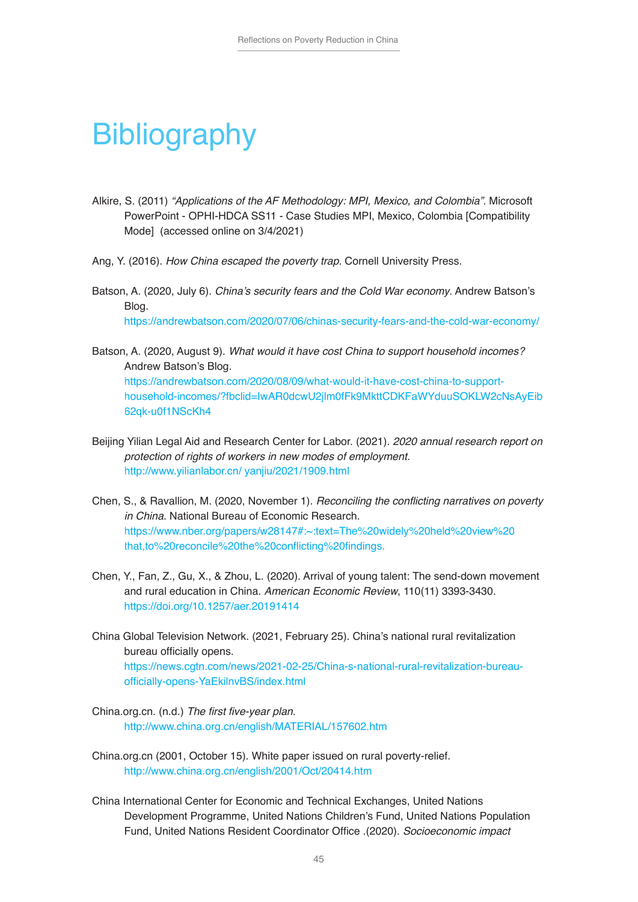# Bibliography

Alkire, S. (2011) *"Applications of the AF Methodology: MPI, Mexico, and Colombia"*. Microsoft PowerPoint - OPHI-HDCA SS11 - Case Studies MPI, Mexico, Colombia [Compatibility Mode] (accessed online on 3/4/2021)

Ang, Y. (2016). *How China escaped the poverty trap*. Cornell University Press.

Batson, A. (2020, July 6). *China's security fears and the Cold War economy*. Andrew Batson's Blog. https://andrewbatson.com/2020/07/06/chinas-security-fears-and-the-cold-war-economy/

Batson, A. (2020, August 9). *What would it have cost China to support household incomes?* Andrew Batson's Blog. https://andrewbatson.com/2020/08/09/what-would-it-have-cost-china-to-support-household-incomes/?fbclid=IwAR0dcwU2jlm0fFk9MkttCDKFaWYduuSOKLW2cNsAyEib62qk-u0f1NScKh4

Beijing Yilian Legal Aid and Research Center for Labor. (2021). *2020 annual research report on protection of rights of workers in new modes of employment*. http://www.yilianlabor.cn/ yanjiu/2021/1909.html

Chen, S., & Ravallion, M. (2020, November 1). *Reconciling the conflicting narratives on poverty in China*. National Bureau of Economic Research. https://www.nber.org/papers/w28147#:~:text=The%20widely%20held%20view%20that,to%20reconcile%20the%20conflicting%20findings.

Chen, Y., Fan, Z., Gu, X., & Zhou, L. (2020). Arrival of young talent: The send-down movement and rural education in China. *American Economic Review*, 110(11) 3393-3430. https://doi.org/10.1257/aer.20191414

China Global Television Network. (2021, February 25). China's national rural revitalization bureau officially opens. https://news.cgtn.com/news/2021-02-25/China-s-national-rural-revitalization-bureau-officially-opens-YaEkilnvBS/index.html

China.org.cn. (n.d.) *The first five-year plan*. http://www.china.org.cn/english/MATERIAL/157602.htm

China.org.cn (2001, October 15). White paper issued on rural poverty-relief. http://www.china.org.cn/english/2001/Oct/20414.htm

China International Center for Economic and Technical Exchanges, United Nations Development Programme, United Nations Children's Fund, United Nations Population Fund, United Nations Resident Coordinator Office .(2020). *Socioeconomic impact*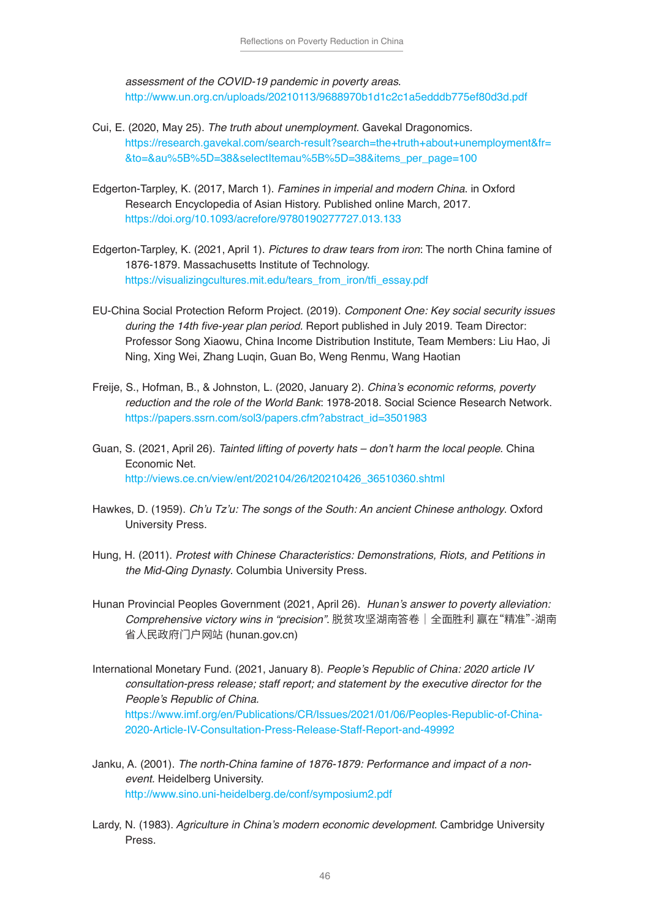*assessment of the COVID-19 pandemic in poverty areas*.
http://www.un.org.cn/uploads/20210113/9688970b1d1c2c1a5edddb775ef80d3d.pdf

Cui, E. (2020, May 25). *The truth about unemployment*. Gavekal Dragonomics.
https://research.gavekal.com/search-result?search=the+truth+about+unemployment&fr=&to=&au%5B%5D=38&selectItemau%5B%5D=38&items_per_page=100

Edgerton-Tarpley, K. (2017, March 1). *Famines in imperial and modern China*. in Oxford Research Encyclopedia of Asian History. Published online March, 2017.
https://doi.org/10.1093/acrefore/9780190277727.013.133

Edgerton-Tarpley, K. (2021, April 1). *Pictures to draw tears from iron*: The north China famine of 1876-1879. Massachusetts Institute of Technology.
https://visualizingcultures.mit.edu/tears_from_iron/tfi_essay.pdf

EU-China Social Protection Reform Project. (2019). *Component One: Key social security issues during the 14th five-year plan period.* Report published in July 2019. Team Director: Professor Song Xiaowu, China Income Distribution Institute, Team Members: Liu Hao, Ji Ning, Xing Wei, Zhang Luqin, Guan Bo, Weng Renmu, Wang Haotian

Freije, S., Hofman, B., & Johnston, L. (2020, January 2). *China's economic reforms, poverty reduction and the role of the World Bank*: 1978-2018. Social Science Research Network.
https://papers.ssrn.com/sol3/papers.cfm?abstract_id=3501983

Guan, S. (2021, April 26). *Tainted lifting of poverty hats – don't harm the local people*. China Economic Net.
http://views.ce.cn/view/ent/202104/26/t20210426_36510360.shtml

Hawkes, D. (1959). *Ch'u Tz'u: The songs of the South: An ancient Chinese anthology*. Oxford University Press.

Hung, H. (2011). *Protest with Chinese Characteristics: Demonstrations, Riots, and Petitions in the Mid-Qing Dynasty*. Columbia University Press.

Hunan Provincial Peoples Government (2021, April 26). *Hunan's answer to poverty alleviation: Comprehensive victory wins in "precision"*. 脱贫攻坚湖南答卷｜全面胜利 赢在"精准"-湖南省人民政府门户网站 (hunan.gov.cn)

International Monetary Fund. (2021, January 8). *People's Republic of China: 2020 article IV consultation-press release; staff report; and statement by the executive director for the People's Republic of China.*
https://www.imf.org/en/Publications/CR/Issues/2021/01/06/Peoples-Republic-of-China-2020-Article-IV-Consultation-Press-Release-Staff-Report-and-49992

Janku, A. (2001). *The north-China famine of 1876-1879: Performance and impact of a non-event*. Heidelberg University.
http://www.sino.uni-heidelberg.de/conf/symposium2.pdf

Lardy, N. (1983). *Agriculture in China's modern economic development*. Cambridge University Press.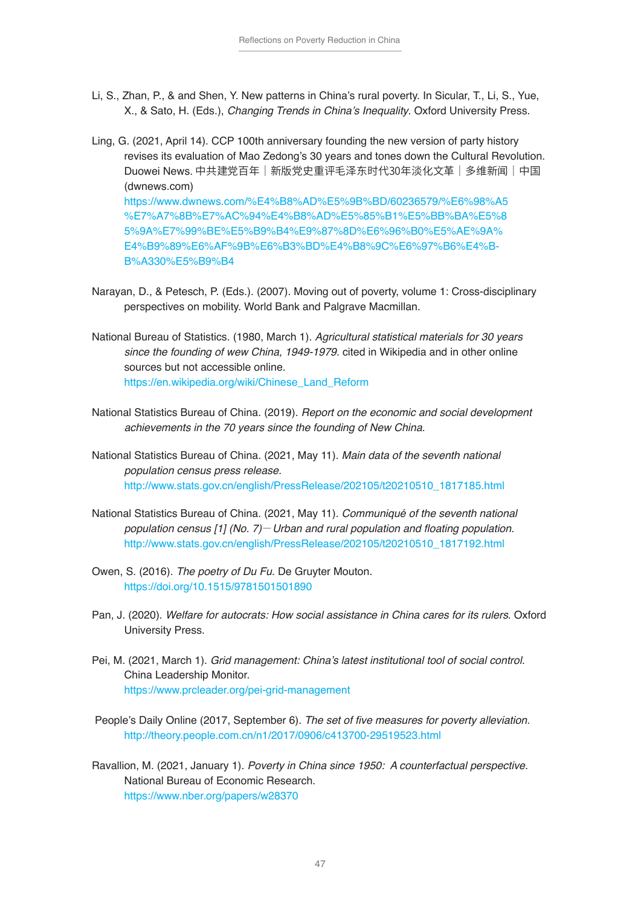Li, S., Zhan, P., & and Shen, Y. New patterns in China's rural poverty. In Sicular, T., Li, S., Yue, X., & Sato, H. (Eds.), *Changing Trends in China's Inequality*. Oxford University Press.

Ling, G. (2021, April 14). CCP 100th anniversary founding the new version of party history revises its evaluation of Mao Zedong's 30 years and tones down the Cultural Revolution. Duowei News. 中共建党百年｜新版党史重评毛泽东时代30年淡化文革｜多维新闻｜中国 (dwnews.com) https://www.dwnews.com/%E4%B8%AD%E5%9B%BD/60236579/%E6%98%A5%E7%A7%8B%E7%AC%94%E4%B8%AD%E5%85%B1%E5%BB%BA%E5%85%9A%E7%99%BE%E5%B9%B4%E9%87%8D%E6%96%B0%E5%AE%9A%E4%B9%89%E6%AF%9B%E6%B3%BD%E4%B8%9C%E6%97%B6%E4%BB%A330%E5%B9%B4

Narayan, D., & Petesch, P. (Eds.). (2007). Moving out of poverty, volume 1: Cross-disciplinary perspectives on mobility. World Bank and Palgrave Macmillan.

National Bureau of Statistics. (1980, March 1). *Agricultural statistical materials for 30 years since the founding of wew China, 1949-1979*. cited in Wikipedia and in other online sources but not accessible online. https://en.wikipedia.org/wiki/Chinese_Land_Reform

National Statistics Bureau of China. (2019). *Report on the economic and social development achievements in the 70 years since the founding of New China*.

National Statistics Bureau of China. (2021, May 11). *Main data of the seventh national population census press release.* http://www.stats.gov.cn/english/PressRelease/202105/t20210510_1817185.html

National Statistics Bureau of China. (2021, May 11). *Communiqué of the seventh national population census [1] (No. 7)*—*Urban and rural population and floating population.* http://www.stats.gov.cn/english/PressRelease/202105/t20210510_1817192.html

Owen, S. (2016). *The poetry of Du Fu*. De Gruyter Mouton. https://doi.org/10.1515/9781501501890

Pan, J. (2020). *Welfare for autocrats: How social assistance in China cares for its rulers*. Oxford University Press.

Pei, M. (2021, March 1). *Grid management: China's latest institutional tool of social control.* China Leadership Monitor. https://www.prcleader.org/pei-grid-management

People's Daily Online (2017, September 6). *The set of five measures for poverty alleviation*. http://theory.people.com.cn/n1/2017/0906/c413700-29519523.html

Ravallion, M. (2021, January 1). *Poverty in China since 1950: A counterfactual perspective.* National Bureau of Economic Research. https://www.nber.org/papers/w28370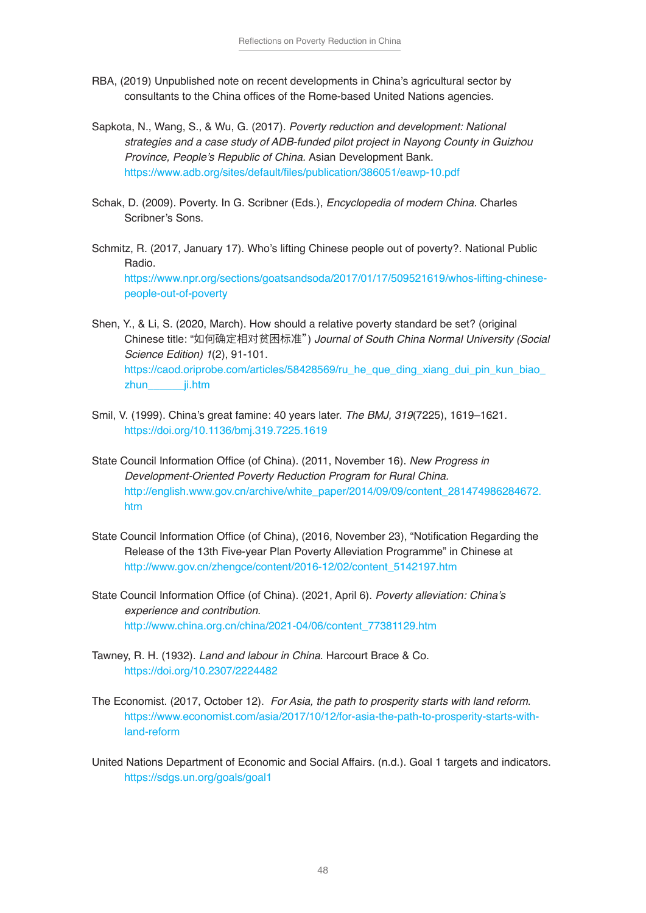RBA, (2019) Unpublished note on recent developments in China's agricultural sector by consultants to the China offices of the Rome-based United Nations agencies.

Sapkota, N., Wang, S., & Wu, G. (2017). *Poverty reduction and development: National strategies and a case study of ADB-funded pilot project in Nayong County in Guizhou Province, People's Republic of China.* Asian Development Bank. https://www.adb.org/sites/default/files/publication/386051/eawp-10.pdf

Schak, D. (2009). Poverty. In G. Scribner (Eds.), *Encyclopedia of modern China.* Charles Scribner's Sons.

Schmitz, R. (2017, January 17). Who's lifting Chinese people out of poverty?. National Public Radio. https://www.npr.org/sections/goatsandsoda/2017/01/17/509521619/whos-lifting-chinese-people-out-of-poverty

Shen, Y., & Li, S. (2020, March). How should a relative poverty standard be set? (original Chinese title: "如何确定相对贫困标准") *Journal of South China Normal University (Social Science Edition) 1*(2), 91-101. https://caod.oriprobe.com/articles/58428569/ru_he_que_ding_xiang_dui_pin_kun_biao_zhun______ji.htm

Smil, V. (1999). China's great famine: 40 years later. *The BMJ, 319*(7225), 1619–1621. https://doi.org/10.1136/bmj.319.7225.1619

State Council Information Office (of China). (2011, November 16). *New Progress in Development-Oriented Poverty Reduction Program for Rural China.* http://english.www.gov.cn/archive/white_paper/2014/09/09/content_281474986284672.htm

State Council Information Office (of China), (2016, November 23), "Notification Regarding the Release of the 13th Five-year Plan Poverty Alleviation Programme" in Chinese at http://www.gov.cn/zhengce/content/2016-12/02/content_5142197.htm

State Council Information Office (of China). (2021, April 6). *Poverty alleviation: China's experience and contribution.* http://www.china.org.cn/china/2021-04/06/content_77381129.htm

Tawney, R. H. (1932). *Land and labour in China*. Harcourt Brace & Co. https://doi.org/10.2307/2224482

The Economist. (2017, October 12). *For Asia, the path to prosperity starts with land reform*. https://www.economist.com/asia/2017/10/12/for-asia-the-path-to-prosperity-starts-with-land-reform

United Nations Department of Economic and Social Affairs. (n.d.). Goal 1 targets and indicators. https://sdgs.un.org/goals/goal1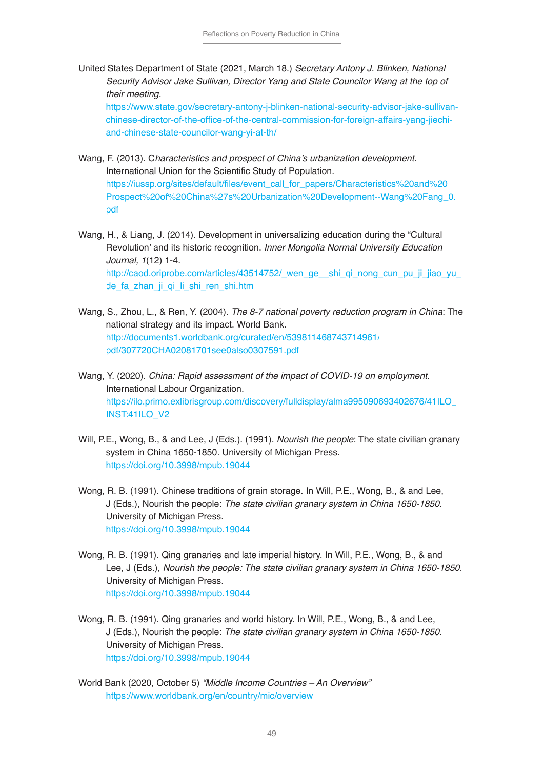United States Department of State (2021, March 18.) *Secretary Antony J. Blinken, National Security Advisor Jake Sullivan, Director Yang and State Councilor Wang at the top of their meeting*. https://www.state.gov/secretary-antony-j-blinken-national-security-advisor-jake-sullivan-chinese-director-of-the-office-of-the-central-commission-for-foreign-affairs-yang-jiechi-and-chinese-state-councilor-wang-yi-at-th/

Wang, F. (2013). C*haracteristics and prospect of China's urbanization development*. International Union for the Scientific Study of Population. https://iussp.org/sites/default/files/event_call_for_papers/Characteristics%20and%20Prospect%20of%20China%27s%20Urbanization%20Development--Wang%20Fang_0.pdf

Wang, H., & Liang, J. (2014). Development in universalizing education during the "Cultural Revolution' and its historic recognition. *Inner Mongolia Normal University Education Journal, 1*(12) 1-4. http://caod.oriprobe.com/articles/43514752/_wen_ge__shi_qi_nong_cun_pu_ji_jiao_yu_de_fa_zhan_ji_qi_li_shi_ren_shi.htm

Wang, S., Zhou, L., & Ren, Y. (2004). *The 8-7 national poverty reduction program in China*: The national strategy and its impact. World Bank. http://documents1.worldbank.org/curated/en/539811468743714961/pdf/307720CHA02081701see0also0307591.pdf

Wang, Y. (2020). *China: Rapid assessment of the impact of COVID-19 on employment*. International Labour Organization. https://ilo.primo.exlibrisgroup.com/discovery/fulldisplay/alma995090693402676/41ILO_INST:41ILO_V2

Will, P.E., Wong, B., & and Lee, J (Eds.). (1991). *Nourish the people*: The state civilian granary system in China 1650-1850. University of Michigan Press. https://doi.org/10.3998/mpub.19044

Wong, R. B. (1991). Chinese traditions of grain storage. In Will, P.E., Wong, B., & and Lee, J (Eds.), Nourish the people: *The state civilian granary system in China 1650-1850*. University of Michigan Press. https://doi.org/10.3998/mpub.19044

Wong, R. B. (1991). Qing granaries and late imperial history. In Will, P.E., Wong, B., & and Lee, J (Eds.), *Nourish the people: The state civilian granary system in China 1650-1850.* University of Michigan Press. https://doi.org/10.3998/mpub.19044

Wong, R. B. (1991). Qing granaries and world history. In Will, P.E., Wong, B., & and Lee, J (Eds.), Nourish the people: *The state civilian granary system in China 1650-1850*. University of Michigan Press. https://doi.org/10.3998/mpub.19044

World Bank (2020, October 5) *"Middle Income Countries – An Overview"* https://www.worldbank.org/en/country/mic/overview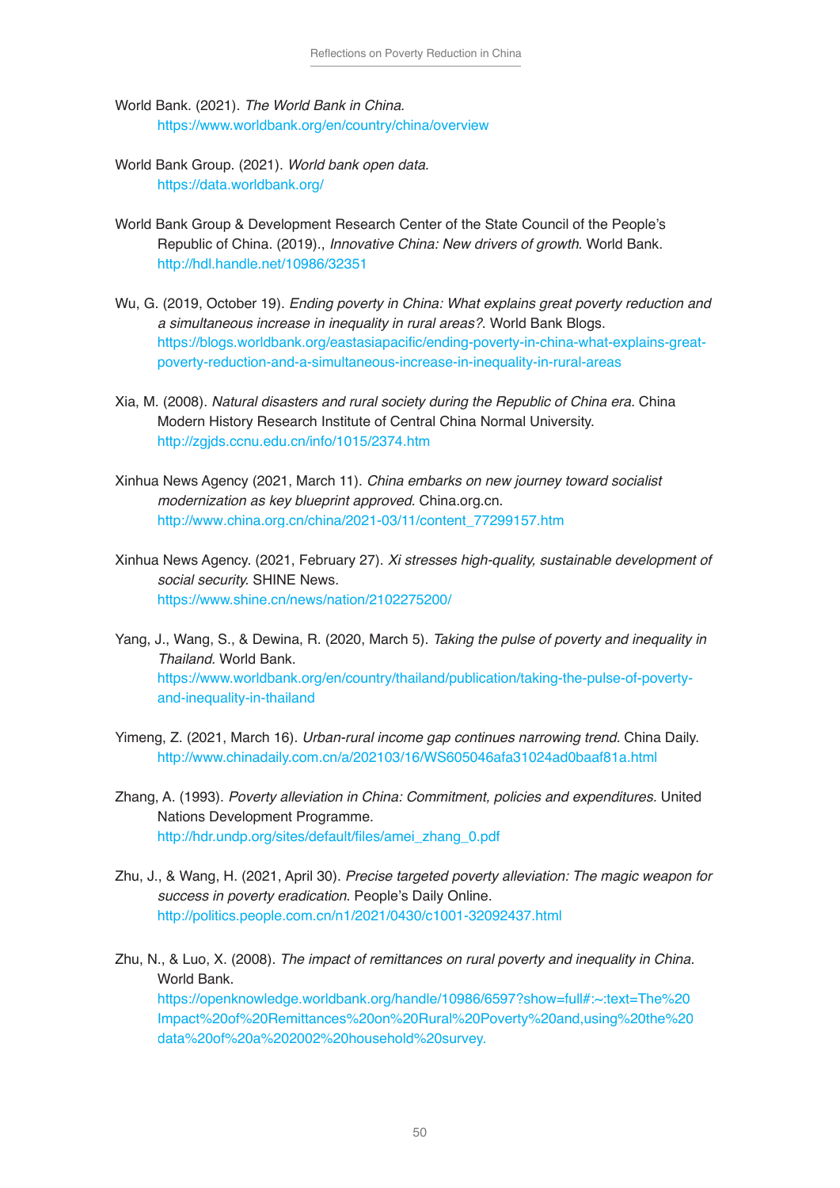World Bank. (2021). *The World Bank in China.* https://www.worldbank.org/en/country/china/overview

World Bank Group. (2021). *World bank open data.* https://data.worldbank.org/

World Bank Group & Development Research Center of the State Council of the People's Republic of China. (2019)., *Innovative China: New drivers of growth*. World Bank. http://hdl.handle.net/10986/32351

Wu, G. (2019, October 19). *Ending poverty in China: What explains great poverty reduction and a simultaneous increase in inequality in rural areas?*. World Bank Blogs. https://blogs.worldbank.org/eastasiapacific/ending-poverty-in-china-what-explains-great-poverty-reduction-and-a-simultaneous-increase-in-inequality-in-rural-areas

Xia, M. (2008). *Natural disasters and rural society during the Republic of China era.* China Modern History Research Institute of Central China Normal University. http://zgjds.ccnu.edu.cn/info/1015/2374.htm

Xinhua News Agency (2021, March 11). *China embarks on new journey toward socialist modernization as key blueprint approved*. China.org.cn. http://www.china.org.cn/china/2021-03/11/content_77299157.htm

Xinhua News Agency. (2021, February 27). *Xi stresses high-quality, sustainable development of social security.* SHINE News. https://www.shine.cn/news/nation/2102275200/

Yang, J., Wang, S., & Dewina, R. (2020, March 5). *Taking the pulse of poverty and inequality in Thailand.* World Bank. https://www.worldbank.org/en/country/thailand/publication/taking-the-pulse-of-poverty-and-inequality-in-thailand

Yimeng, Z. (2021, March 16). *Urban-rural income gap continues narrowing trend*. China Daily. http://www.chinadaily.com.cn/a/202103/16/WS605046afa31024ad0baaf81a.html

Zhang, A. (1993). *Poverty alleviation in China: Commitment, policies and expenditures.* United Nations Development Programme. http://hdr.undp.org/sites/default/files/amei_zhang_0.pdf

Zhu, J., & Wang, H. (2021, April 30). *Precise targeted poverty alleviation: The magic weapon for success in poverty eradication*. People's Daily Online. http://politics.people.com.cn/n1/2021/0430/c1001-32092437.html

Zhu, N., & Luo, X. (2008). *The impact of remittances on rural poverty and inequality in China.* World Bank. https://openknowledge.worldbank.org/handle/10986/6597?show=full#:~:text=The%20Impact%20of%20Remittances%20on%20Rural%20Poverty%20and,using%20the%20data%20of%20a%202002%20household%20survey.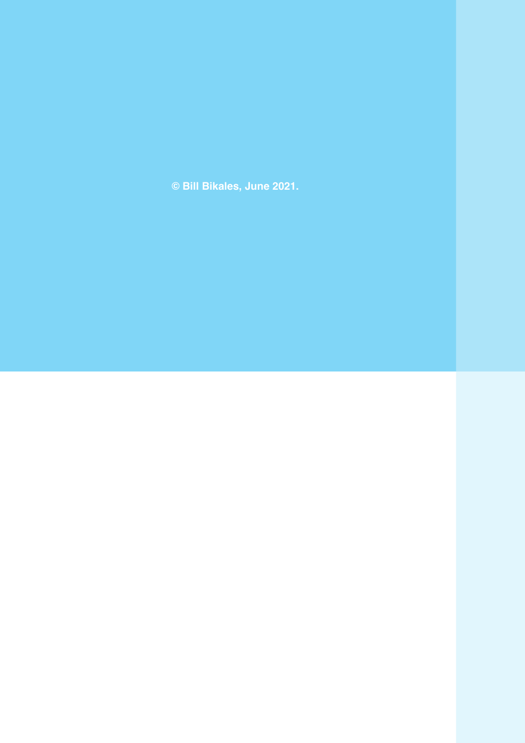**© Bill Bikales, June 2021.**